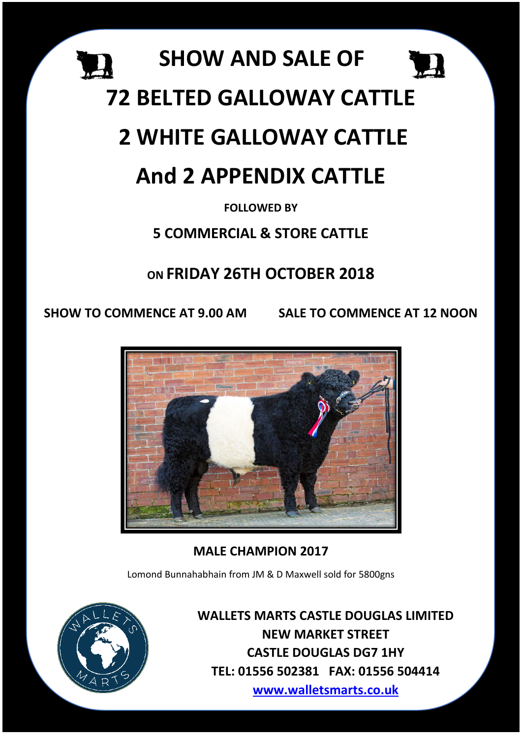# SHOW AND SALE OF

# 72 BELTED GALLOWAY CATTLE

# 2 WHITE GALLOWAY CATTLE

# And 2 APPENDIX CATTLE

**FOLLOWED BY**

## 5 COMMERCIAL & STORE CATTLE

## ON FRIDAY 26TH OCTOBER 2018

**SHOW TO COMMENCE AT 9.00 AM** **SALE TO COMMENCE AT 12 NOON**

**MALE CHAMPION 2017**

Lomond Bunnahabhain from JM & D Maxwell sold for 5800gns

**WALLETS MARTS CASTLE DOUGLAS LIMITED**
**NEW MARKET STREET**
**CASTLE DOUGLAS DG7 1HY**
**TEL: 01556 502381 FAX: 01556 504414**
**www.walletsmarts.co.uk**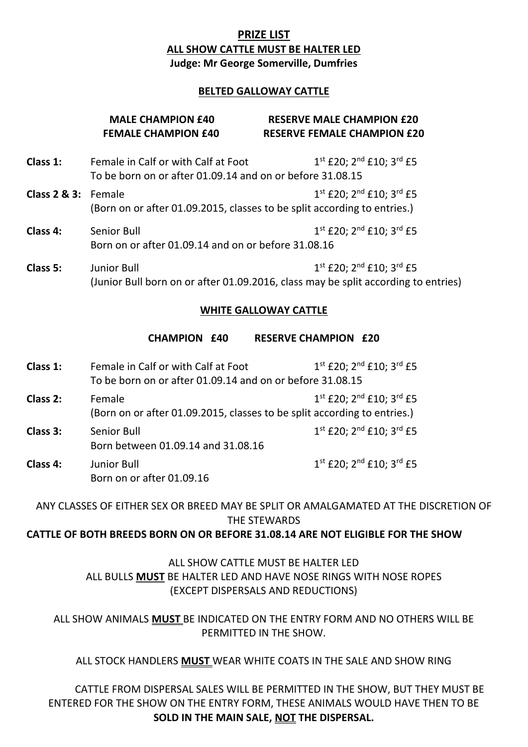# PRIZE LIST

**ALL SHOW CATTLE MUST BE HALTER LED**

**Judge: Mr George Somerville, Dumfries**

## BELTED GALLOWAY CATTLE

**MALE CHAMPION £40** **RESERVE MALE CHAMPION £20**

**FEMALE CHAMPION £40** **RESERVE FEMALE CHAMPION £20**

**Class 1:** Female in Calf or with Calf at Foot — 1st £20; 2nd £10; 3rd £5
To be born on or after 01.09.14 and on or before 31.08.15

**Class 2 & 3:** Female — 1st £20; 2nd £10; 3rd £5
(Born on or after 01.09.2015, classes to be split according to entries.)

**Class 4:** Senior Bull — 1st £20; 2nd £10; 3rd £5
Born on or after 01.09.14 and on or before 31.08.16

**Class 5:** Junior Bull — 1st £20; 2nd £10; 3rd £5
(Junior Bull born on or after 01.09.2016, class may be split according to entries)

## WHITE GALLOWAY CATTLE

**CHAMPION £40** **RESERVE CHAMPION £20**

**Class 1:** Female in Calf or with Calf at Foot — 1st £20; 2nd £10; 3rd £5
To be born on or after 01.09.14 and on or before 31.08.15

**Class 2:** Female — 1st £20; 2nd £10; 3rd £5
(Born on or after 01.09.2015, classes to be split according to entries.)

**Class 3:** Senior Bull — 1st £20; 2nd £10; 3rd £5
Born between 01.09.14 and 31.08.16

**Class 4:** Junior Bull — 1st £20; 2nd £10; 3rd £5
Born on or after 01.09.16

ANY CLASSES OF EITHER SEX OR BREED MAY BE SPLIT OR AMALGAMATED AT THE DISCRETION OF THE STEWARDS

**CATTLE OF BOTH BREEDS BORN ON OR BEFORE 31.08.14 ARE NOT ELIGIBLE FOR THE SHOW**

ALL SHOW CATTLE MUST BE HALTER LED
ALL BULLS **MUST** BE HALTER LED AND HAVE NOSE RINGS WITH NOSE ROPES
(EXCEPT DISPERSALS AND REDUCTIONS)

ALL SHOW ANIMALS **MUST** BE INDICATED ON THE ENTRY FORM AND NO OTHERS WILL BE PERMITTED IN THE SHOW.

ALL STOCK HANDLERS **MUST** WEAR WHITE COATS IN THE SALE AND SHOW RING

CATTLE FROM DISPERSAL SALES WILL BE PERMITTED IN THE SHOW, BUT THEY MUST BE ENTERED FOR THE SHOW ON THE ENTRY FORM, THESE ANIMALS WOULD HAVE THEN TO BE **SOLD IN THE MAIN SALE, NOT THE DISPERSAL.**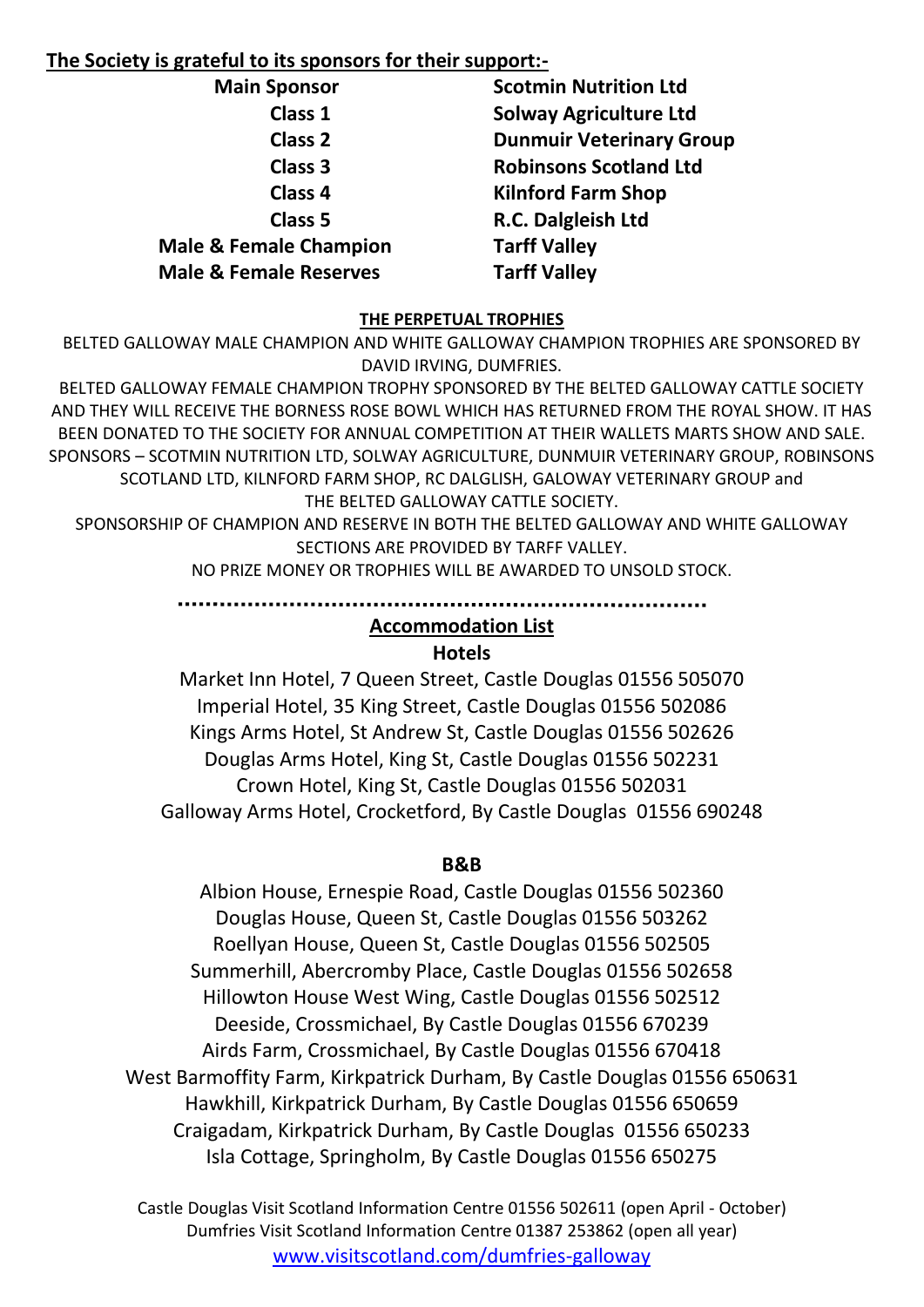**The Society is grateful to its sponsors for their support:-**

| | |
|---|---|
| **Main Sponsor** | **Scotmin Nutrition Ltd** |
| **Class 1** | **Solway Agriculture Ltd** |
| **Class 2** | **Dunmuir Veterinary Group** |
| **Class 3** | **Robinsons Scotland Ltd** |
| **Class 4** | **Kilnford Farm Shop** |
| **Class 5** | **R.C. Dalgleish Ltd** |
| **Male & Female Champion** | **Tarff Valley** |
| **Male & Female Reserves** | **Tarff Valley** |

**THE PERPETUAL TROPHIES**

BELTED GALLOWAY MALE CHAMPION AND WHITE GALLOWAY CHAMPION TROPHIES ARE SPONSORED BY DAVID IRVING, DUMFRIES.

BELTED GALLOWAY FEMALE CHAMPION TROPHY SPONSORED BY THE BELTED GALLOWAY CATTLE SOCIETY AND THEY WILL RECEIVE THE BORNESS ROSE BOWL WHICH HAS RETURNED FROM THE ROYAL SHOW. IT HAS BEEN DONATED TO THE SOCIETY FOR ANNUAL COMPETITION AT THEIR WALLETS MARTS SHOW AND SALE.

SPONSORS – SCOTMIN NUTRITION LTD, SOLWAY AGRICULTURE, DUNMUIR VETERINARY GROUP, ROBINSONS SCOTLAND LTD, KILNFORD FARM SHOP, RC DALGLISH, GALOWAY VETERINARY GROUP and THE BELTED GALLOWAY CATTLE SOCIETY.

SPONSORSHIP OF CHAMPION AND RESERVE IN BOTH THE BELTED GALLOWAY AND WHITE GALLOWAY SECTIONS ARE PROVIDED BY TARFF VALLEY.

NO PRIZE MONEY OR TROPHIES WILL BE AWARDED TO UNSOLD STOCK.

..........................................................................

## Accommodation List

### Hotels

Market Inn Hotel, 7 Queen Street, Castle Douglas 01556 505070
Imperial Hotel, 35 King Street, Castle Douglas 01556 502086
Kings Arms Hotel, St Andrew St, Castle Douglas 01556 502626
Douglas Arms Hotel, King St, Castle Douglas 01556 502231
Crown Hotel, King St, Castle Douglas 01556 502031
Galloway Arms Hotel, Crocketford, By Castle Douglas 01556 690248

### B&B

Albion House, Ernespie Road, Castle Douglas 01556 502360
Douglas House, Queen St, Castle Douglas 01556 503262
Roellyan House, Queen St, Castle Douglas 01556 502505
Summerhill, Abercromby Place, Castle Douglas 01556 502658
Hillowton House West Wing, Castle Douglas 01556 502512
Deeside, Crossmichael, By Castle Douglas 01556 670239
Airds Farm, Crossmichael, By Castle Douglas 01556 670418
West Barmoffity Farm, Kirkpatrick Durham, By Castle Douglas 01556 650631
Hawkhill, Kirkpatrick Durham, By Castle Douglas 01556 650659
Craigadam, Kirkpatrick Durham, By Castle Douglas 01556 650233
Isla Cottage, Springholm, By Castle Douglas 01556 650275

Castle Douglas Visit Scotland Information Centre 01556 502611 (open April - October)
Dumfries Visit Scotland Information Centre 01387 253862 (open all year)
www.visitscotland.com/dumfries-galloway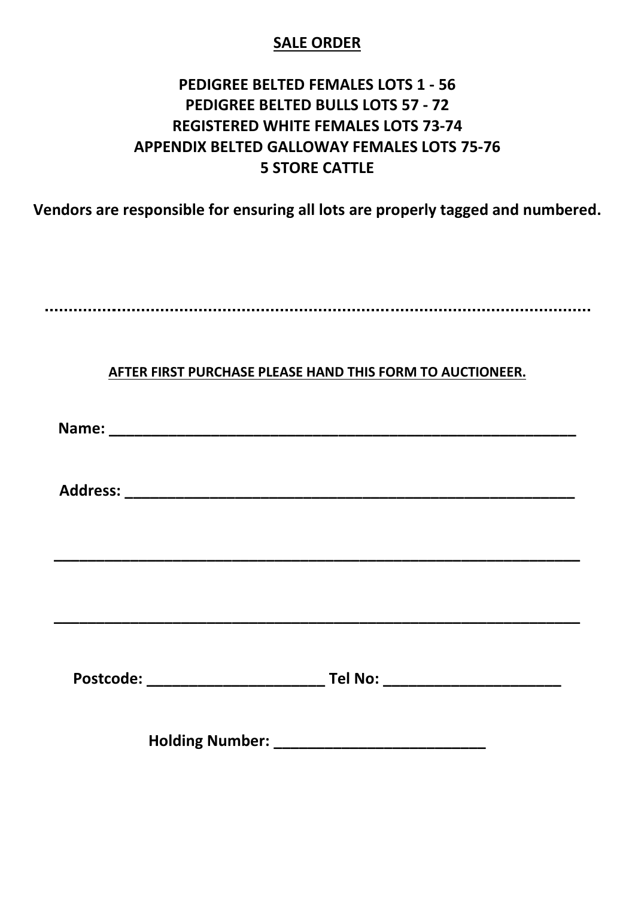## SALE ORDER

**PEDIGREE BELTED FEMALES LOTS 1 - 56**
**PEDIGREE BELTED BULLS LOTS 57 - 72**
**REGISTERED WHITE FEMALES LOTS 73-74**
**APPENDIX BELTED GALLOWAY FEMALES LOTS 75-76**
**5 STORE CATTLE**

**Vendors are responsible for ensuring all lots are properly tagged and numbered.**

..............................................................................................................................

**AFTER FIRST PURCHASE PLEASE HAND THIS FORM TO AUCTIONEER.**

**Name:** ____________________________________________________________

**Address:** __________________________________________________________

______________________________________________________________________

______________________________________________________________________

**Postcode:** ______________________ **Tel No:** ______________________

**Holding Number:** __________________________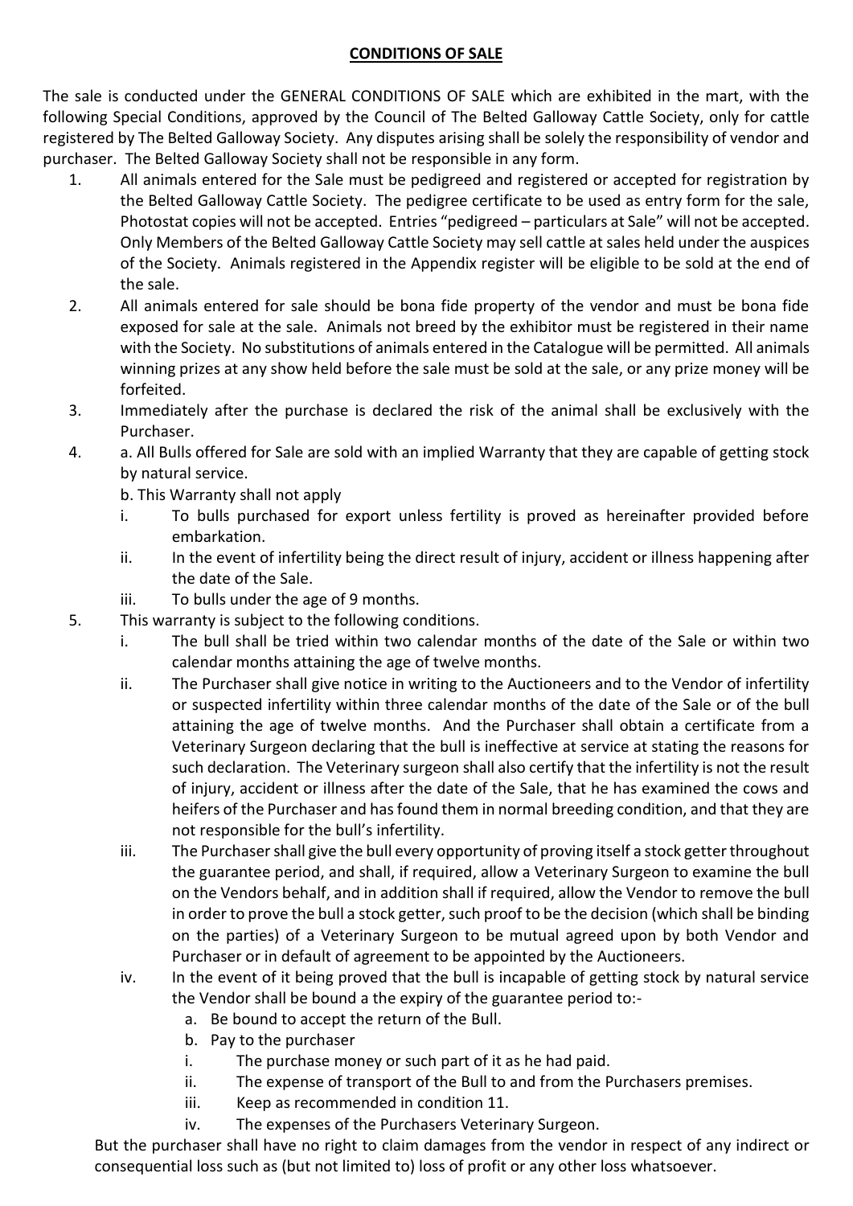**CONDITIONS OF SALE**

The sale is conducted under the GENERAL CONDITIONS OF SALE which are exhibited in the mart, with the following Special Conditions, approved by the Council of The Belted Galloway Cattle Society, only for cattle registered by The Belted Galloway Society. Any disputes arising shall be solely the responsibility of vendor and purchaser. The Belted Galloway Society shall not be responsible in any form.

1. All animals entered for the Sale must be pedigreed and registered or accepted for registration by the Belted Galloway Cattle Society. The pedigree certificate to be used as entry form for the sale, Photostat copies will not be accepted. Entries "pedigreed – particulars at Sale" will not be accepted. Only Members of the Belted Galloway Cattle Society may sell cattle at sales held under the auspices of the Society. Animals registered in the Appendix register will be eligible to be sold at the end of the sale.
2. All animals entered for sale should be bona fide property of the vendor and must be bona fide exposed for sale at the sale. Animals not breed by the exhibitor must be registered in their name with the Society. No substitutions of animals entered in the Catalogue will be permitted. All animals winning prizes at any show held before the sale must be sold at the sale, or any prize money will be forfeited.
3. Immediately after the purchase is declared the risk of the animal shall be exclusively with the Purchaser.
4. a. All Bulls offered for Sale are sold with an implied Warranty that they are capable of getting stock by natural service.

   b. This Warranty shall not apply

   i. To bulls purchased for export unless fertility is proved as hereinafter provided before embarkation.

   ii. In the event of infertility being the direct result of injury, accident or illness happening after the date of the Sale.

   iii. To bulls under the age of 9 months.
5. This warranty is subject to the following conditions.

   i. The bull shall be tried within two calendar months of the date of the Sale or within two calendar months attaining the age of twelve months.

   ii. The Purchaser shall give notice in writing to the Auctioneers and to the Vendor of infertility or suspected infertility within three calendar months of the date of the Sale or of the bull attaining the age of twelve months. And the Purchaser shall obtain a certificate from a Veterinary Surgeon declaring that the bull is ineffective at service at stating the reasons for such declaration. The Veterinary surgeon shall also certify that the infertility is not the result of injury, accident or illness after the date of the Sale, that he has examined the cows and heifers of the Purchaser and has found them in normal breeding condition, and that they are not responsible for the bull's infertility.

   iii. The Purchaser shall give the bull every opportunity of proving itself a stock getter throughout the guarantee period, and shall, if required, allow a Veterinary Surgeon to examine the bull on the Vendors behalf, and in addition shall if required, allow the Vendor to remove the bull in order to prove the bull a stock getter, such proof to be the decision (which shall be binding on the parties) of a Veterinary Surgeon to be mutual agreed upon by both Vendor and Purchaser or in default of agreement to be appointed by the Auctioneers.

   iv. In the event of it being proved that the bull is incapable of getting stock by natural service the Vendor shall be bound a the expiry of the guarantee period to:-

      a. Be bound to accept the return of the Bull.

      b. Pay to the purchaser

      i. The purchase money or such part of it as he had paid.

      ii. The expense of transport of the Bull to and from the Purchasers premises.

      iii. Keep as recommended in condition 11.

      iv. The expenses of the Purchasers Veterinary Surgeon.

   But the purchaser shall have no right to claim damages from the vendor in respect of any indirect or consequential loss such as (but not limited to) loss of profit or any other loss whatsoever.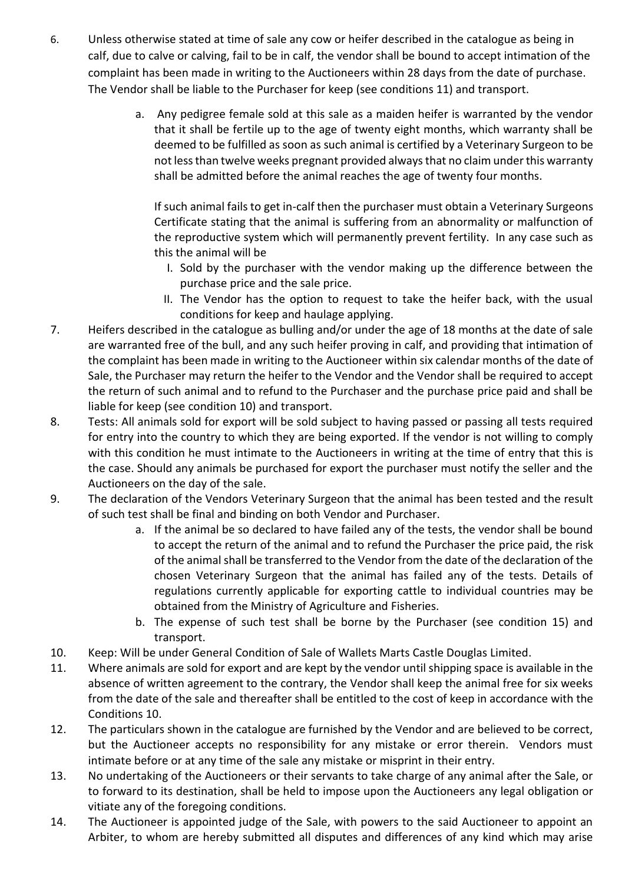6. Unless otherwise stated at time of sale any cow or heifer described in the catalogue as being in calf, due to calve or calving, fail to be in calf, the vendor shall be bound to accept intimation of the complaint has been made in writing to the Auctioneers within 28 days from the date of purchase. The Vendor shall be liable to the Purchaser for keep (see conditions 11) and transport.

   a. Any pedigree female sold at this sale as a maiden heifer is warranted by the vendor that it shall be fertile up to the age of twenty eight months, which warranty shall be deemed to be fulfilled as soon as such animal is certified by a Veterinary Surgeon to be not less than twelve weeks pregnant provided always that no claim under this warranty shall be admitted before the animal reaches the age of twenty four months.

      If such animal fails to get in-calf then the purchaser must obtain a Veterinary Surgeons Certificate stating that the animal is suffering from an abnormality or malfunction of the reproductive system which will permanently prevent fertility. In any case such as this the animal will be

      I. Sold by the purchaser with the vendor making up the difference between the purchase price and the sale price.
      II. The Vendor has the option to request to take the heifer back, with the usual conditions for keep and haulage applying.

7. Heifers described in the catalogue as bulling and/or under the age of 18 months at the date of sale are warranted free of the bull, and any such heifer proving in calf, and providing that intimation of the complaint has been made in writing to the Auctioneer within six calendar months of the date of Sale, the Purchaser may return the heifer to the Vendor and the Vendor shall be required to accept the return of such animal and to refund to the Purchaser and the purchase price paid and shall be liable for keep (see condition 10) and transport.

8. Tests: All animals sold for export will be sold subject to having passed or passing all tests required for entry into the country to which they are being exported. If the vendor is not willing to comply with this condition he must intimate to the Auctioneers in writing at the time of entry that this is the case. Should any animals be purchased for export the purchaser must notify the seller and the Auctioneers on the day of the sale.

9. The declaration of the Vendors Veterinary Surgeon that the animal has been tested and the result of such test shall be final and binding on both Vendor and Purchaser.

   a. If the animal be so declared to have failed any of the tests, the vendor shall be bound to accept the return of the animal and to refund the Purchaser the price paid, the risk of the animal shall be transferred to the Vendor from the date of the declaration of the chosen Veterinary Surgeon that the animal has failed any of the tests. Details of regulations currently applicable for exporting cattle to individual countries may be obtained from the Ministry of Agriculture and Fisheries.
   b. The expense of such test shall be borne by the Purchaser (see condition 15) and transport.

10. Keep: Will be under General Condition of Sale of Wallets Marts Castle Douglas Limited.

11. Where animals are sold for export and are kept by the vendor until shipping space is available in the absence of written agreement to the contrary, the Vendor shall keep the animal free for six weeks from the date of the sale and thereafter shall be entitled to the cost of keep in accordance with the Conditions 10.

12. The particulars shown in the catalogue are furnished by the Vendor and are believed to be correct, but the Auctioneer accepts no responsibility for any mistake or error therein. Vendors must intimate before or at any time of the sale any mistake or misprint in their entry.

13. No undertaking of the Auctioneers or their servants to take charge of any animal after the Sale, or to forward to its destination, shall be held to impose upon the Auctioneers any legal obligation or vitiate any of the foregoing conditions.

14. The Auctioneer is appointed judge of the Sale, with powers to the said Auctioneer to appoint an Arbiter, to whom are hereby submitted all disputes and differences of any kind which may arise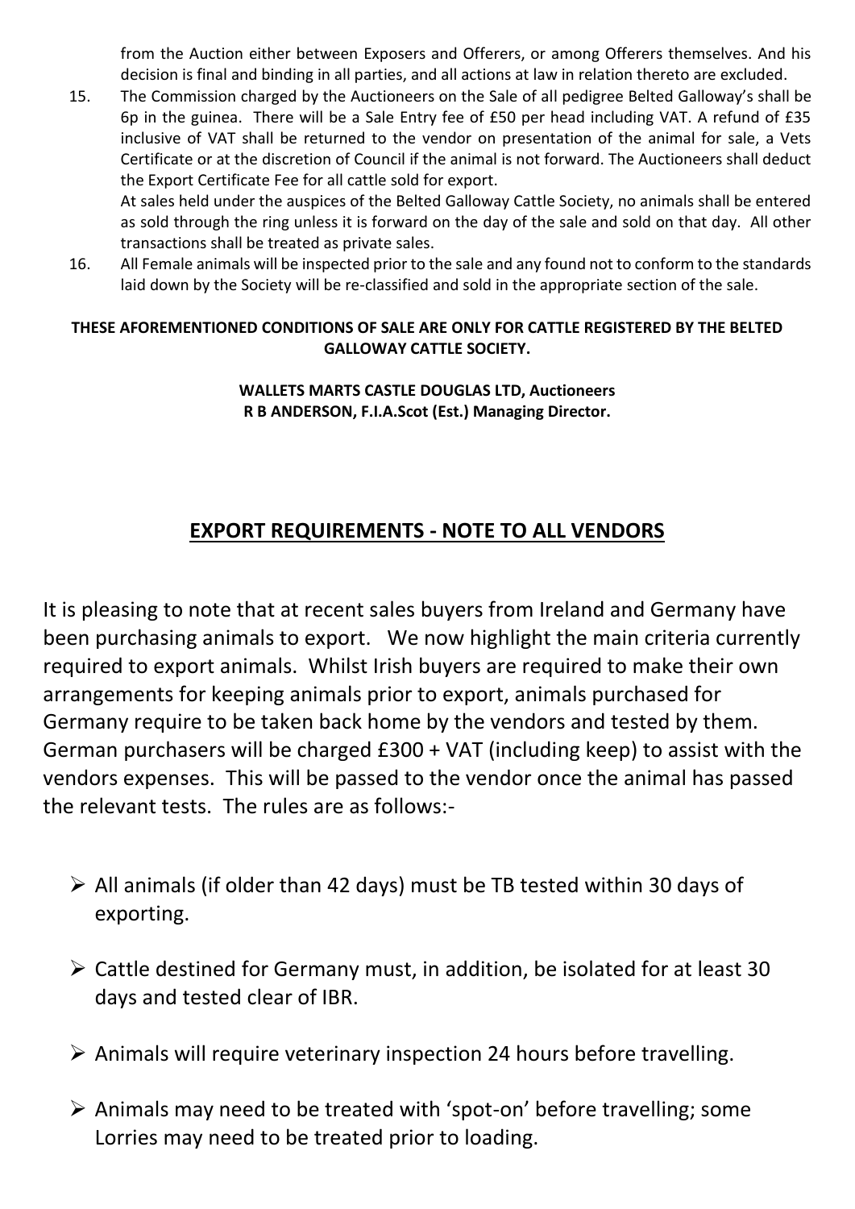from the Auction either between Exposers and Offerers, or among Offerers themselves. And his decision is final and binding in all parties, and all actions at law in relation thereto are excluded.

15. The Commission charged by the Auctioneers on the Sale of all pedigree Belted Galloway's shall be 6p in the guinea. There will be a Sale Entry fee of £50 per head including VAT. A refund of £35 inclusive of VAT shall be returned to the vendor on presentation of the animal for sale, a Vets Certificate or at the discretion of Council if the animal is not forward. The Auctioneers shall deduct the Export Certificate Fee for all cattle sold for export.

    At sales held under the auspices of the Belted Galloway Cattle Society, no animals shall be entered as sold through the ring unless it is forward on the day of the sale and sold on that day. All other transactions shall be treated as private sales.

16. All Female animals will be inspected prior to the sale and any found not to conform to the standards laid down by the Society will be re-classified and sold in the appropriate section of the sale.

**THESE AFOREMENTIONED CONDITIONS OF SALE ARE ONLY FOR CATTLE REGISTERED BY THE BELTED GALLOWAY CATTLE SOCIETY.**

**WALLETS MARTS CASTLE DOUGLAS LTD, Auctioneers**
**R B ANDERSON, F.I.A.Scot (Est.) Managing Director.**

## EXPORT REQUIREMENTS - NOTE TO ALL VENDORS

It is pleasing to note that at recent sales buyers from Ireland and Germany have been purchasing animals to export. We now highlight the main criteria currently required to export animals. Whilst Irish buyers are required to make their own arrangements for keeping animals prior to export, animals purchased for Germany require to be taken back home by the vendors and tested by them. German purchasers will be charged £300 + VAT (including keep) to assist with the vendors expenses. This will be passed to the vendor once the animal has passed the relevant tests. The rules are as follows:-

- All animals (if older than 42 days) must be TB tested within 30 days of exporting.
- Cattle destined for Germany must, in addition, be isolated for at least 30 days and tested clear of IBR.
- Animals will require veterinary inspection 24 hours before travelling.
- Animals may need to be treated with 'spot-on' before travelling; some Lorries may need to be treated prior to loading.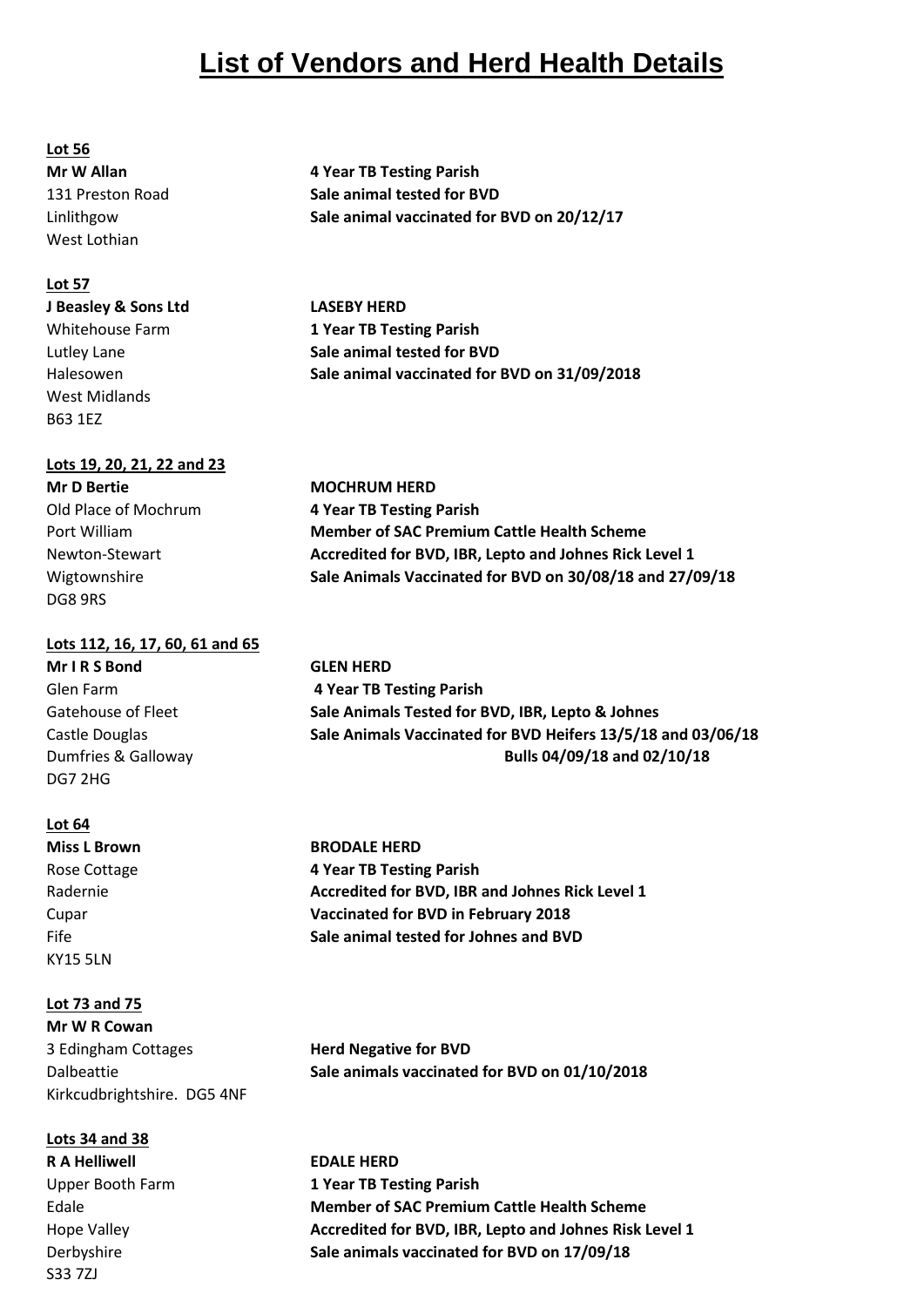# List of Vendors and Herd Health Details

**Lot 56**

**Mr W Allan**
131 Preston Road
Linlithgow
West Lothian

**4 Year TB Testing Parish**
**Sale animal tested for BVD**
**Sale animal vaccinated for BVD on 20/12/17**

**Lot 57**

**J Beasley & Sons Ltd**
Whitehouse Farm
Lutley Lane
Halesowen
West Midlands
B63 1EZ

**LASEBY HERD**
**1 Year TB Testing Parish**
**Sale animal tested for BVD**
**Sale animal vaccinated for BVD on 31/09/2018**

**Lots 19, 20, 21, 22 and 23**

**Mr D Bertie**
Old Place of Mochrum
Port William
Newton-Stewart
Wigtownshire
DG8 9RS

**MOCHRUM HERD**
**4 Year TB Testing Parish**
**Member of SAC Premium Cattle Health Scheme**
**Accredited for BVD, IBR, Lepto and Johnes Rick Level 1**
**Sale Animals Vaccinated for BVD on 30/08/18 and 27/09/18**

**Lots 112, 16, 17, 60, 61 and 65**

**Mr I R S Bond**
Glen Farm
Gatehouse of Fleet
Castle Douglas
Dumfries & Galloway
DG7 2HG

**GLEN HERD**
**4 Year TB Testing Parish**
**Sale Animals Tested for BVD, IBR, Lepto & Johnes**
**Sale Animals Vaccinated for BVD Heifers 13/5/18 and 03/06/18**
**Bulls 04/09/18 and 02/10/18**

**Lot 64**

**Miss L Brown**
Rose Cottage
Radernie
Cupar
Fife
KY15 5LN

**BRODALE HERD**
**4 Year TB Testing Parish**
**Accredited for BVD, IBR and Johnes Rick Level 1**
**Vaccinated for BVD in February 2018**
**Sale animal tested for Johnes and BVD**

**Lot 73 and 75**

**Mr W R Cowan**
3 Edingham Cottages
Dalbeattie
Kirkcudbrightshire. DG5 4NF

**Herd Negative for BVD**
**Sale animals vaccinated for BVD on 01/10/2018**

**Lots 34 and 38**

**R A Helliwell**
Upper Booth Farm
Edale
Hope Valley
Derbyshire
S33 7ZJ

**EDALE HERD**
**1 Year TB Testing Parish**
**Member of SAC Premium Cattle Health Scheme**
**Accredited for BVD, IBR, Lepto and Johnes Risk Level 1**
**Sale animals vaccinated for BVD on 17/09/18**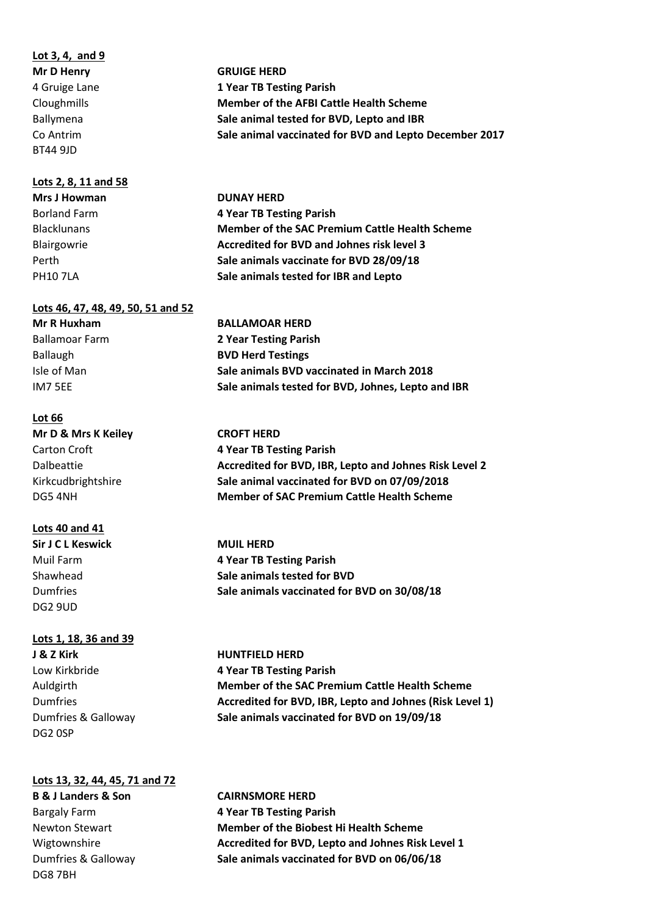**Lot 3, 4, and 9**

**Mr D Henry**
4 Gruige Lane
Cloughmills
Ballymena
Co Antrim
BT44 9JD

**GRUIGE HERD**
**1 Year TB Testing Parish**
**Member of the AFBI Cattle Health Scheme**
**Sale animal tested for BVD, Lepto and IBR**
**Sale animal vaccinated for BVD and Lepto December 2017**

**Lots 2, 8, 11 and 58**

**Mrs J Howman**
Borland Farm
Blacklunans
Blairgowrie
Perth
PH10 7LA

**DUNAY HERD**
**4 Year TB Testing Parish**
**Member of the SAC Premium Cattle Health Scheme**
**Accredited for BVD and Johnes risk level 3**
**Sale animals vaccinate for BVD 28/09/18**
**Sale animals tested for IBR and Lepto**

**Lots 46, 47, 48, 49, 50, 51 and 52**

**Mr R Huxham**
Ballamoar Farm
Ballaugh
Isle of Man
IM7 5EE

**BALLAMOAR HERD**
**2 Year Testing Parish**
**BVD Herd Testings**
**Sale animals BVD vaccinated in March 2018**
**Sale animals tested for BVD, Johnes, Lepto and IBR**

**Lot 66**

**Mr D & Mrs K Keiley**
Carton Croft
Dalbeattie
Kirkcudbrightshire
DG5 4NH

**CROFT HERD**
**4 Year TB Testing Parish**
**Accredited for BVD, IBR, Lepto and Johnes Risk Level 2**
**Sale animal vaccinated for BVD on 07/09/2018**
**Member of SAC Premium Cattle Health Scheme**

**Lots 40 and 41**

**Sir J C L Keswick**
Muil Farm
Shawhead
Dumfries
DG2 9UD

**MUIL HERD**
**4 Year TB Testing Parish**
**Sale animals tested for BVD**
**Sale animals vaccinated for BVD on 30/08/18**

**Lots 1, 18, 36 and 39**

**J & Z Kirk**
Low Kirkbride
Auldgirth
Dumfries
Dumfries & Galloway
DG2 0SP

**HUNTFIELD HERD**
**4 Year TB Testing Parish**
**Member of the SAC Premium Cattle Health Scheme**
**Accredited for BVD, IBR, Lepto and Johnes (Risk Level 1)**
**Sale animals vaccinated for BVD on 19/09/18**

**Lots 13, 32, 44, 45, 71 and 72**

**B & J Landers & Son**
Bargaly Farm
Newton Stewart
Wigtownshire
Dumfries & Galloway
DG8 7BH

**CAIRNSMORE HERD**
**4 Year TB Testing Parish**
**Member of the Biobest Hi Health Scheme**
**Accredited for BVD, Lepto and Johnes Risk Level 1**
**Sale animals vaccinated for BVD on 06/06/18**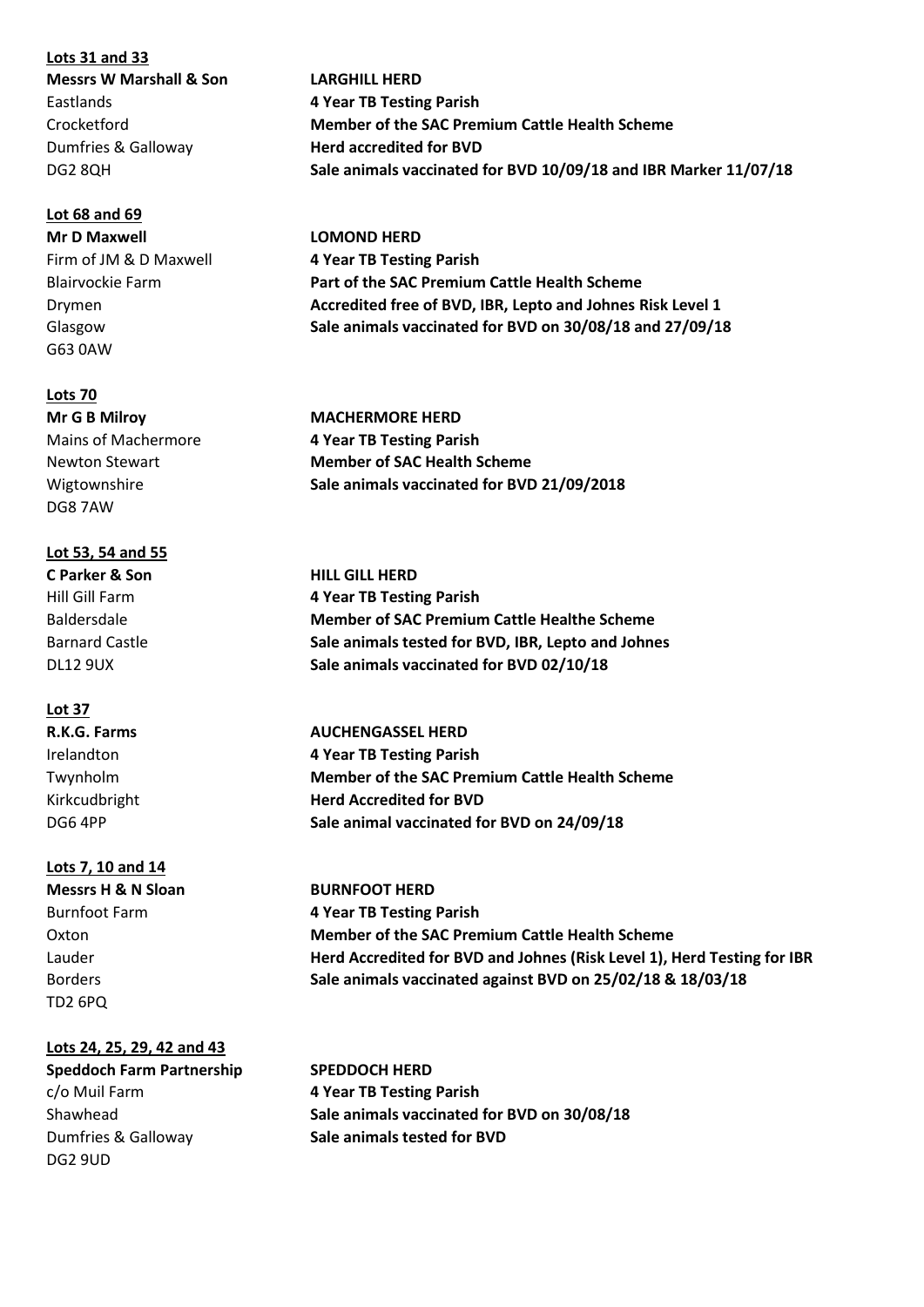**Lots 31 and 33**

**Messrs W Marshall & Son**
Eastlands
Crocketford
Dumfries & Galloway
DG2 8QH

**LARGHILL HERD**
**4 Year TB Testing Parish**
**Member of the SAC Premium Cattle Health Scheme**
**Herd accredited for BVD**
**Sale animals vaccinated for BVD 10/09/18 and IBR Marker 11/07/18**

**Lot 68 and 69**

**Mr D Maxwell**
Firm of JM & D Maxwell
Blairvockie Farm
Drymen
Glasgow
G63 0AW

**LOMOND HERD**
**4 Year TB Testing Parish**
**Part of the SAC Premium Cattle Health Scheme**
**Accredited free of BVD, IBR, Lepto and Johnes Risk Level 1**
**Sale animals vaccinated for BVD on 30/08/18 and 27/09/18**

**Lots 70**

**Mr G B Milroy**
Mains of Machermore
Newton Stewart
Wigtownshire
DG8 7AW

**MACHERMORE HERD**
**4 Year TB Testing Parish**
**Member of SAC Health Scheme**
**Sale animals vaccinated for BVD 21/09/2018**

**Lot 53, 54 and 55**

**C Parker & Son**
Hill Gill Farm
Baldersdale
Barnard Castle
DL12 9UX

**HILL GILL HERD**
**4 Year TB Testing Parish**
**Member of SAC Premium Cattle Healthe Scheme**
**Sale animals tested for BVD, IBR, Lepto and Johnes**
**Sale animals vaccinated for BVD 02/10/18**

**Lot 37**

**R.K.G. Farms**
Irelandton
Twynholm
Kirkcudbright
DG6 4PP

**AUCHENGASSEL HERD**
**4 Year TB Testing Parish**
**Member of the SAC Premium Cattle Health Scheme**
**Herd Accredited for BVD**
**Sale animal vaccinated for BVD on 24/09/18**

**Lots 7, 10 and 14**

**Messrs H & N Sloan**
Burnfoot Farm
Oxton
Lauder
Borders
TD2 6PQ

**BURNFOOT HERD**
**4 Year TB Testing Parish**
**Member of the SAC Premium Cattle Health Scheme**
**Herd Accredited for BVD and Johnes (Risk Level 1), Herd Testing for IBR**
**Sale animals vaccinated against BVD on 25/02/18 & 18/03/18**

**Lots 24, 25, 29, 42 and 43**

**Speddoch Farm Partnership**
c/o Muil Farm
Shawhead
Dumfries & Galloway
DG2 9UD

**SPEDDOCH HERD**
**4 Year TB Testing Parish**
**Sale animals vaccinated for BVD on 30/08/18**
**Sale animals tested for BVD**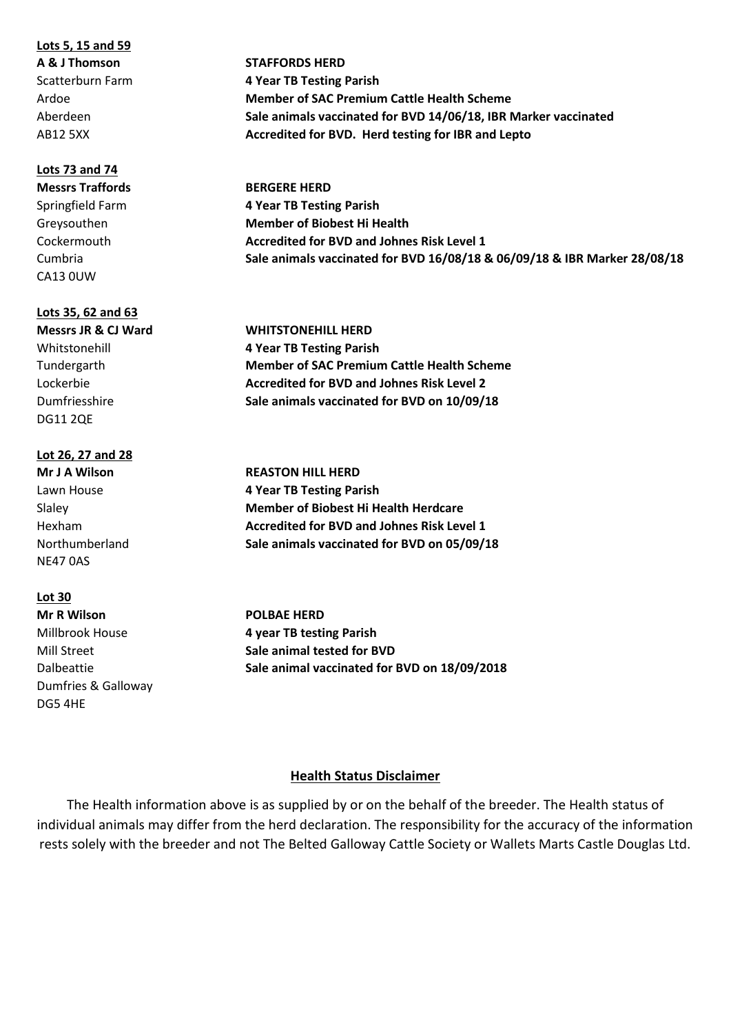**Lots 5, 15 and 59**

A & J Thomson
Scatterburn Farm
Ardoe
Aberdeen
AB12 5XX

**STAFFORDS HERD**
**4 Year TB Testing Parish**
**Member of SAC Premium Cattle Health Scheme**
**Sale animals vaccinated for BVD 14/06/18, IBR Marker vaccinated**
**Accredited for BVD. Herd testing for IBR and Lepto**

**Lots 73 and 74**

**Messrs Traffords**
Springfield Farm
Greysouthen
Cockermouth
Cumbria
CA13 0UW

**BERGERE HERD**
**4 Year TB Testing Parish**
**Member of Biobest Hi Health**
**Accredited for BVD and Johnes Risk Level 1**
**Sale animals vaccinated for BVD 16/08/18 & 06/09/18 & IBR Marker 28/08/18**

**Lots 35, 62 and 63**

**Messrs JR & CJ Ward**
Whitstonehill
Tundergarth
Lockerbie
Dumfriesshire
DG11 2QE

**WHITSTONEHILL HERD**
**4 Year TB Testing Parish**
**Member of SAC Premium Cattle Health Scheme**
**Accredited for BVD and Johnes Risk Level 2**
**Sale animals vaccinated for BVD on 10/09/18**

**Lot 26, 27 and 28**

**Mr J A Wilson**
Lawn House
Slaley
Hexham
Northumberland
NE47 0AS

**REASTON HILL HERD**
**4 Year TB Testing Parish**
**Member of Biobest Hi Health Herdcare**
**Accredited for BVD and Johnes Risk Level 1**
**Sale animals vaccinated for BVD on 05/09/18**

**Lot 30**

**Mr R Wilson**
Millbrook House
Mill Street
Dalbeattie
Dumfries & Galloway
DG5 4HE

**POLBAE HERD**
**4 year TB testing Parish**
**Sale animal tested for BVD**
**Sale animal vaccinated for BVD on 18/09/2018**

## Health Status Disclaimer

The Health information above is as supplied by or on the behalf of the breeder. The Health status of individual animals may differ from the herd declaration. The responsibility for the accuracy of the information rests solely with the breeder and not The Belted Galloway Cattle Society or Wallets Marts Castle Douglas Ltd.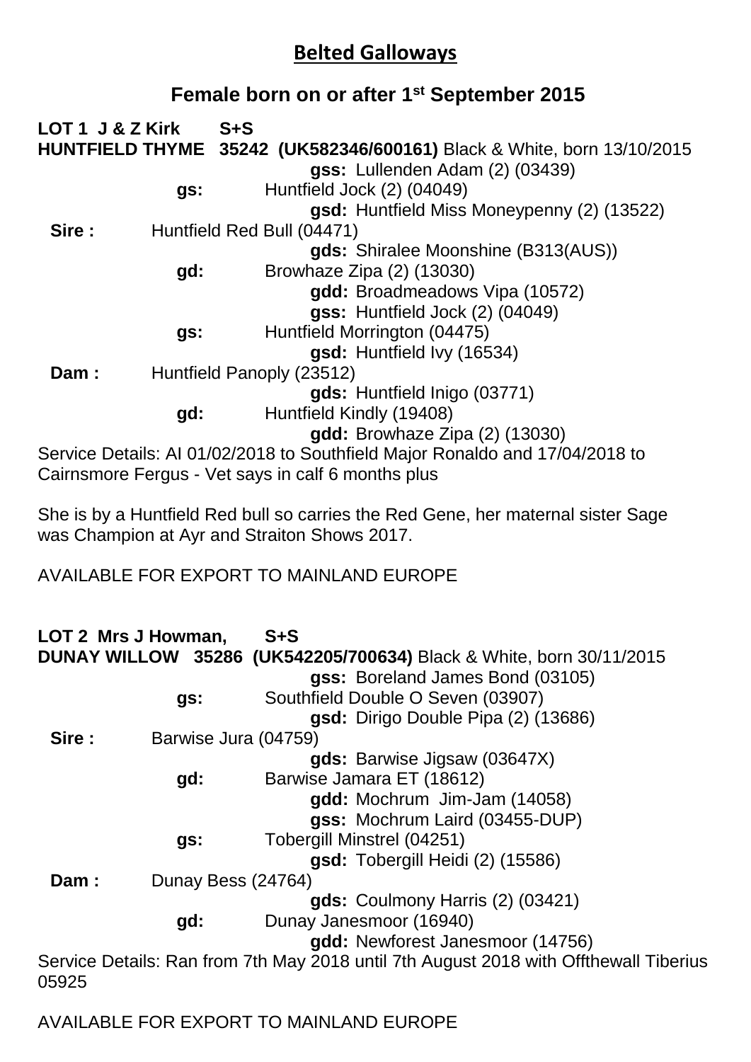# Belted Galloways

## Female born on or after 1st September 2015

**LOT 1 J & Z Kirk S+S**
**HUNTFIELD THYME 35242 (UK582346/600161)** Black & White, born 13/10/2015

**gss:** Lullenden Adam (2) (03439)
**gs:** Huntfield Jock (2) (04049)
**gsd:** Huntfield Miss Moneypenny (2) (13522)
**Sire :** Huntfield Red Bull (04471)
**gds:** Shiralee Moonshine (B313(AUS))
**gd:** Browhaze Zipa (2) (13030)
**gdd:** Broadmeadows Vipa (10572)
**gss:** Huntfield Jock (2) (04049)
**gs:** Huntfield Morrington (04475)
**gsd:** Huntfield Ivy (16534)
**Dam :** Huntfield Panoply (23512)
**gds:** Huntfield Inigo (03771)
**gd:** Huntfield Kindly (19408)
**gdd:** Browhaze Zipa (2) (13030)

Service Details: AI 01/02/2018 to Southfield Major Ronaldo and 17/04/2018 to Cairnsmore Fergus - Vet says in calf 6 months plus

She is by a Huntfield Red bull so carries the Red Gene, her maternal sister Sage was Champion at Ayr and Straiton Shows 2017.

AVAILABLE FOR EXPORT TO MAINLAND EUROPE

**LOT 2 Mrs J Howman, S+S**
**DUNAY WILLOW 35286 (UK542205/700634)** Black & White, born 30/11/2015

**gss:** Boreland James Bond (03105)
**gs:** Southfield Double O Seven (03907)
**gsd:** Dirigo Double Pipa (2) (13686)
**Sire :** Barwise Jura (04759)
**gds:** Barwise Jigsaw (03647X)
**gd:** Barwise Jamara ET (18612)
**gdd:** Mochrum Jim-Jam (14058)
**gss:** Mochrum Laird (03455-DUP)
**gs:** Tobergill Minstrel (04251)
**gsd:** Tobergill Heidi (2) (15586)
**Dam :** Dunay Bess (24764)
**gds:** Coulmony Harris (2) (03421)
**gd:** Dunay Janesmoor (16940)
**gdd:** Newforest Janesmoor (14756)

Service Details: Ran from 7th May 2018 until 7th August 2018 with Offthewall Tiberius 05925

AVAILABLE FOR EXPORT TO MAINLAND EUROPE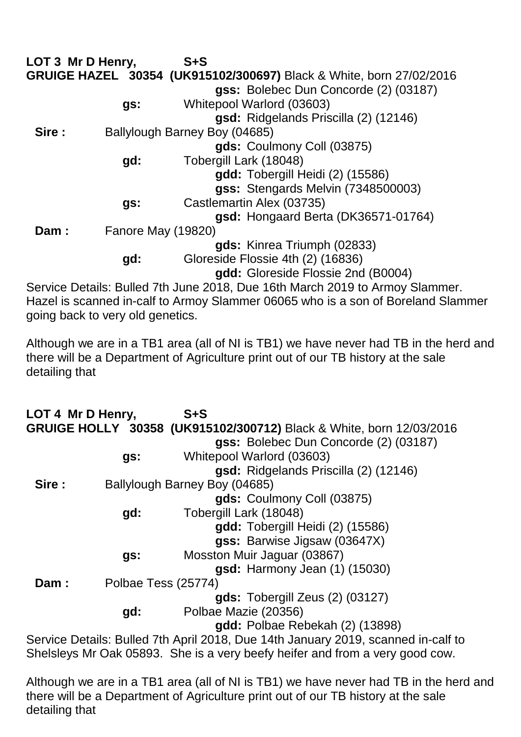**LOT 3 Mr D Henry, S+S**
**GRUIGE HAZEL 30354 (UK915102/300697)** Black & White, born 27/02/2016

| | | | |
|---|---|---|---|
| | | | **gss:** Bolebec Dun Concorde (2) (03187) |
| | **gs:** | Whitepool Warlord (03603) | |
| | | | **gsd:** Ridgelands Priscilla (2) (12146) |
| **Sire :** | Ballylough Barney Boy (04685) | | |
| | | | **gds:** Coulmony Coll (03875) |
| | **gd:** | Tobergill Lark (18048) | |
| | | | **gdd:** Tobergill Heidi (2) (15586) |
| | | | **gss:** Stengards Melvin (7348500003) |
| | **gs:** | Castlemartin Alex (03735) | |
| | | | **gsd:** Hongaard Berta (DK36571-01764) |
| **Dam :** | Fanore May (19820) | | |
| | | | **gds:** Kinrea Triumph (02833) |
| | **gd:** | Gloreside Flossie 4th (2) (16836) | |
| | | | **gdd:** Gloreside Flossie 2nd (B0004) |

Service Details: Bulled 7th June 2018, Due 16th March 2019 to Armoy Slammer. Hazel is scanned in-calf to Armoy Slammer 06065 who is a son of Boreland Slammer going back to very old genetics.

Although we are in a TB1 area (all of NI is TB1) we have never had TB in the herd and there will be a Department of Agriculture print out of our TB history at the sale detailing that

**LOT 4 Mr D Henry, S+S**
**GRUIGE HOLLY 30358 (UK915102/300712)** Black & White, born 12/03/2016

| | | | |
|---|---|---|---|
| | | | **gss:** Bolebec Dun Concorde (2) (03187) |
| | **gs:** | Whitepool Warlord (03603) | |
| | | | **gsd:** Ridgelands Priscilla (2) (12146) |
| **Sire :** | Ballylough Barney Boy (04685) | | |
| | | | **gds:** Coulmony Coll (03875) |
| | **gd:** | Tobergill Lark (18048) | |
| | | | **gdd:** Tobergill Heidi (2) (15586) |
| | | | **gss:** Barwise Jigsaw (03647X) |
| | **gs:** | Mosston Muir Jaguar (03867) | |
| | | | **gsd:** Harmony Jean (1) (15030) |
| **Dam :** | Polbae Tess (25774) | | |
| | | | **gds:** Tobergill Zeus (2) (03127) |
| | **gd:** | Polbae Mazie (20356) | |
| | | | **gdd:** Polbae Rebekah (2) (13898) |

Service Details: Bulled 7th April 2018, Due 14th January 2019, scanned in-calf to Shelsleys Mr Oak 05893. She is a very beefy heifer and from a very good cow.

Although we are in a TB1 area (all of NI is TB1) we have never had TB in the herd and there will be a Department of Agriculture print out of our TB history at the sale detailing that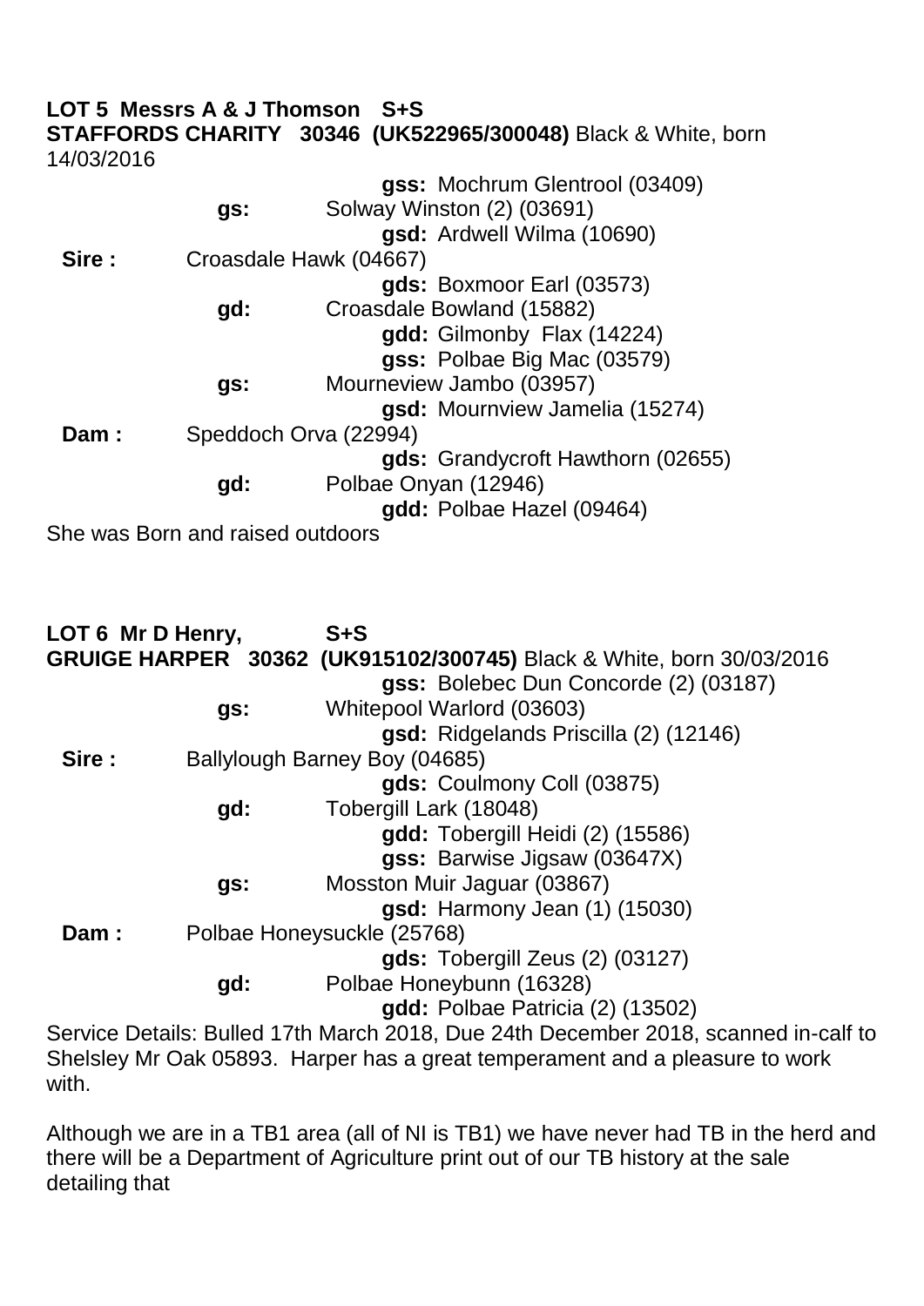**LOT 5 Messrs A & J Thomson S+S**
**STAFFORDS CHARITY 30346 (UK522965/300048)** Black & White, born 14/03/2016

| | | |
|---|---|---|
| | | **gss:** Mochrum Glentrool (03409) |
| | **gs:** | Solway Winston (2) (03691) |
| | | **gsd:** Ardwell Wilma (10690) |
| **Sire :** | Croasdale Hawk (04667) | |
| | | **gds:** Boxmoor Earl (03573) |
| | **gd:** | Croasdale Bowland (15882) |
| | | **gdd:** Gilmonby Flax (14224) |
| | | **gss:** Polbae Big Mac (03579) |
| | **gs:** | Mourneview Jambo (03957) |
| | | **gsd:** Mournview Jamelia (15274) |
| **Dam :** | Speddoch Orva (22994) | |
| | | **gds:** Grandycroft Hawthorn (02655) |
| | **gd:** | Polbae Onyan (12946) |
| | | **gdd:** Polbae Hazel (09464) |

She was Born and raised outdoors

**LOT 6 Mr D Henry, S+S**
**GRUIGE HARPER 30362 (UK915102/300745)** Black & White, born 30/03/2016

| | | |
|---|---|---|
| | | **gss:** Bolebec Dun Concorde (2) (03187) |
| | **gs:** | Whitepool Warlord (03603) |
| | | **gsd:** Ridgelands Priscilla (2) (12146) |
| **Sire :** | Ballylough Barney Boy (04685) | |
| | | **gds:** Coulmony Coll (03875) |
| | **gd:** | Tobergill Lark (18048) |
| | | **gdd:** Tobergill Heidi (2) (15586) |
| | | **gss:** Barwise Jigsaw (03647X) |
| | **gs:** | Mosston Muir Jaguar (03867) |
| | | **gsd:** Harmony Jean (1) (15030) |
| **Dam :** | Polbae Honeysuckle (25768) | |
| | | **gds:** Tobergill Zeus (2) (03127) |
| | **gd:** | Polbae Honeybunn (16328) |
| | | **gdd:** Polbae Patricia (2) (13502) |

Service Details: Bulled 17th March 2018, Due 24th December 2018, scanned in-calf to Shelsley Mr Oak 05893. Harper has a great temperament and a pleasure to work with.

Although we are in a TB1 area (all of NI is TB1) we have never had TB in the herd and there will be a Department of Agriculture print out of our TB history at the sale detailing that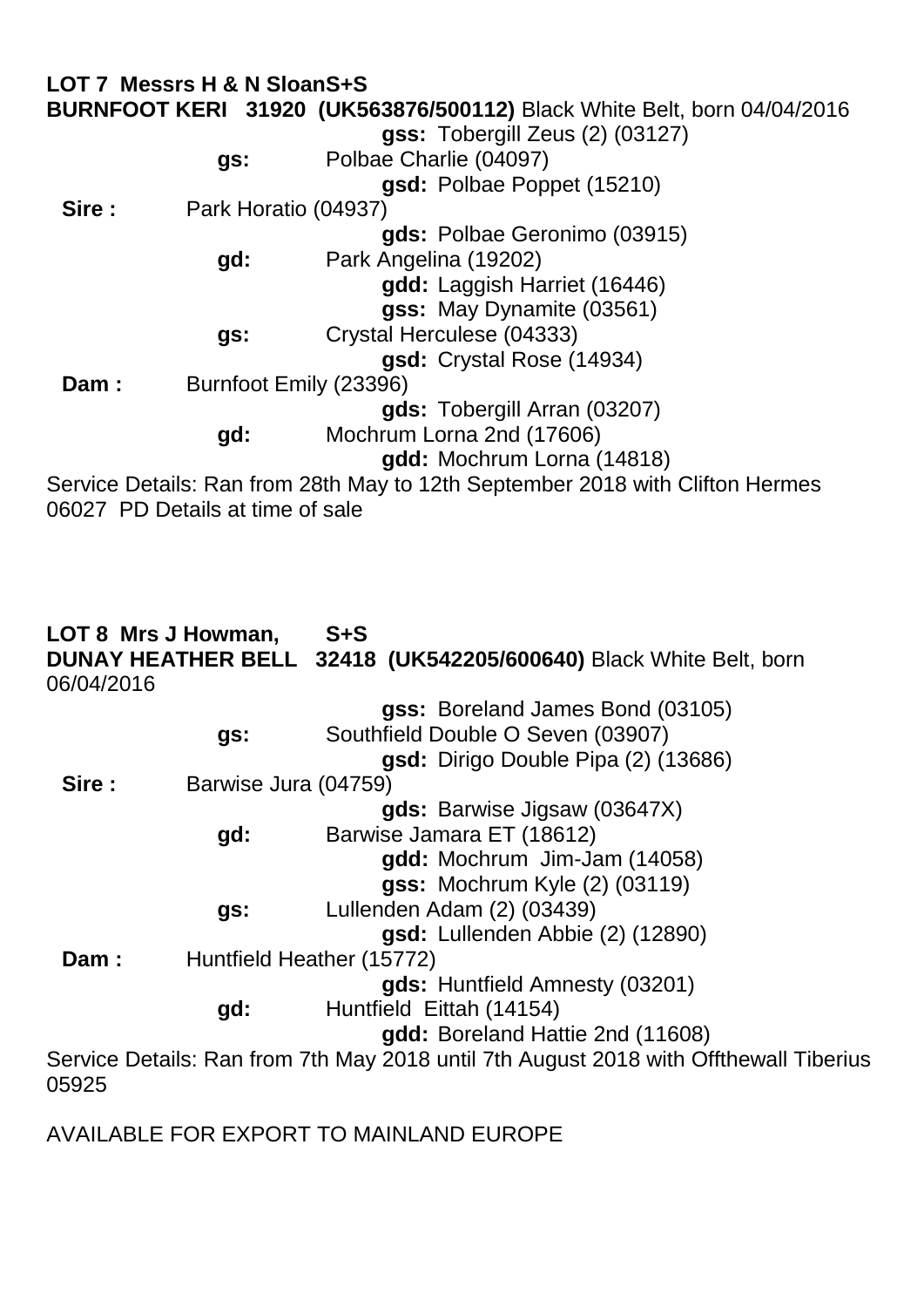**LOT 7 Messrs H & N SloanS+S**

**BURNFOOT KERI 31920 (UK563876/500112)** Black White Belt, born 04/04/2016

| | | | |
|---|---|---|---|
| | | | **gss:** Tobergill Zeus (2) (03127) |
| | **gs:** | Polbae Charlie (04097) | |
| | | | **gsd:** Polbae Poppet (15210) |
| **Sire :** | Park Horatio (04937) | | |
| | | | **gds:** Polbae Geronimo (03915) |
| | **gd:** | Park Angelina (19202) | |
| | | | **gdd:** Laggish Harriet (16446) |
| | | | **gss:** May Dynamite (03561) |
| | **gs:** | Crystal Herculese (04333) | |
| | | | **gsd:** Crystal Rose (14934) |
| **Dam :** | Burnfoot Emily (23396) | | |
| | | | **gds:** Tobergill Arran (03207) |
| | **gd:** | Mochrum Lorna 2nd (17606) | |
| | | | **gdd:** Mochrum Lorna (14818) |

Service Details: Ran from 28th May to 12th September 2018 with Clifton Hermes 06027 PD Details at time of sale

**LOT 8 Mrs J Howman, S+S**

**DUNAY HEATHER BELL 32418 (UK542205/600640)** Black White Belt, born 06/04/2016

| | | | |
|---|---|---|---|
| | | | **gss:** Boreland James Bond (03105) |
| | **gs:** | Southfield Double O Seven (03907) | |
| | | | **gsd:** Dirigo Double Pipa (2) (13686) |
| **Sire :** | Barwise Jura (04759) | | |
| | | | **gds:** Barwise Jigsaw (03647X) |
| | **gd:** | Barwise Jamara ET (18612) | |
| | | | **gdd:** Mochrum Jim-Jam (14058) |
| | | | **gss:** Mochrum Kyle (2) (03119) |
| | **gs:** | Lullenden Adam (2) (03439) | |
| | | | **gsd:** Lullenden Abbie (2) (12890) |
| **Dam :** | Huntfield Heather (15772) | | |
| | | | **gds:** Huntfield Amnesty (03201) |
| | **gd:** | Huntfield Eittah (14154) | |
| | | | **gdd:** Boreland Hattie 2nd (11608) |

Service Details: Ran from 7th May 2018 until 7th August 2018 with Offthewall Tiberius 05925

AVAILABLE FOR EXPORT TO MAINLAND EUROPE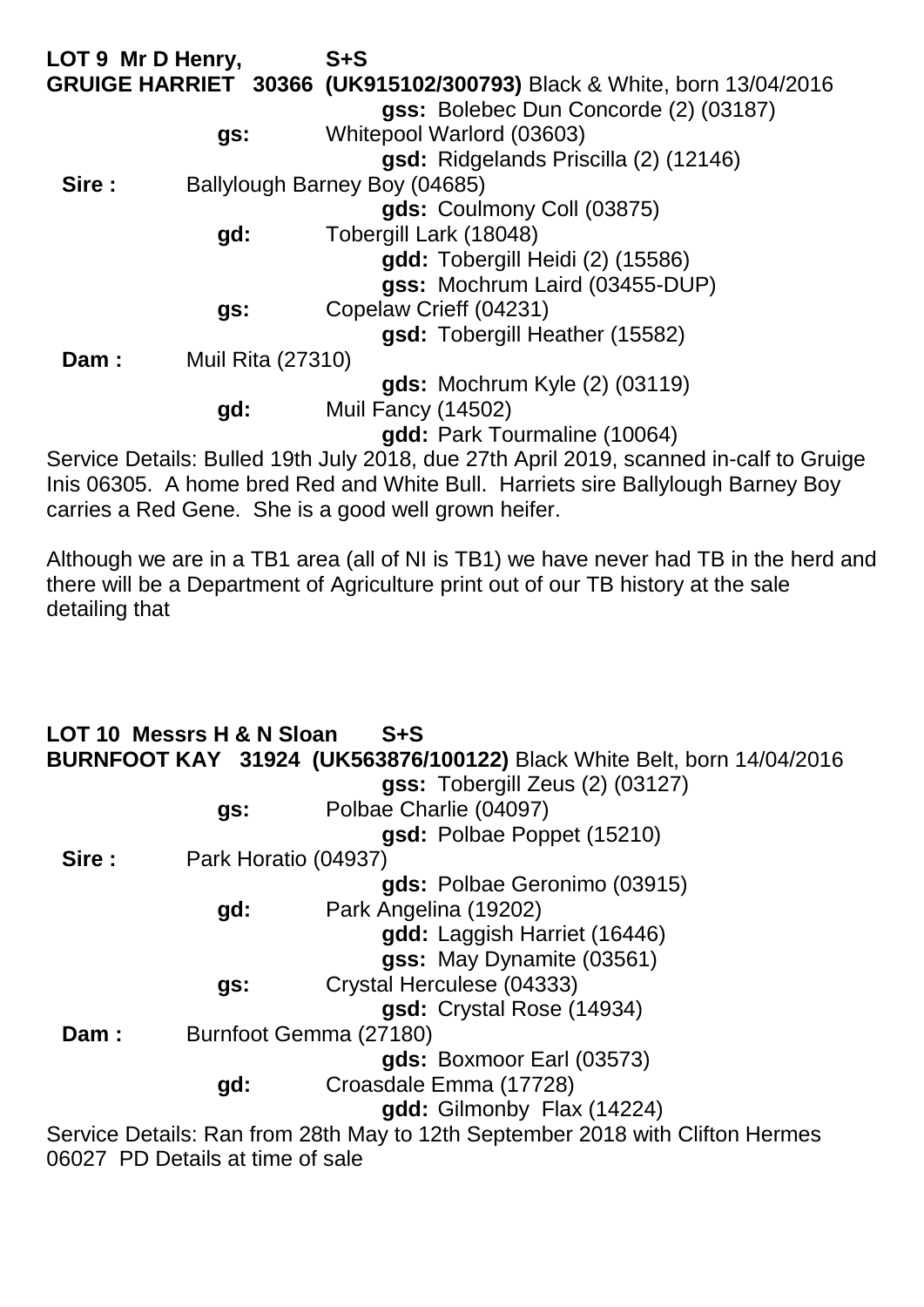**LOT 9 Mr D Henry, S+S**

**GRUIGE HARRIET 30366 (UK915102/300793)** Black & White, born 13/04/2016

| | | |
|---|---|---|
| | | **gss:** Bolebec Dun Concorde (2) (03187) |
| | **gs:** | Whitepool Warlord (03603) |
| | | **gsd:** Ridgelands Priscilla (2) (12146) |
| **Sire :** | Ballylough Barney Boy (04685) | |
| | | **gds:** Coulmony Coll (03875) |
| | **gd:** | Tobergill Lark (18048) |
| | | **gdd:** Tobergill Heidi (2) (15586) |
| | | **gss:** Mochrum Laird (03455-DUP) |
| | **gs:** | Copelaw Crieff (04231) |
| | | **gsd:** Tobergill Heather (15582) |
| **Dam :** | Muil Rita (27310) | |
| | | **gds:** Mochrum Kyle (2) (03119) |
| | **gd:** | Muil Fancy (14502) |
| | | **gdd:** Park Tourmaline (10064) |

Service Details: Bulled 19th July 2018, due 27th April 2019, scanned in-calf to Gruige Inis 06305. A home bred Red and White Bull. Harriets sire Ballylough Barney Boy carries a Red Gene. She is a good well grown heifer.

Although we are in a TB1 area (all of NI is TB1) we have never had TB in the herd and there will be a Department of Agriculture print out of our TB history at the sale detailing that

**LOT 10 Messrs H & N Sloan S+S**

**BURNFOOT KAY 31924 (UK563876/100122)** Black White Belt, born 14/04/2016

| | | |
|---|---|---|
| | | **gss:** Tobergill Zeus (2) (03127) |
| | **gs:** | Polbae Charlie (04097) |
| | | **gsd:** Polbae Poppet (15210) |
| **Sire :** | Park Horatio (04937) | |
| | | **gds:** Polbae Geronimo (03915) |
| | **gd:** | Park Angelina (19202) |
| | | **gdd:** Laggish Harriet (16446) |
| | | **gss:** May Dynamite (03561) |
| | **gs:** | Crystal Herculese (04333) |
| | | **gsd:** Crystal Rose (14934) |
| **Dam :** | Burnfoot Gemma (27180) | |
| | | **gds:** Boxmoor Earl (03573) |
| | **gd:** | Croasdale Emma (17728) |
| | | **gdd:** Gilmonby Flax (14224) |

Service Details: Ran from 28th May to 12th September 2018 with Clifton Hermes 06027 PD Details at time of sale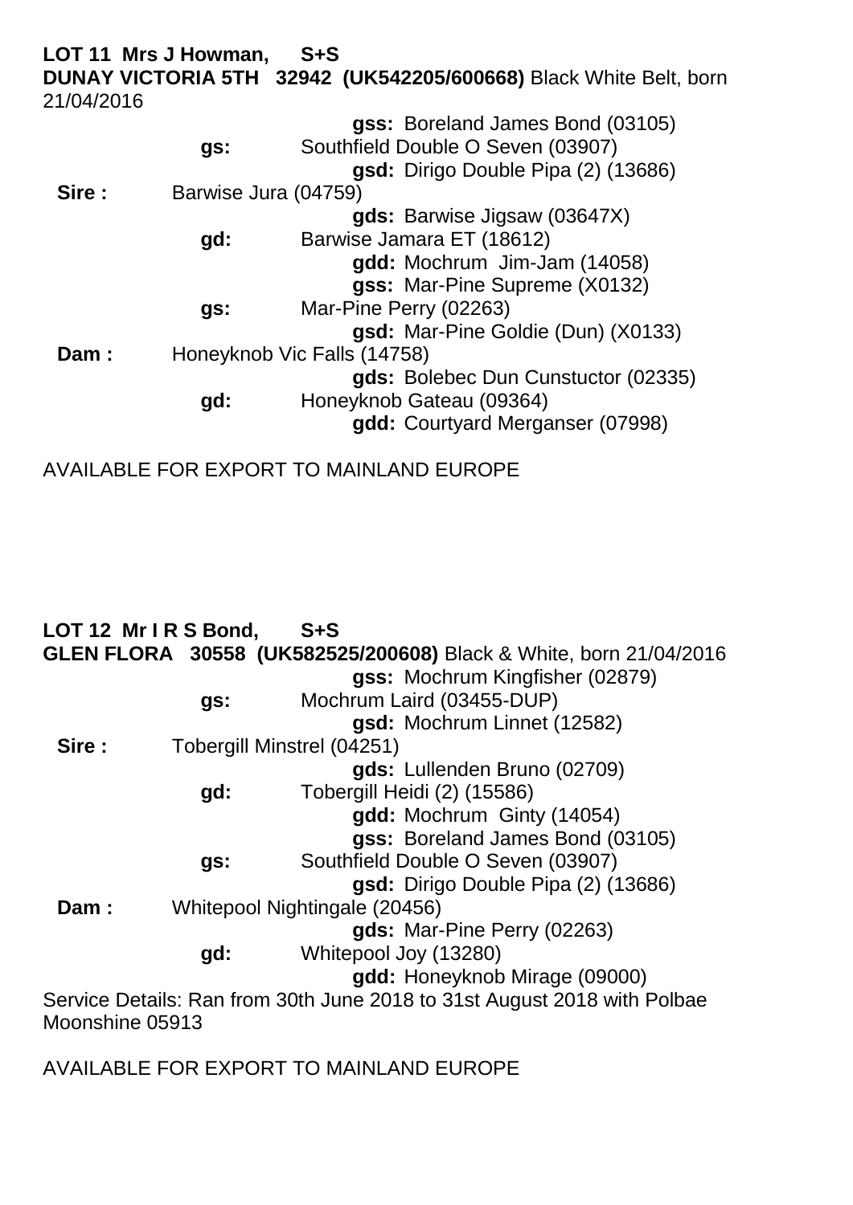**LOT 11 Mrs J Howman, S+S**

**DUNAY VICTORIA 5TH 32942 (UK542205/600668)** Black White Belt, born 21/04/2016

| | | | |
|---|---|---|---|
| | | | **gss:** Boreland James Bond (03105) |
| | **gs:** | Southfield Double O Seven (03907) | |
| | | | **gsd:** Dirigo Double Pipa (2) (13686) |
| **Sire :** | Barwise Jura (04759) | | |
| | | | **gds:** Barwise Jigsaw (03647X) |
| | **gd:** | Barwise Jamara ET (18612) | |
| | | | **gdd:** Mochrum Jim-Jam (14058) |
| | | | **gss:** Mar-Pine Supreme (X0132) |
| | **gs:** | Mar-Pine Perry (02263) | |
| | | | **gsd:** Mar-Pine Goldie (Dun) (X0133) |
| **Dam :** | Honeyknob Vic Falls (14758) | | |
| | | | **gds:** Bolebec Dun Cunstuctor (02335) |
| | **gd:** | Honeyknob Gateau (09364) | |
| | | | **gdd:** Courtyard Merganser (07998) |

AVAILABLE FOR EXPORT TO MAINLAND EUROPE

**LOT 12 Mr I R S Bond, S+S**

**GLEN FLORA 30558 (UK582525/200608)** Black & White, born 21/04/2016

| | | | |
|---|---|---|---|
| | | | **gss:** Mochrum Kingfisher (02879) |
| | **gs:** | Mochrum Laird (03455-DUP) | |
| | | | **gsd:** Mochrum Linnet (12582) |
| **Sire :** | Tobergill Minstrel (04251) | | |
| | | | **gds:** Lullenden Bruno (02709) |
| | **gd:** | Tobergill Heidi (2) (15586) | |
| | | | **gdd:** Mochrum Ginty (14054) |
| | | | **gss:** Boreland James Bond (03105) |
| | **gs:** | Southfield Double O Seven (03907) | |
| | | | **gsd:** Dirigo Double Pipa (2) (13686) |
| **Dam :** | Whitepool Nightingale (20456) | | |
| | | | **gds:** Mar-Pine Perry (02263) |
| | **gd:** | Whitepool Joy (13280) | |
| | | | **gdd:** Honeyknob Mirage (09000) |

Service Details: Ran from 30th June 2018 to 31st August 2018 with Polbae Moonshine 05913

AVAILABLE FOR EXPORT TO MAINLAND EUROPE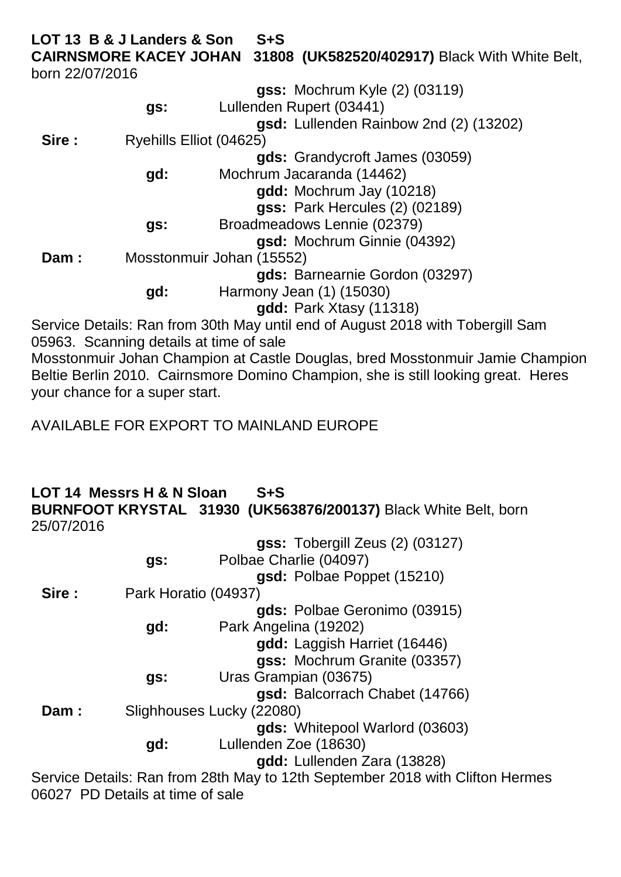**LOT 13 B & J Landers & Son S+S**

**CAIRNSMORE KACEY JOHAN 31808 (UK582520/402917)** Black With White Belt, born 22/07/2016

| | | |
|---|---|---|
| | | **gss:** Mochrum Kyle (2) (03119) |
| | **gs:** | Lullenden Rupert (03441) |
| | | **gsd:** Lullenden Rainbow 2nd (2) (13202) |
| **Sire :** | Ryehills Elliot (04625) | |
| | | **gds:** Grandycroft James (03059) |
| | **gd:** | Mochrum Jacaranda (14462) |
| | | **gdd:** Mochrum Jay (10218) |
| | | **gss:** Park Hercules (2) (02189) |
| | **gs:** | Broadmeadows Lennie (02379) |
| | | **gsd:** Mochrum Ginnie (04392) |
| **Dam :** | Mosstonmuir Johan (15552) | |
| | | **gds:** Barnearnie Gordon (03297) |
| | **gd:** | Harmony Jean (1) (15030) |
| | | **gdd:** Park Xtasy (11318) |

Service Details: Ran from 30th May until end of August 2018 with Tobergill Sam 05963. Scanning details at time of sale

Mosstonmuir Johan Champion at Castle Douglas, bred Mosstonmuir Jamie Champion Beltie Berlin 2010. Cairnsmore Domino Champion, she is still looking great. Heres your chance for a super start.

AVAILABLE FOR EXPORT TO MAINLAND EUROPE

**LOT 14 Messrs H & N Sloan S+S**

**BURNFOOT KRYSTAL 31930 (UK563876/200137)** Black White Belt, born 25/07/2016

| | | |
|---|---|---|
| | | **gss:** Tobergill Zeus (2) (03127) |
| | **gs:** | Polbae Charlie (04097) |
| | | **gsd:** Polbae Poppet (15210) |
| **Sire :** | Park Horatio (04937) | |
| | | **gds:** Polbae Geronimo (03915) |
| | **gd:** | Park Angelina (19202) |
| | | **gdd:** Laggish Harriet (16446) |
| | | **gss:** Mochrum Granite (03357) |
| | **gs:** | Uras Grampian (03675) |
| | | **gsd:** Balcorrach Chabet (14766) |
| **Dam :** | Slighhouses Lucky (22080) | |
| | | **gds:** Whitepool Warlord (03603) |
| | **gd:** | Lullenden Zoe (18630) |
| | | **gdd:** Lullenden Zara (13828) |

Service Details: Ran from 28th May to 12th September 2018 with Clifton Hermes 06027 PD Details at time of sale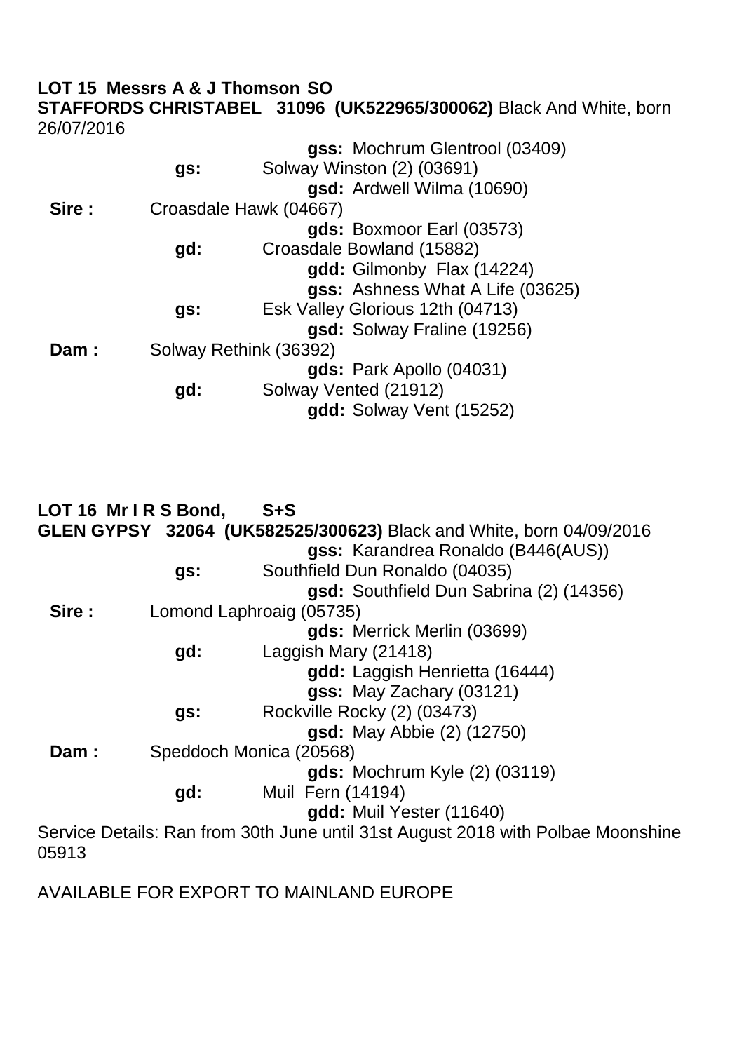**LOT 15 Messrs A & J Thomson SO**

**STAFFORDS CHRISTABEL 31096 (UK522965/300062)** Black And White, born 26/07/2016

| | | | |
|---|---|---|---|
| | | | **gss:** Mochrum Glentrool (03409) |
| | **gs:** | Solway Winston (2) (03691) | |
| | | | **gsd:** Ardwell Wilma (10690) |
| **Sire :** | Croasdale Hawk (04667) | | |
| | | | **gds:** Boxmoor Earl (03573) |
| | **gd:** | Croasdale Bowland (15882) | |
| | | | **gdd:** Gilmonby Flax (14224) |
| | | | **gss:** Ashness What A Life (03625) |
| | **gs:** | Esk Valley Glorious 12th (04713) | |
| | | | **gsd:** Solway Fraline (19256) |
| **Dam :** | Solway Rethink (36392) | | |
| | | | **gds:** Park Apollo (04031) |
| | **gd:** | Solway Vented (21912) | |
| | | | **gdd:** Solway Vent (15252) |

**LOT 16 Mr I R S Bond, S+S**

**GLEN GYPSY 32064 (UK582525/300623)** Black and White, born 04/09/2016

| | | | |
|---|---|---|---|
| | | | **gss:** Karandrea Ronaldo (B446(AUS)) |
| | **gs:** | Southfield Dun Ronaldo (04035) | |
| | | | **gsd:** Southfield Dun Sabrina (2) (14356) |
| **Sire :** | Lomond Laphroaig (05735) | | |
| | | | **gds:** Merrick Merlin (03699) |
| | **gd:** | Laggish Mary (21418) | |
| | | | **gdd:** Laggish Henrietta (16444) |
| | | | **gss:** May Zachary (03121) |
| | **gs:** | Rockville Rocky (2) (03473) | |
| | | | **gsd:** May Abbie (2) (12750) |
| **Dam :** | Speddoch Monica (20568) | | |
| | | | **gds:** Mochrum Kyle (2) (03119) |
| | **gd:** | Muil Fern (14194) | |
| | | | **gdd:** Muil Yester (11640) |

Service Details: Ran from 30th June until 31st August 2018 with Polbae Moonshine 05913

AVAILABLE FOR EXPORT TO MAINLAND EUROPE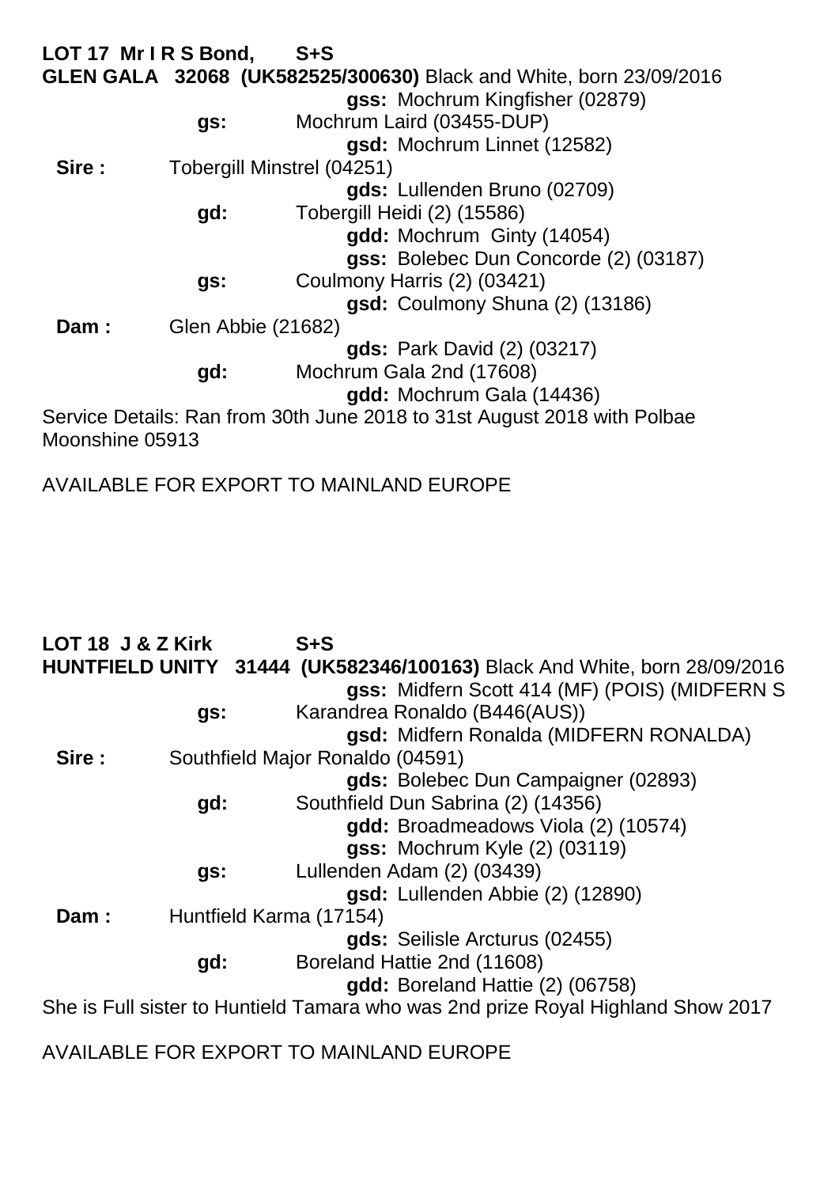**LOT 17 Mr I R S Bond, S+S**

**GLEN GALA 32068 (UK582525/300630)** Black and White, born 23/09/2016

|  |  |  |
|---|---|---|
|  |  | **gss:** Mochrum Kingfisher (02879) |
|  | **gs:** | Mochrum Laird (03455-DUP) |
|  |  | **gsd:** Mochrum Linnet (12582) |
| **Sire :** | Tobergill Minstrel (04251) |  |
|  |  | **gds:** Lullenden Bruno (02709) |
|  | **gd:** | Tobergill Heidi (2) (15586) |
|  |  | **gdd:** Mochrum Ginty (14054) |
|  |  | **gss:** Bolebec Dun Concorde (2) (03187) |
|  | **gs:** | Coulmony Harris (2) (03421) |
|  |  | **gsd:** Coulmony Shuna (2) (13186) |
| **Dam :** | Glen Abbie (21682) |  |
|  |  | **gds:** Park David (2) (03217) |
|  | **gd:** | Mochrum Gala 2nd (17608) |
|  |  | **gdd:** Mochrum Gala (14436) |

Service Details: Ran from 30th June 2018 to 31st August 2018 with Polbae Moonshine 05913

AVAILABLE FOR EXPORT TO MAINLAND EUROPE

**LOT 18 J & Z Kirk S+S**

**HUNTFIELD UNITY 31444 (UK582346/100163)** Black And White, born 28/09/2016

|  |  |  |
|---|---|---|
|  |  | **gss:** Midfern Scott 414 (MF) (POIS) (MIDFERN S |
|  | **gs:** | Karandrea Ronaldo (B446(AUS)) |
|  |  | **gsd:** Midfern Ronalda (MIDFERN RONALDA) |
| **Sire :** | Southfield Major Ronaldo (04591) |  |
|  |  | **gds:** Bolebec Dun Campaigner (02893) |
|  | **gd:** | Southfield Dun Sabrina (2) (14356) |
|  |  | **gdd:** Broadmeadows Viola (2) (10574) |
|  |  | **gss:** Mochrum Kyle (2) (03119) |
|  | **gs:** | Lullenden Adam (2) (03439) |
|  |  | **gsd:** Lullenden Abbie (2) (12890) |
| **Dam :** | Huntfield Karma (17154) |  |
|  |  | **gds:** Seilisle Arcturus (02455) |
|  | **gd:** | Boreland Hattie 2nd (11608) |
|  |  | **gdd:** Boreland Hattie (2) (06758) |

She is Full sister to Huntield Tamara who was 2nd prize Royal Highland Show 2017

AVAILABLE FOR EXPORT TO MAINLAND EUROPE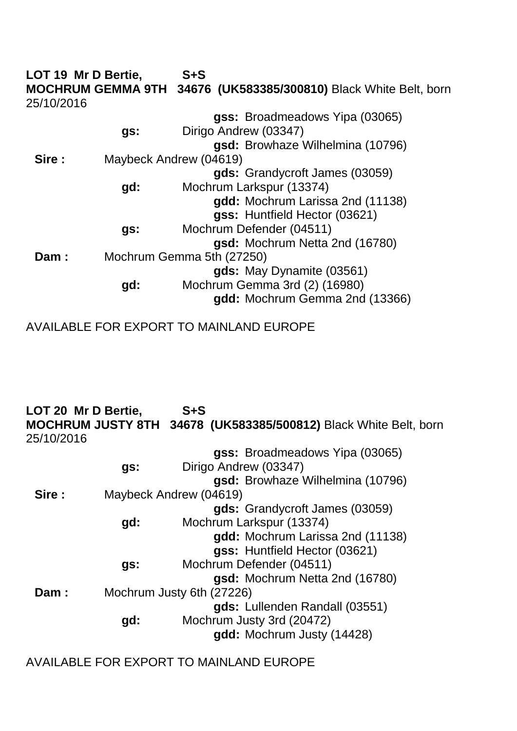**LOT 19 Mr D Bertie, S+S**
**MOCHRUM GEMMA 9TH 34676 (UK583385/300810)** Black White Belt, born 25/10/2016

| | | | |
|---|---|---|---|
| | | | **gss:** Broadmeadows Yipa (03065) |
| | **gs:** | Dirigo Andrew (03347) | |
| | | | **gsd:** Browhaze Wilhelmina (10796) |
| **Sire :** | Maybeck Andrew (04619) | | |
| | | | **gds:** Grandycroft James (03059) |
| | **gd:** | Mochrum Larkspur (13374) | |
| | | | **gdd:** Mochrum Larissa 2nd (11138) |
| | | | **gss:** Huntfield Hector (03621) |
| | **gs:** | Mochrum Defender (04511) | |
| | | | **gsd:** Mochrum Netta 2nd (16780) |
| **Dam :** | Mochrum Gemma 5th (27250) | | |
| | | | **gds:** May Dynamite (03561) |
| | **gd:** | Mochrum Gemma 3rd (2) (16980) | |
| | | | **gdd:** Mochrum Gemma 2nd (13366) |

AVAILABLE FOR EXPORT TO MAINLAND EUROPE

**LOT 20 Mr D Bertie, S+S**
**MOCHRUM JUSTY 8TH 34678 (UK583385/500812)** Black White Belt, born 25/10/2016

| | | | |
|---|---|---|---|
| | | | **gss:** Broadmeadows Yipa (03065) |
| | **gs:** | Dirigo Andrew (03347) | |
| | | | **gsd:** Browhaze Wilhelmina (10796) |
| **Sire :** | Maybeck Andrew (04619) | | |
| | | | **gds:** Grandycroft James (03059) |
| | **gd:** | Mochrum Larkspur (13374) | |
| | | | **gdd:** Mochrum Larissa 2nd (11138) |
| | | | **gss:** Huntfield Hector (03621) |
| | **gs:** | Mochrum Defender (04511) | |
| | | | **gsd:** Mochrum Netta 2nd (16780) |
| **Dam :** | Mochrum Justy 6th (27226) | | |
| | | | **gds:** Lullenden Randall (03551) |
| | **gd:** | Mochrum Justy 3rd (20472) | |
| | | | **gdd:** Mochrum Justy (14428) |

AVAILABLE FOR EXPORT TO MAINLAND EUROPE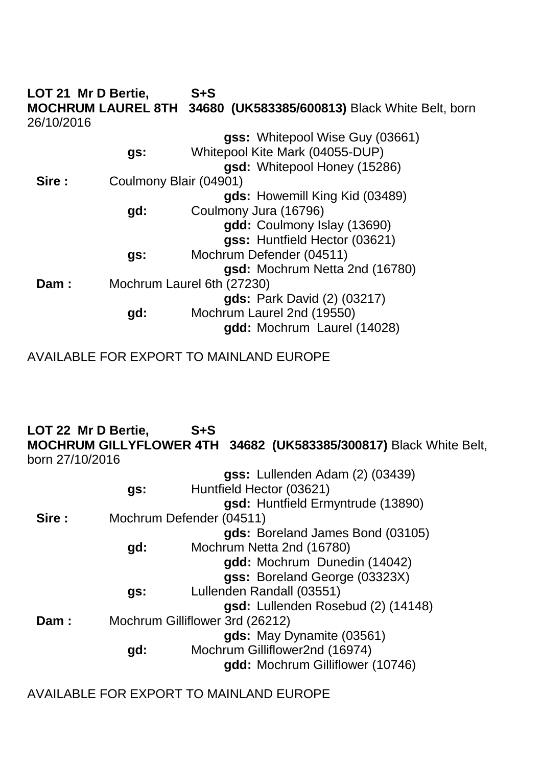**LOT 21 Mr D Bertie, S+S**
**MOCHRUM LAUREL 8TH 34680 (UK583385/600813)** Black White Belt, born 26/10/2016

| | | | |
|---|---|---|---|
| | | | **gss:** Whitepool Wise Guy (03661) |
| | **gs:** | Whitepool Kite Mark (04055-DUP) | |
| | | | **gsd:** Whitepool Honey (15286) |
| **Sire :** | Coulmony Blair (04901) | | |
| | | | **gds:** Howemill King Kid (03489) |
| | **gd:** | Coulmony Jura (16796) | |
| | | | **gdd:** Coulmony Islay (13690) |
| | | | **gss:** Huntfield Hector (03621) |
| | **gs:** | Mochrum Defender (04511) | |
| | | | **gsd:** Mochrum Netta 2nd (16780) |
| **Dam :** | Mochrum Laurel 6th (27230) | | |
| | | | **gds:** Park David (2) (03217) |
| | **gd:** | Mochrum Laurel 2nd (19550) | |
| | | | **gdd:** Mochrum Laurel (14028) |

AVAILABLE FOR EXPORT TO MAINLAND EUROPE

**LOT 22 Mr D Bertie, S+S**
**MOCHRUM GILLYFLOWER 4TH 34682 (UK583385/300817)** Black White Belt, born 27/10/2016

| | | | |
|---|---|---|---|
| | | | **gss:** Lullenden Adam (2) (03439) |
| | **gs:** | Huntfield Hector (03621) | |
| | | | **gsd:** Huntfield Ermyntrude (13890) |
| **Sire :** | Mochrum Defender (04511) | | |
| | | | **gds:** Boreland James Bond (03105) |
| | **gd:** | Mochrum Netta 2nd (16780) | |
| | | | **gdd:** Mochrum Dunedin (14042) |
| | | | **gss:** Boreland George (03323X) |
| | **gs:** | Lullenden Randall (03551) | |
| | | | **gsd:** Lullenden Rosebud (2) (14148) |
| **Dam :** | Mochrum Gilliflower 3rd (26212) | | |
| | | | **gds:** May Dynamite (03561) |
| | **gd:** | Mochrum Gilliflower2nd (16974) | |
| | | | **gdd:** Mochrum Gilliflower (10746) |

AVAILABLE FOR EXPORT TO MAINLAND EUROPE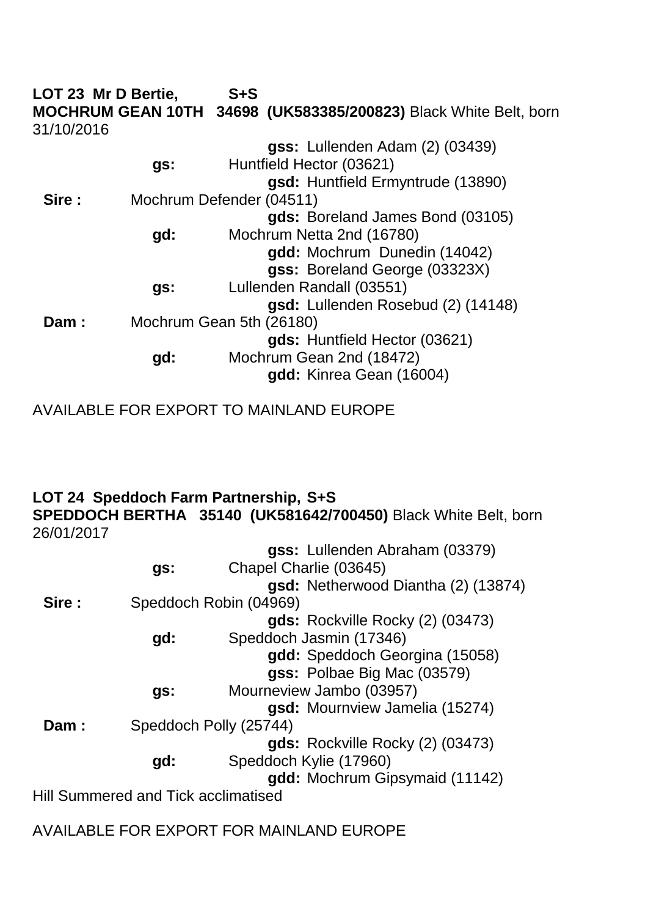**LOT 23 Mr D Bertie, S+S**
**MOCHRUM GEAN 10TH 34698 (UK583385/200823)** Black White Belt, born 31/10/2016

| | | | |
|---|---|---|---|
| | | | **gss:** Lullenden Adam (2) (03439) |
| | **gs:** | Huntfield Hector (03621) | |
| | | | **gsd:** Huntfield Ermyntrude (13890) |
| **Sire :** | Mochrum Defender (04511) | | |
| | | | **gds:** Boreland James Bond (03105) |
| | **gd:** | Mochrum Netta 2nd (16780) | |
| | | | **gdd:** Mochrum Dunedin (14042) |
| | | | **gss:** Boreland George (03323X) |
| | **gs:** | Lullenden Randall (03551) | |
| | | | **gsd:** Lullenden Rosebud (2) (14148) |
| **Dam :** | Mochrum Gean 5th (26180) | | |
| | | | **gds:** Huntfield Hector (03621) |
| | **gd:** | Mochrum Gean 2nd (18472) | |
| | | | **gdd:** Kinrea Gean (16004) |

AVAILABLE FOR EXPORT TO MAINLAND EUROPE

**LOT 24 Speddoch Farm Partnership, S+S**
**SPEDDOCH BERTHA 35140 (UK581642/700450)** Black White Belt, born 26/01/2017

| | | | |
|---|---|---|---|
| | | | **gss:** Lullenden Abraham (03379) |
| | **gs:** | Chapel Charlie (03645) | |
| | | | **gsd:** Netherwood Diantha (2) (13874) |
| **Sire :** | Speddoch Robin (04969) | | |
| | | | **gds:** Rockville Rocky (2) (03473) |
| | **gd:** | Speddoch Jasmin (17346) | |
| | | | **gdd:** Speddoch Georgina (15058) |
| | | | **gss:** Polbae Big Mac (03579) |
| | **gs:** | Mourneview Jambo (03957) | |
| | | | **gsd:** Mournview Jamelia (15274) |
| **Dam :** | Speddoch Polly (25744) | | |
| | | | **gds:** Rockville Rocky (2) (03473) |
| | **gd:** | Speddoch Kylie (17960) | |
| | | | **gdd:** Mochrum Gipsymaid (11142) |

Hill Summered and Tick acclimatised

AVAILABLE FOR EXPORT FOR MAINLAND EUROPE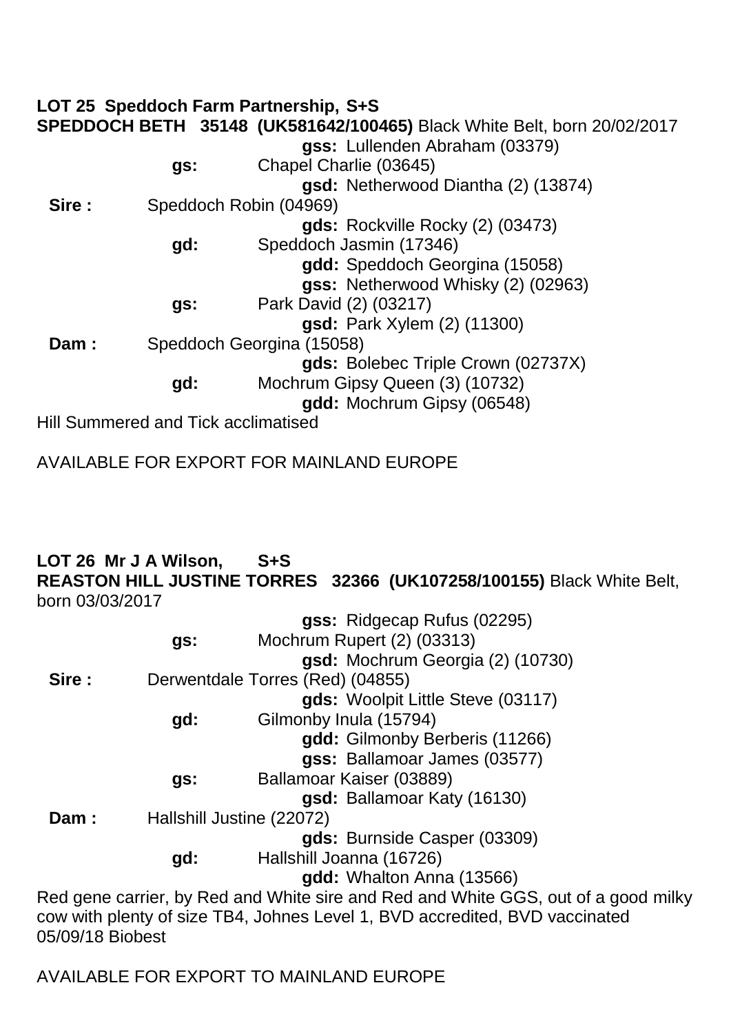**LOT 25 Speddoch Farm Partnership, S+S**
**SPEDDOCH BETH 35148 (UK581642/100465)** Black White Belt, born 20/02/2017

| | | | |
|---|---|---|---|
| | | | **gss:** Lullenden Abraham (03379) |
| | **gs:** | Chapel Charlie (03645) | |
| | | | **gsd:** Netherwood Diantha (2) (13874) |
| **Sire :** | Speddoch Robin (04969) | | |
| | | | **gds:** Rockville Rocky (2) (03473) |
| | **gd:** | Speddoch Jasmin (17346) | |
| | | | **gdd:** Speddoch Georgina (15058) |
| | | | **gss:** Netherwood Whisky (2) (02963) |
| | **gs:** | Park David (2) (03217) | |
| | | | **gsd:** Park Xylem (2) (11300) |
| **Dam :** | Speddoch Georgina (15058) | | |
| | | | **gds:** Bolebec Triple Crown (02737X) |
| | **gd:** | Mochrum Gipsy Queen (3) (10732) | |
| | | | **gdd:** Mochrum Gipsy (06548) |

Hill Summered and Tick acclimatised

AVAILABLE FOR EXPORT FOR MAINLAND EUROPE

**LOT 26 Mr J A Wilson, S+S**
**REASTON HILL JUSTINE TORRES 32366 (UK107258/100155)** Black White Belt, born 03/03/2017

| | | | |
|---|---|---|---|
| | | | **gss:** Ridgecap Rufus (02295) |
| | **gs:** | Mochrum Rupert (2) (03313) | |
| | | | **gsd:** Mochrum Georgia (2) (10730) |
| **Sire :** | Derwentdale Torres (Red) (04855) | | |
| | | | **gds:** Woolpit Little Steve (03117) |
| | **gd:** | Gilmonby Inula (15794) | |
| | | | **gdd:** Gilmonby Berberis (11266) |
| | | | **gss:** Ballamoar James (03577) |
| | **gs:** | Ballamoar Kaiser (03889) | |
| | | | **gsd:** Ballamoar Katy (16130) |
| **Dam :** | Hallshill Justine (22072) | | |
| | | | **gds:** Burnside Casper (03309) |
| | **gd:** | Hallshill Joanna (16726) | |
| | | | **gdd:** Whalton Anna (13566) |

Red gene carrier, by Red and White sire and Red and White GGS, out of a good milky cow with plenty of size TB4, Johnes Level 1, BVD accredited, BVD vaccinated 05/09/18 Biobest

AVAILABLE FOR EXPORT TO MAINLAND EUROPE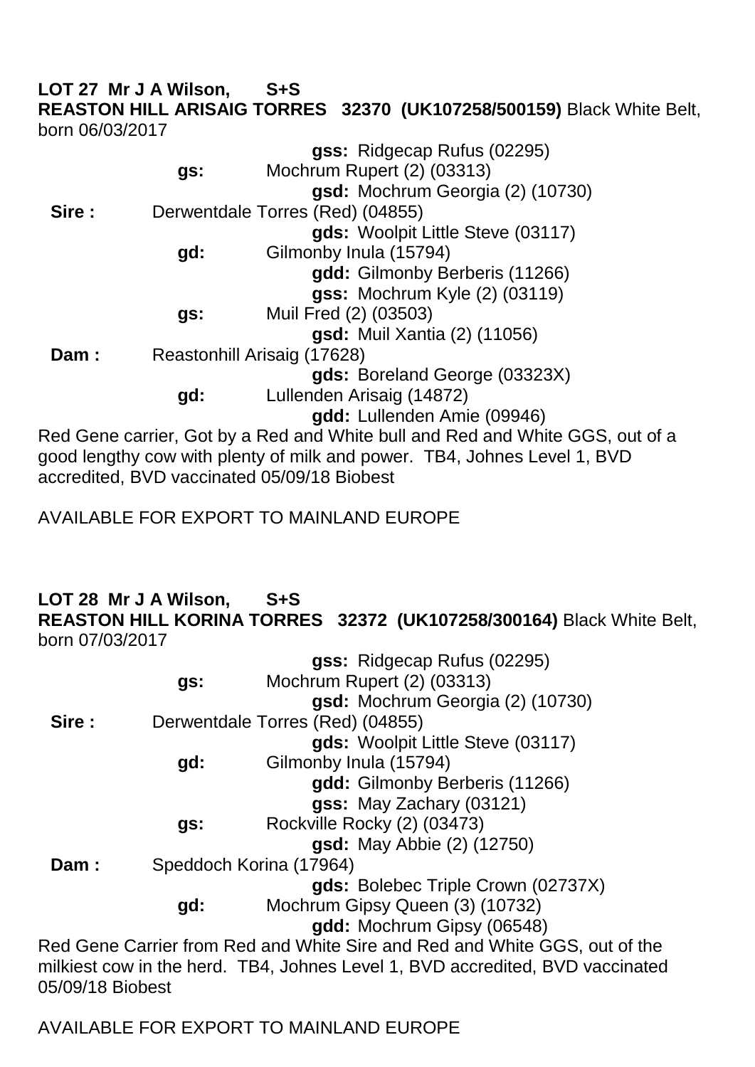**LOT 27 Mr J A Wilson, S+S**
**REASTON HILL ARISAIG TORRES 32370 (UK107258/500159)** Black White Belt, born 06/03/2017

| | | | |
|---|---|---|---|
| | | **gss:** | Ridgecap Rufus (02295) |
| | **gs:** | Mochrum Rupert (2) (03313) | |
| | | **gsd:** | Mochrum Georgia (2) (10730) |
| **Sire :** | Derwentdale Torres (Red) (04855) | | |
| | | **gds:** | Woolpit Little Steve (03117) |
| | **gd:** | Gilmonby Inula (15794) | |
| | | **gdd:** | Gilmonby Berberis (11266) |
| | | **gss:** | Mochrum Kyle (2) (03119) |
| | **gs:** | Muil Fred (2) (03503) | |
| | | **gsd:** | Muil Xantia (2) (11056) |
| **Dam :** | Reastonhill Arisaig (17628) | | |
| | | **gds:** | Boreland George (03323X) |
| | **gd:** | Lullenden Arisaig (14872) | |
| | | **gdd:** | Lullenden Amie (09946) |

Red Gene carrier, Got by a Red and White bull and Red and White GGS, out of a good lengthy cow with plenty of milk and power. TB4, Johnes Level 1, BVD accredited, BVD vaccinated 05/09/18 Biobest

AVAILABLE FOR EXPORT TO MAINLAND EUROPE

**LOT 28 Mr J A Wilson, S+S**
**REASTON HILL KORINA TORRES 32372 (UK107258/300164)** Black White Belt, born 07/03/2017

| | | | |
|---|---|---|---|
| | | **gss:** | Ridgecap Rufus (02295) |
| | **gs:** | Mochrum Rupert (2) (03313) | |
| | | **gsd:** | Mochrum Georgia (2) (10730) |
| **Sire :** | Derwentdale Torres (Red) (04855) | | |
| | | **gds:** | Woolpit Little Steve (03117) |
| | **gd:** | Gilmonby Inula (15794) | |
| | | **gdd:** | Gilmonby Berberis (11266) |
| | | **gss:** | May Zachary (03121) |
| | **gs:** | Rockville Rocky (2) (03473) | |
| | | **gsd:** | May Abbie (2) (12750) |
| **Dam :** | Speddoch Korina (17964) | | |
| | | **gds:** | Bolebec Triple Crown (02737X) |
| | **gd:** | Mochrum Gipsy Queen (3) (10732) | |
| | | **gdd:** | Mochrum Gipsy (06548) |

Red Gene Carrier from Red and White Sire and Red and White GGS, out of the milkiest cow in the herd. TB4, Johnes Level 1, BVD accredited, BVD vaccinated 05/09/18 Biobest

AVAILABLE FOR EXPORT TO MAINLAND EUROPE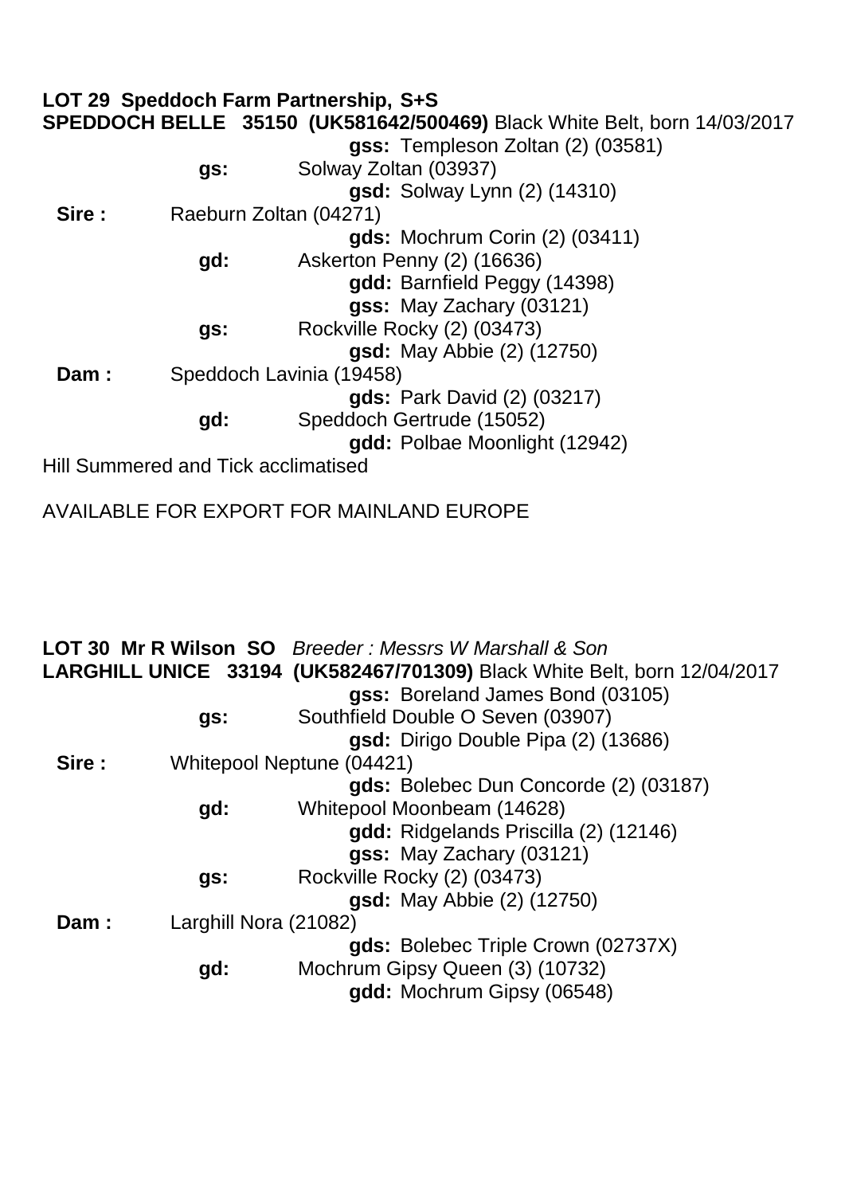**LOT 29 Speddoch Farm Partnership, S+S**
**SPEDDOCH BELLE 35150 (UK581642/500469)** Black White Belt, born 14/03/2017

| | | | |
|---|---|---|---|
| | | | **gss:** Templeson Zoltan (2) (03581) |
| | **gs:** | Solway Zoltan (03937) | |
| | | | **gsd:** Solway Lynn (2) (14310) |
| **Sire :** | Raeburn Zoltan (04271) | | |
| | | | **gds:** Mochrum Corin (2) (03411) |
| | **gd:** | Askerton Penny (2) (16636) | |
| | | | **gdd:** Barnfield Peggy (14398) |
| | | | **gss:** May Zachary (03121) |
| | **gs:** | Rockville Rocky (2) (03473) | |
| | | | **gsd:** May Abbie (2) (12750) |
| **Dam :** | Speddoch Lavinia (19458) | | |
| | | | **gds:** Park David (2) (03217) |
| | **gd:** | Speddoch Gertrude (15052) | |
| | | | **gdd:** Polbae Moonlight (12942) |

Hill Summered and Tick acclimatised

AVAILABLE FOR EXPORT FOR MAINLAND EUROPE

**LOT 30 Mr R Wilson SO** *Breeder : Messrs W Marshall & Son*
**LARGHILL UNICE 33194 (UK582467/701309)** Black White Belt, born 12/04/2017

| | | | |
|---|---|---|---|
| | | | **gss:** Boreland James Bond (03105) |
| | **gs:** | Southfield Double O Seven (03907) | |
| | | | **gsd:** Dirigo Double Pipa (2) (13686) |
| **Sire :** | Whitepool Neptune (04421) | | |
| | | | **gds:** Bolebec Dun Concorde (2) (03187) |
| | **gd:** | Whitepool Moonbeam (14628) | |
| | | | **gdd:** Ridgelands Priscilla (2) (12146) |
| | | | **gss:** May Zachary (03121) |
| | **gs:** | Rockville Rocky (2) (03473) | |
| | | | **gsd:** May Abbie (2) (12750) |
| **Dam :** | Larghill Nora (21082) | | |
| | | | **gds:** Bolebec Triple Crown (02737X) |
| | **gd:** | Mochrum Gipsy Queen (3) (10732) | |
| | | | **gdd:** Mochrum Gipsy (06548) |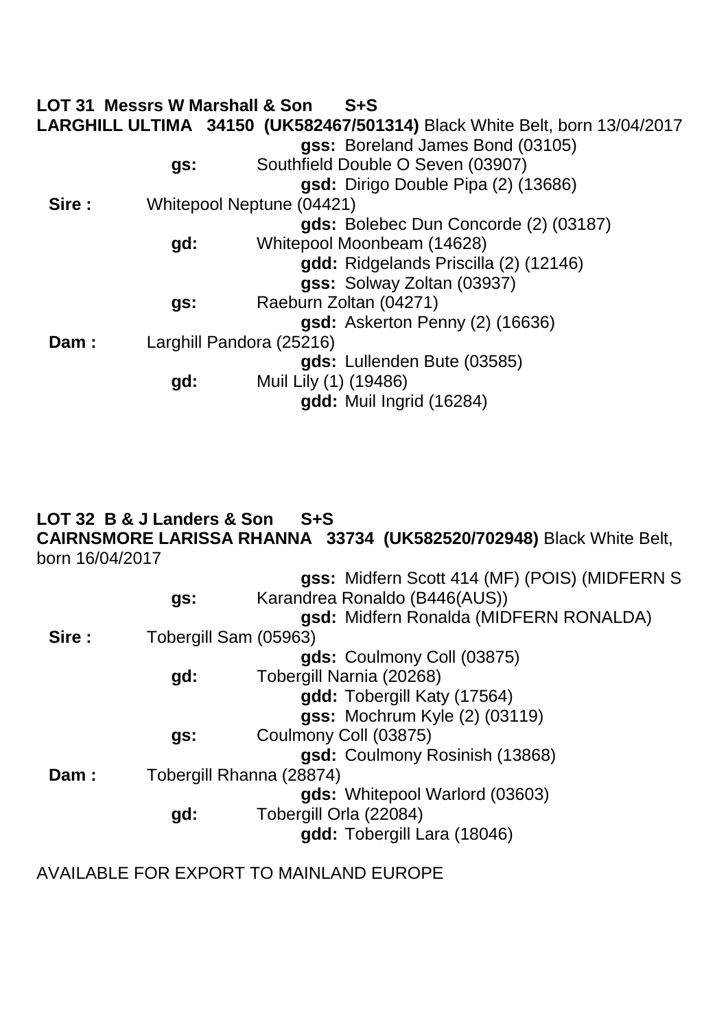**LOT 31 Messrs W Marshall & Son S+S**

**LARGHILL ULTIMA 34150 (UK582467/501314)** Black White Belt, born 13/04/2017

| | | | |
|---|---|---|---|
| | | | **gss:** Boreland James Bond (03105) |
| | **gs:** | Southfield Double O Seven (03907) | |
| | | | **gsd:** Dirigo Double Pipa (2) (13686) |
| **Sire :** | Whitepool Neptune (04421) | | |
| | | | **gds:** Bolebec Dun Concorde (2) (03187) |
| | **gd:** | Whitepool Moonbeam (14628) | |
| | | | **gdd:** Ridgelands Priscilla (2) (12146) |
| | | | **gss:** Solway Zoltan (03937) |
| | **gs:** | Raeburn Zoltan (04271) | |
| | | | **gsd:** Askerton Penny (2) (16636) |
| **Dam :** | Larghill Pandora (25216) | | |
| | | | **gds:** Lullenden Bute (03585) |
| | **gd:** | Muil Lily (1) (19486) | |
| | | | **gdd:** Muil Ingrid (16284) |

**LOT 32 B & J Landers & Son S+S**

**CAIRNSMORE LARISSA RHANNA 33734 (UK582520/702948)** Black White Belt, born 16/04/2017

| | | | |
|---|---|---|---|
| | | | **gss:** Midfern Scott 414 (MF) (POIS) (MIDFERN S |
| | **gs:** | Karandrea Ronaldo (B446(AUS)) | |
| | | | **gsd:** Midfern Ronalda (MIDFERN RONALDA) |
| **Sire :** | Tobergill Sam (05963) | | |
| | | | **gds:** Coulmony Coll (03875) |
| | **gd:** | Tobergill Narnia (20268) | |
| | | | **gdd:** Tobergill Katy (17564) |
| | | | **gss:** Mochrum Kyle (2) (03119) |
| | **gs:** | Coulmony Coll (03875) | |
| | | | **gsd:** Coulmony Rosinish (13868) |
| **Dam :** | Tobergill Rhanna (28874) | | |
| | | | **gds:** Whitepool Warlord (03603) |
| | **gd:** | Tobergill Orla (22084) | |
| | | | **gdd:** Tobergill Lara (18046) |

AVAILABLE FOR EXPORT TO MAINLAND EUROPE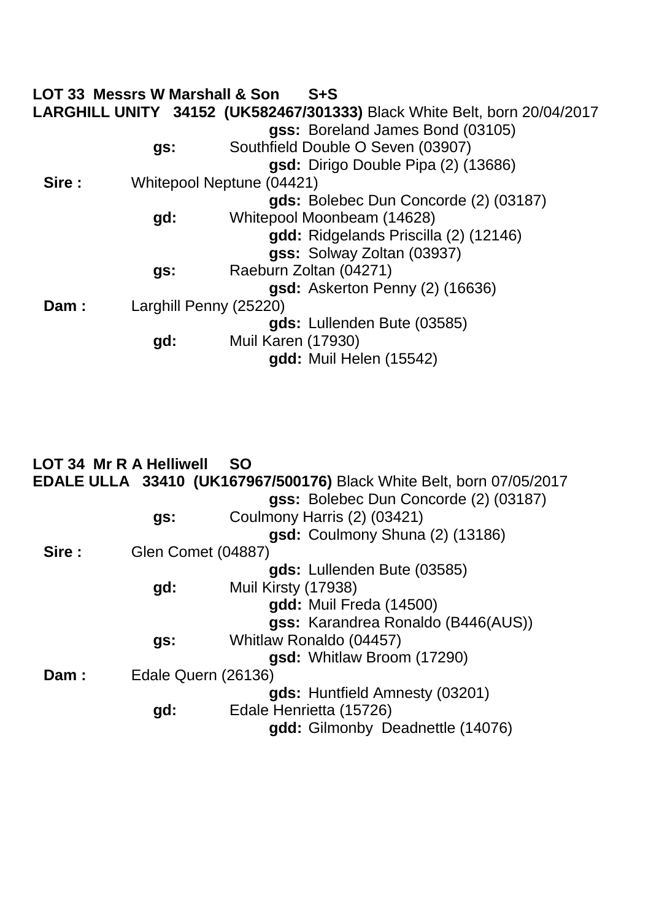**LOT 33 Messrs W Marshall & Son S+S**

**LARGHILL UNITY 34152 (UK582467/301333)** Black White Belt, born 20/04/2017

| | | | |
|---|---|---|---|
| | | | **gss:** Boreland James Bond (03105) |
| | **gs:** | Southfield Double O Seven (03907) | |
| | | | **gsd:** Dirigo Double Pipa (2) (13686) |
| **Sire :** | Whitepool Neptune (04421) | | |
| | | | **gds:** Bolebec Dun Concorde (2) (03187) |
| | **gd:** | Whitepool Moonbeam (14628) | |
| | | | **gdd:** Ridgelands Priscilla (2) (12146) |
| | | | **gss:** Solway Zoltan (03937) |
| | **gs:** | Raeburn Zoltan (04271) | |
| | | | **gsd:** Askerton Penny (2) (16636) |
| **Dam :** | Larghill Penny (25220) | | |
| | | | **gds:** Lullenden Bute (03585) |
| | **gd:** | Muil Karen (17930) | |
| | | | **gdd:** Muil Helen (15542) |

**LOT 34 Mr R A Helliwell SO**

**EDALE ULLA 33410 (UK167967/500176)** Black White Belt, born 07/05/2017

| | | | |
|---|---|---|---|
| | | | **gss:** Bolebec Dun Concorde (2) (03187) |
| | **gs:** | Coulmony Harris (2) (03421) | |
| | | | **gsd:** Coulmony Shuna (2) (13186) |
| **Sire :** | Glen Comet (04887) | | |
| | | | **gds:** Lullenden Bute (03585) |
| | **gd:** | Muil Kirsty (17938) | |
| | | | **gdd:** Muil Freda (14500) |
| | | | **gss:** Karandrea Ronaldo (B446(AUS)) |
| | **gs:** | Whitlaw Ronaldo (04457) | |
| | | | **gsd:** Whitlaw Broom (17290) |
| **Dam :** | Edale Quern (26136) | | |
| | | | **gds:** Huntfield Amnesty (03201) |
| | **gd:** | Edale Henrietta (15726) | |
| | | | **gdd:** Gilmonby Deadnettle (14076) |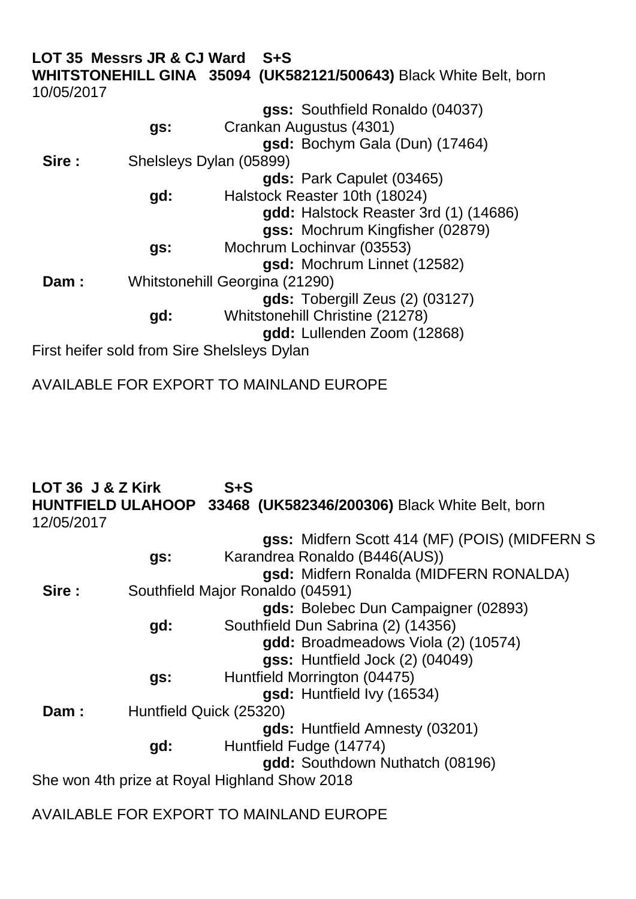**LOT 35 Messrs JR & CJ Ward S+S**
**WHITSTONEHILL GINA 35094 (UK582121/500643)** Black White Belt, born 10/05/2017

| | | | |
|---|---|---|---|
| | | | **gss:** Southfield Ronaldo (04037) |
| | **gs:** | Crankan Augustus (4301) | |
| | | | **gsd:** Bochym Gala (Dun) (17464) |
| **Sire :** | Shelsleys Dylan (05899) | | |
| | | | **gds:** Park Capulet (03465) |
| | **gd:** | Halstock Reaster 10th (18024) | |
| | | | **gdd:** Halstock Reaster 3rd (1) (14686) |
| | | | **gss:** Mochrum Kingfisher (02879) |
| | **gs:** | Mochrum Lochinvar (03553) | |
| | | | **gsd:** Mochrum Linnet (12582) |
| **Dam :** | Whitstonehill Georgina (21290) | | |
| | | | **gds:** Tobergill Zeus (2) (03127) |
| | **gd:** | Whitstonehill Christine (21278) | |
| | | | **gdd:** Lullenden Zoom (12868) |

First heifer sold from Sire Shelsleys Dylan

AVAILABLE FOR EXPORT TO MAINLAND EUROPE

**LOT 36 J & Z Kirk S+S**
**HUNTFIELD ULAHOOP 33468 (UK582346/200306)** Black White Belt, born 12/05/2017

| | | | |
|---|---|---|---|
| | | | **gss:** Midfern Scott 414 (MF) (POIS) (MIDFERN S |
| | **gs:** | Karandrea Ronaldo (B446(AUS)) | |
| | | | **gsd:** Midfern Ronalda (MIDFERN RONALDA) |
| **Sire :** | Southfield Major Ronaldo (04591) | | |
| | | | **gds:** Bolebec Dun Campaigner (02893) |
| | **gd:** | Southfield Dun Sabrina (2) (14356) | |
| | | | **gdd:** Broadmeadows Viola (2) (10574) |
| | | | **gss:** Huntfield Jock (2) (04049) |
| | **gs:** | Huntfield Morrington (04475) | |
| | | | **gsd:** Huntfield Ivy (16534) |
| **Dam :** | Huntfield Quick (25320) | | |
| | | | **gds:** Huntfield Amnesty (03201) |
| | **gd:** | Huntfield Fudge (14774) | |
| | | | **gdd:** Southdown Nuthatch (08196) |

She won 4th prize at Royal Highland Show 2018

AVAILABLE FOR EXPORT TO MAINLAND EUROPE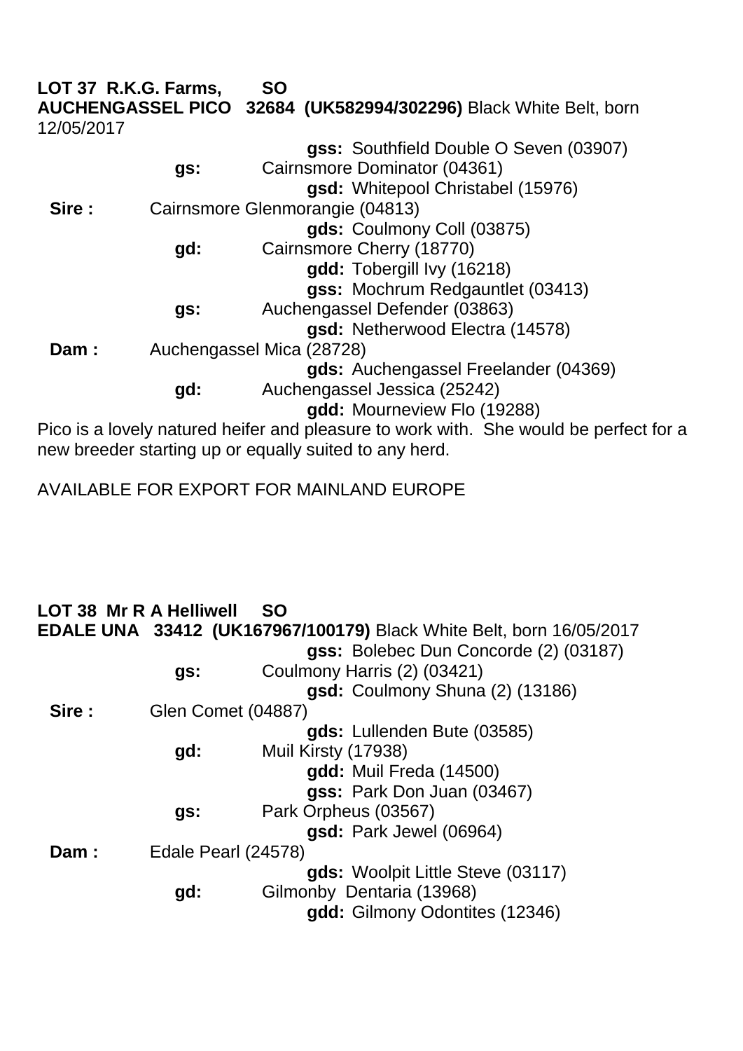**LOT 37 R.K.G. Farms, SO**
**AUCHENGASSEL PICO 32684 (UK582994/302296)** Black White Belt, born 12/05/2017

| | | | |
|---|---|---|---|
| | | | **gss:** Southfield Double O Seven (03907) |
| | **gs:** | Cairnsmore Dominator (04361) | |
| | | | **gsd:** Whitepool Christabel (15976) |
| **Sire :** | Cairnsmore Glenmorangie (04813) | | |
| | | | **gds:** Coulmony Coll (03875) |
| | **gd:** | Cairnsmore Cherry (18770) | |
| | | | **gdd:** Tobergill Ivy (16218) |
| | | | **gss:** Mochrum Redgauntlet (03413) |
| | **gs:** | Auchengassel Defender (03863) | |
| | | | **gsd:** Netherwood Electra (14578) |
| **Dam :** | Auchengassel Mica (28728) | | |
| | | | **gds:** Auchengassel Freelander (04369) |
| | **gd:** | Auchengassel Jessica (25242) | |
| | | | **gdd:** Mourneview Flo (19288) |

Pico is a lovely natured heifer and pleasure to work with. She would be perfect for a new breeder starting up or equally suited to any herd.

AVAILABLE FOR EXPORT FOR MAINLAND EUROPE

**LOT 38 Mr R A Helliwell SO**
**EDALE UNA 33412 (UK167967/100179)** Black White Belt, born 16/05/2017

| | | | |
|---|---|---|---|
| | | | **gss:** Bolebec Dun Concorde (2) (03187) |
| | **gs:** | Coulmony Harris (2) (03421) | |
| | | | **gsd:** Coulmony Shuna (2) (13186) |
| **Sire :** | Glen Comet (04887) | | |
| | | | **gds:** Lullenden Bute (03585) |
| | **gd:** | Muil Kirsty (17938) | |
| | | | **gdd:** Muil Freda (14500) |
| | | | **gss:** Park Don Juan (03467) |
| | **gs:** | Park Orpheus (03567) | |
| | | | **gsd:** Park Jewel (06964) |
| **Dam :** | Edale Pearl (24578) | | |
| | | | **gds:** Woolpit Little Steve (03117) |
| | **gd:** | Gilmonby Dentaria (13968) | |
| | | | **gdd:** Gilmony Odontites (12346) |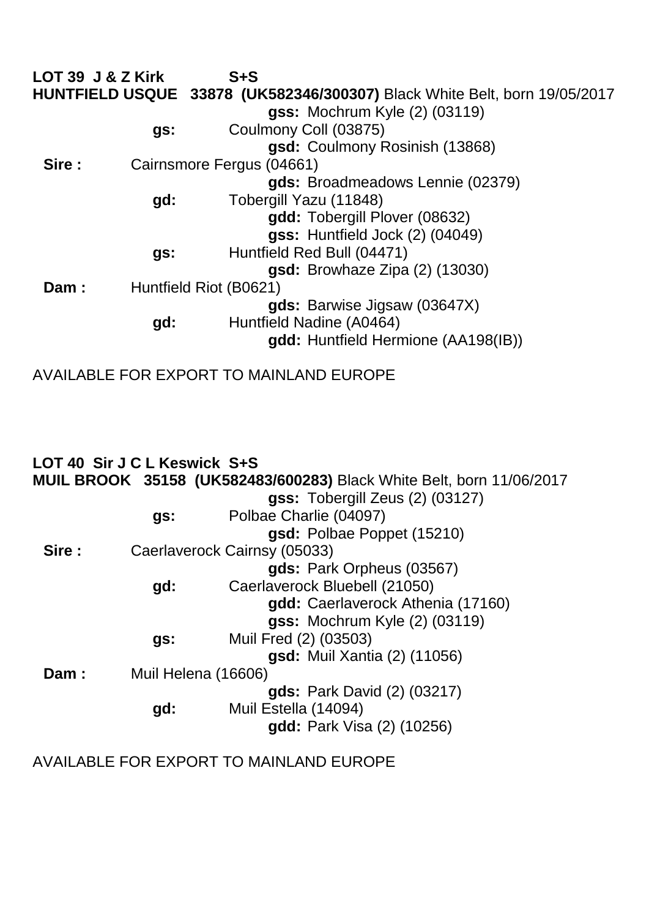**LOT 39 J & Z Kirk S+S**
**HUNTFIELD USQUE 33878 (UK582346/300307)** Black White Belt, born 19/05/2017

| | | | |
|---|---|---|---|
| | | | **gss:** Mochrum Kyle (2) (03119) |
| | **gs:** | Coulmony Coll (03875) | |
| | | | **gsd:** Coulmony Rosinish (13868) |
| **Sire :** | Cairnsmore Fergus (04661) | | |
| | | | **gds:** Broadmeadows Lennie (02379) |
| | **gd:** | Tobergill Yazu (11848) | |
| | | | **gdd:** Tobergill Plover (08632) |
| | | | **gss:** Huntfield Jock (2) (04049) |
| | **gs:** | Huntfield Red Bull (04471) | |
| | | | **gsd:** Browhaze Zipa (2) (13030) |
| **Dam :** | Huntfield Riot (B0621) | | |
| | | | **gds:** Barwise Jigsaw (03647X) |
| | **gd:** | Huntfield Nadine (A0464) | |
| | | | **gdd:** Huntfield Hermione (AA198(IB)) |

AVAILABLE FOR EXPORT TO MAINLAND EUROPE

**LOT 40 Sir J C L Keswick S+S**
**MUIL BROOK 35158 (UK582483/600283)** Black White Belt, born 11/06/2017

| | | | |
|---|---|---|---|
| | | | **gss:** Tobergill Zeus (2) (03127) |
| | **gs:** | Polbae Charlie (04097) | |
| | | | **gsd:** Polbae Poppet (15210) |
| **Sire :** | Caerlaverock Cairnsy (05033) | | |
| | | | **gds:** Park Orpheus (03567) |
| | **gd:** | Caerlaverock Bluebell (21050) | |
| | | | **gdd:** Caerlaverock Athenia (17160) |
| | | | **gss:** Mochrum Kyle (2) (03119) |
| | **gs:** | Muil Fred (2) (03503) | |
| | | | **gsd:** Muil Xantia (2) (11056) |
| **Dam :** | Muil Helena (16606) | | |
| | | | **gds:** Park David (2) (03217) |
| | **gd:** | Muil Estella (14094) | |
| | | | **gdd:** Park Visa (2) (10256) |

AVAILABLE FOR EXPORT TO MAINLAND EUROPE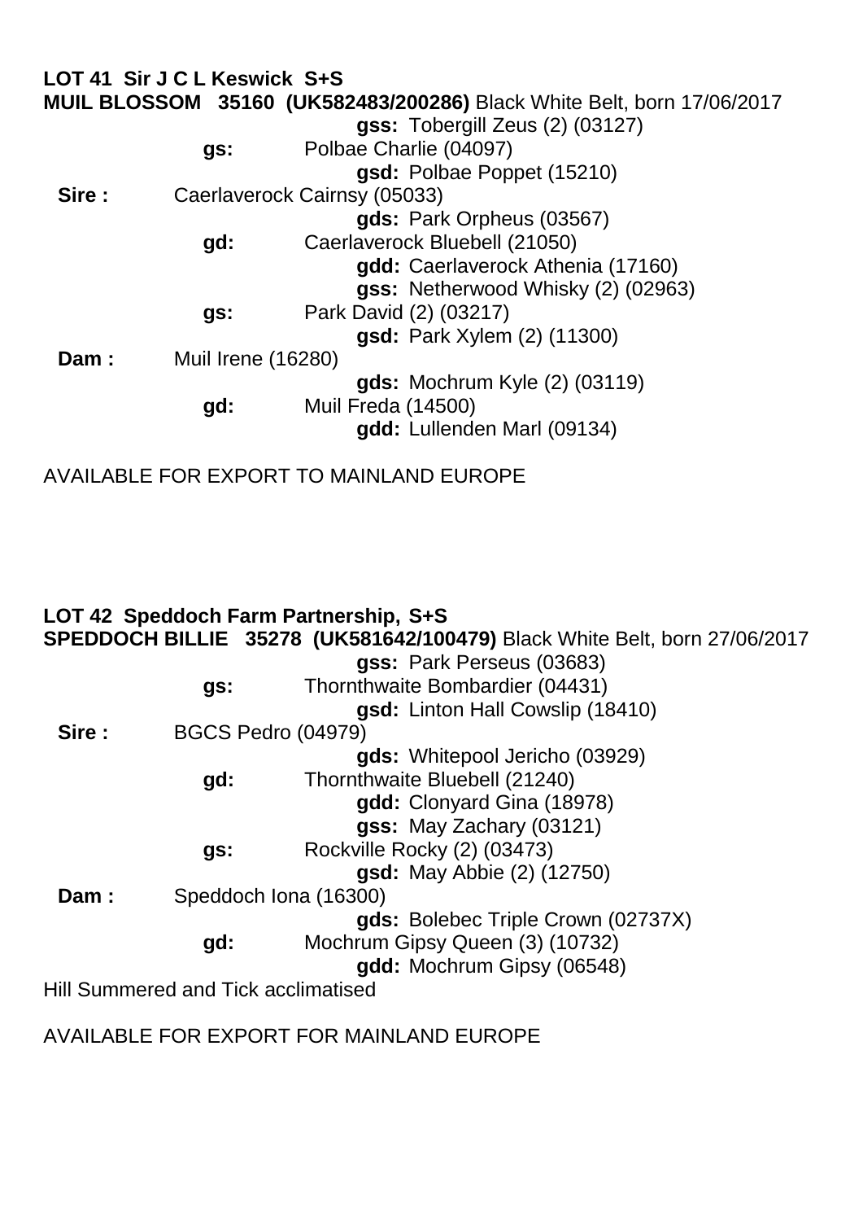**LOT 41 Sir J C L Keswick S+S**

**MUIL BLOSSOM 35160 (UK582483/200286)** Black White Belt, born 17/06/2017

|  |  |  |  |
|---|---|---|---|
|  |  |  | **gss:** Tobergill Zeus (2) (03127) |
|  | **gs:** | Polbae Charlie (04097) |  |
|  |  |  | **gsd:** Polbae Poppet (15210) |
| **Sire :** | Caerlaverock Cairnsy (05033) |  |  |
|  |  |  | **gds:** Park Orpheus (03567) |
|  | **gd:** | Caerlaverock Bluebell (21050) |  |
|  |  |  | **gdd:** Caerlaverock Athenia (17160) |
|  |  |  | **gss:** Netherwood Whisky (2) (02963) |
|  | **gs:** | Park David (2) (03217) |  |
|  |  |  | **gsd:** Park Xylem (2) (11300) |
| **Dam :** | Muil Irene (16280) |  |  |
|  |  |  | **gds:** Mochrum Kyle (2) (03119) |
|  | **gd:** | Muil Freda (14500) |  |
|  |  |  | **gdd:** Lullenden Marl (09134) |

AVAILABLE FOR EXPORT TO MAINLAND EUROPE

**LOT 42 Speddoch Farm Partnership, S+S**

**SPEDDOCH BILLIE 35278 (UK581642/100479)** Black White Belt, born 27/06/2017

|  |  |  |  |
|---|---|---|---|
|  |  |  | **gss:** Park Perseus (03683) |
|  | **gs:** | Thornthwaite Bombardier (04431) |  |
|  |  |  | **gsd:** Linton Hall Cowslip (18410) |
| **Sire :** | BGCS Pedro (04979) |  |  |
|  |  |  | **gds:** Whitepool Jericho (03929) |
|  | **gd:** | Thornthwaite Bluebell (21240) |  |
|  |  |  | **gdd:** Clonyard Gina (18978) |
|  |  |  | **gss:** May Zachary (03121) |
|  | **gs:** | Rockville Rocky (2) (03473) |  |
|  |  |  | **gsd:** May Abbie (2) (12750) |
| **Dam :** | Speddoch Iona (16300) |  |  |
|  |  |  | **gds:** Bolebec Triple Crown (02737X) |
|  | **gd:** | Mochrum Gipsy Queen (3) (10732) |  |
|  |  |  | **gdd:** Mochrum Gipsy (06548) |

Hill Summered and Tick acclimatised

AVAILABLE FOR EXPORT FOR MAINLAND EUROPE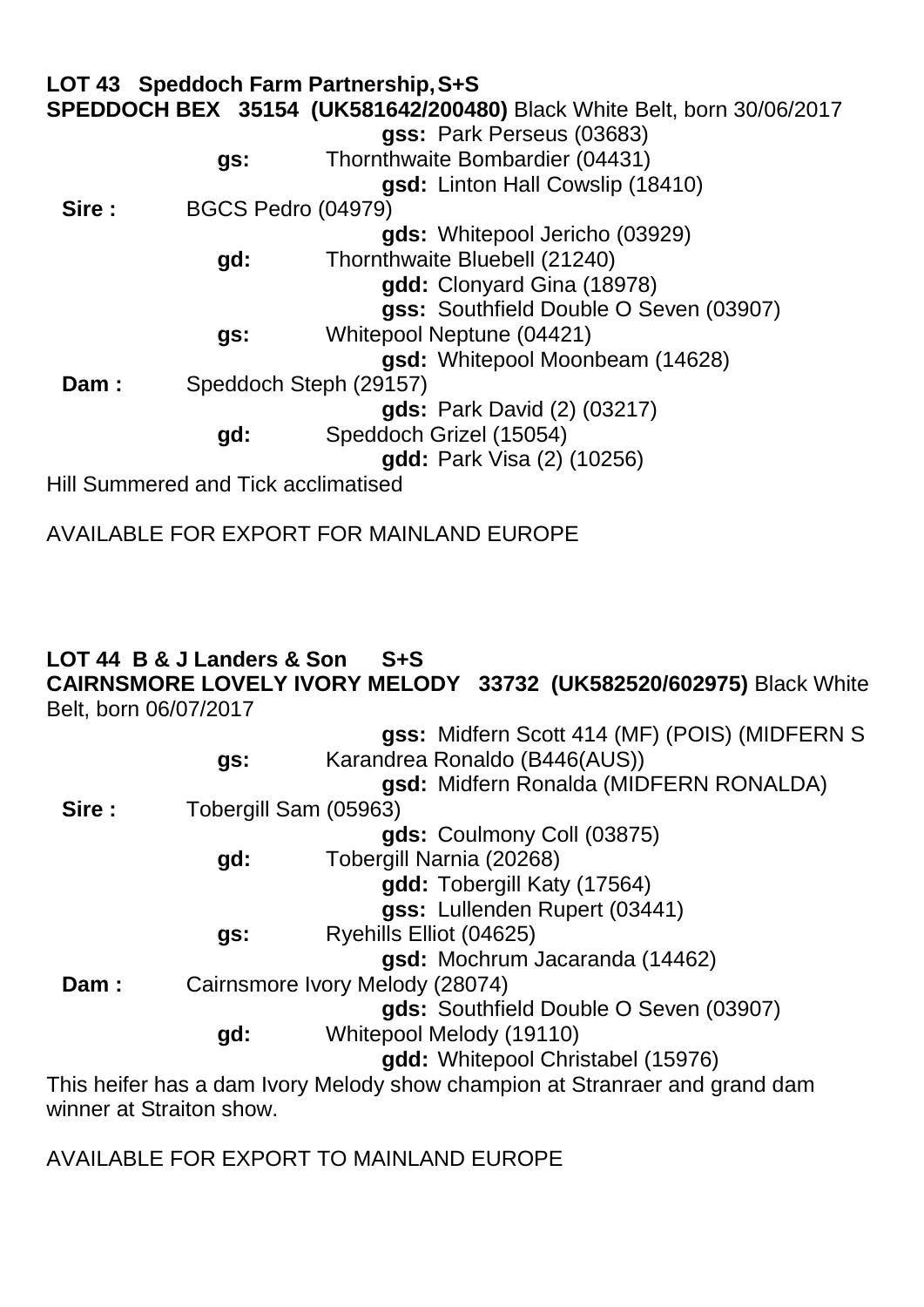**LOT 43 Speddoch Farm Partnership, S+S**

**SPEDDOCH BEX 35154 (UK581642/200480)** Black White Belt, born 30/06/2017

| | | | |
|---|---|---|---|
| | | **gss:** | Park Perseus (03683) |
| | **gs:** | Thornthwaite Bombardier (04431) | |
| | | **gsd:** | Linton Hall Cowslip (18410) |
| **Sire :** | BGCS Pedro (04979) | | |
| | | **gds:** | Whitepool Jericho (03929) |
| | **gd:** | Thornthwaite Bluebell (21240) | |
| | | **gdd:** | Clonyard Gina (18978) |
| | | **gss:** | Southfield Double O Seven (03907) |
| | **gs:** | Whitepool Neptune (04421) | |
| | | **gsd:** | Whitepool Moonbeam (14628) |
| **Dam :** | Speddoch Steph (29157) | | |
| | | **gds:** | Park David (2) (03217) |
| | **gd:** | Speddoch Grizel (15054) | |
| | | **gdd:** | Park Visa (2) (10256) |

Hill Summered and Tick acclimatised

AVAILABLE FOR EXPORT FOR MAINLAND EUROPE

**LOT 44 B & J Landers & Son S+S**

**CAIRNSMORE LOVELY IVORY MELODY 33732 (UK582520/602975)** Black White Belt, born 06/07/2017

| | | | |
|---|---|---|---|
| | | **gss:** | Midfern Scott 414 (MF) (POIS) (MIDFERN S |
| | **gs:** | Karandrea Ronaldo (B446(AUS)) | |
| | | **gsd:** | Midfern Ronalda (MIDFERN RONALDA) |
| **Sire :** | Tobergill Sam (05963) | | |
| | | **gds:** | Coulmony Coll (03875) |
| | **gd:** | Tobergill Narnia (20268) | |
| | | **gdd:** | Tobergill Katy (17564) |
| | | **gss:** | Lullenden Rupert (03441) |
| | **gs:** | Ryehills Elliot (04625) | |
| | | **gsd:** | Mochrum Jacaranda (14462) |
| **Dam :** | Cairnsmore Ivory Melody (28074) | | |
| | | **gds:** | Southfield Double O Seven (03907) |
| | **gd:** | Whitepool Melody (19110) | |
| | | **gdd:** | Whitepool Christabel (15976) |

This heifer has a dam Ivory Melody show champion at Stranraer and grand dam winner at Straiton show.

AVAILABLE FOR EXPORT TO MAINLAND EUROPE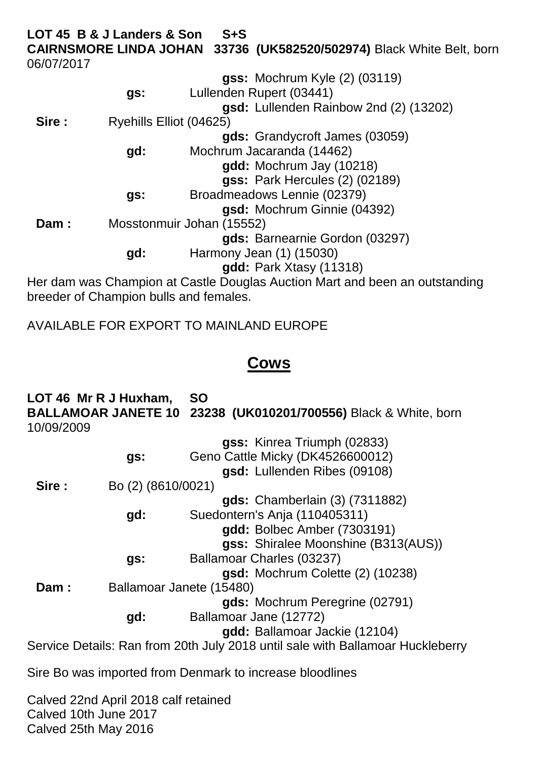**LOT 45 B & J Landers & Son S+S**
**CAIRNSMORE LINDA JOHAN 33736 (UK582520/502974)** Black White Belt, born 06/07/2017

| | | |
|---|---|---|
| | | **gss:** Mochrum Kyle (2) (03119) |
| | **gs:** | Lullenden Rupert (03441) |
| | | **gsd:** Lullenden Rainbow 2nd (2) (13202) |
| **Sire :** | Ryehills Elliot (04625) | |
| | | **gds:** Grandycroft James (03059) |
| | **gd:** | Mochrum Jacaranda (14462) |
| | | **gdd:** Mochrum Jay (10218) |
| | | **gss:** Park Hercules (2) (02189) |
| | **gs:** | Broadmeadows Lennie (02379) |
| | | **gsd:** Mochrum Ginnie (04392) |
| **Dam :** | Mosstonmuir Johan (15552) | |
| | | **gds:** Barnearnie Gordon (03297) |
| | **gd:** | Harmony Jean (1) (15030) |
| | | **gdd:** Park Xtasy (11318) |

Her dam was Champion at Castle Douglas Auction Mart and been an outstanding breeder of Champion bulls and females.

AVAILABLE FOR EXPORT TO MAINLAND EUROPE

## Cows

**LOT 46 Mr R J Huxham, SO**
**BALLAMOAR JANETE 10 23238 (UK010201/700556)** Black & White, born 10/09/2009

| | | |
|---|---|---|
| | | **gss:** Kinrea Triumph (02833) |
| | **gs:** | Geno Cattle Micky (DK4526600012) |
| | | **gsd:** Lullenden Ribes (09108) |
| **Sire :** | Bo (2) (8610/0021) | |
| | | **gds:** Chamberlain (3) (7311882) |
| | **gd:** | Suedontern's Anja (110405311) |
| | | **gdd:** Bolbec Amber (7303191) |
| | | **gss:** Shiralee Moonshine (B313(AUS)) |
| | **gs:** | Ballamoar Charles (03237) |
| | | **gsd:** Mochrum Colette (2) (10238) |
| **Dam :** | Ballamoar Janete (15480) | |
| | | **gds:** Mochrum Peregrine (02791) |
| | **gd:** | Ballamoar Jane (12772) |
| | | **gdd:** Ballamoar Jackie (12104) |

Service Details: Ran from 20th July 2018 until sale with Ballamoar Huckleberry

Sire Bo was imported from Denmark to increase bloodlines

Calved 22nd April 2018 calf retained
Calved 10th June 2017
Calved 25th May 2016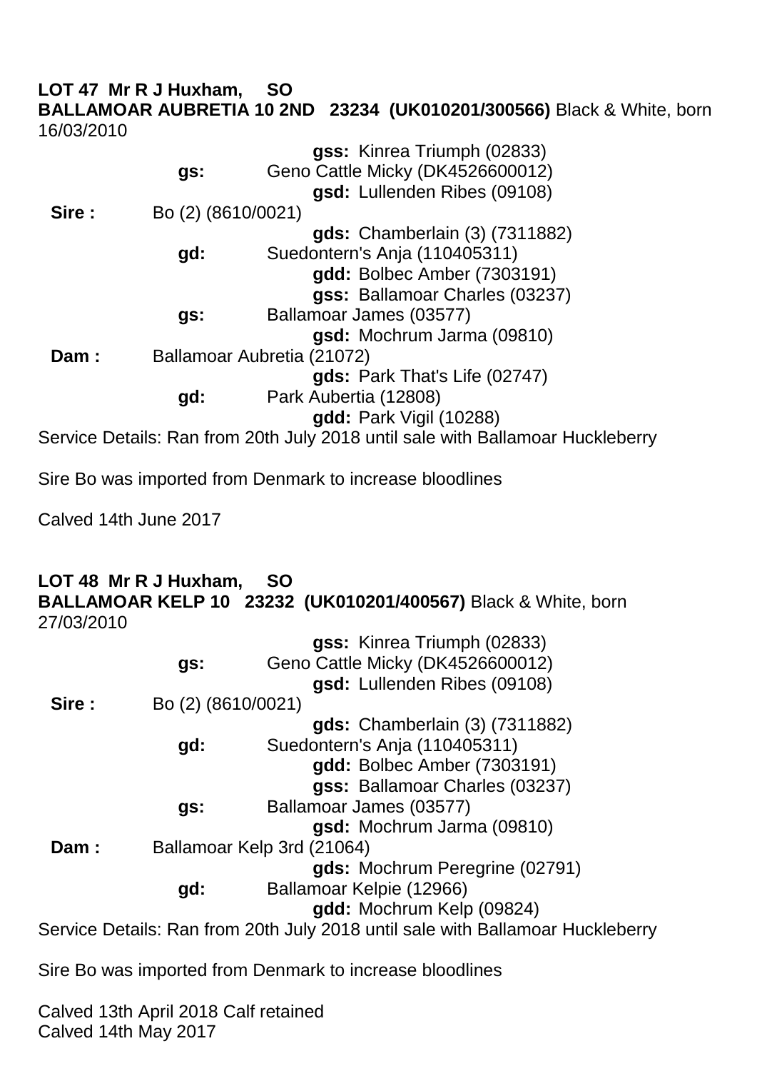**LOT 47 Mr R J Huxham, SO**
**BALLAMOAR AUBRETIA 10 2ND 23234 (UK010201/300566)** Black & White, born 16/03/2010

| | | | |
|---|---|---|---|
| | | | **gss:** Kinrea Triumph (02833) |
| | **gs:** | Geno Cattle Micky (DK4526600012) | |
| | | | **gsd:** Lullenden Ribes (09108) |
| **Sire :** | Bo (2) (8610/0021) | | |
| | | | **gds:** Chamberlain (3) (7311882) |
| | **gd:** | Suedontern's Anja (110405311) | |
| | | | **gdd:** Bolbec Amber (7303191) |
| | | | **gss:** Ballamoar Charles (03237) |
| | **gs:** | Ballamoar James (03577) | |
| | | | **gsd:** Mochrum Jarma (09810) |
| **Dam :** | Ballamoar Aubretia (21072) | | |
| | | | **gds:** Park That's Life (02747) |
| | **gd:** | Park Aubertia (12808) | |
| | | | **gdd:** Park Vigil (10288) |

Service Details: Ran from 20th July 2018 until sale with Ballamoar Huckleberry

Sire Bo was imported from Denmark to increase bloodlines

Calved 14th June 2017

**LOT 48 Mr R J Huxham, SO**
**BALLAMOAR KELP 10 23232 (UK010201/400567)** Black & White, born 27/03/2010

| | | | |
|---|---|---|---|
| | | | **gss:** Kinrea Triumph (02833) |
| | **gs:** | Geno Cattle Micky (DK4526600012) | |
| | | | **gsd:** Lullenden Ribes (09108) |
| **Sire :** | Bo (2) (8610/0021) | | |
| | | | **gds:** Chamberlain (3) (7311882) |
| | **gd:** | Suedontern's Anja (110405311) | |
| | | | **gdd:** Bolbec Amber (7303191) |
| | | | **gss:** Ballamoar Charles (03237) |
| | **gs:** | Ballamoar James (03577) | |
| | | | **gsd:** Mochrum Jarma (09810) |
| **Dam :** | Ballamoar Kelp 3rd (21064) | | |
| | | | **gds:** Mochrum Peregrine (02791) |
| | **gd:** | Ballamoar Kelpie (12966) | |
| | | | **gdd:** Mochrum Kelp (09824) |

Service Details: Ran from 20th July 2018 until sale with Ballamoar Huckleberry

Sire Bo was imported from Denmark to increase bloodlines

Calved 13th April 2018 Calf retained
Calved 14th May 2017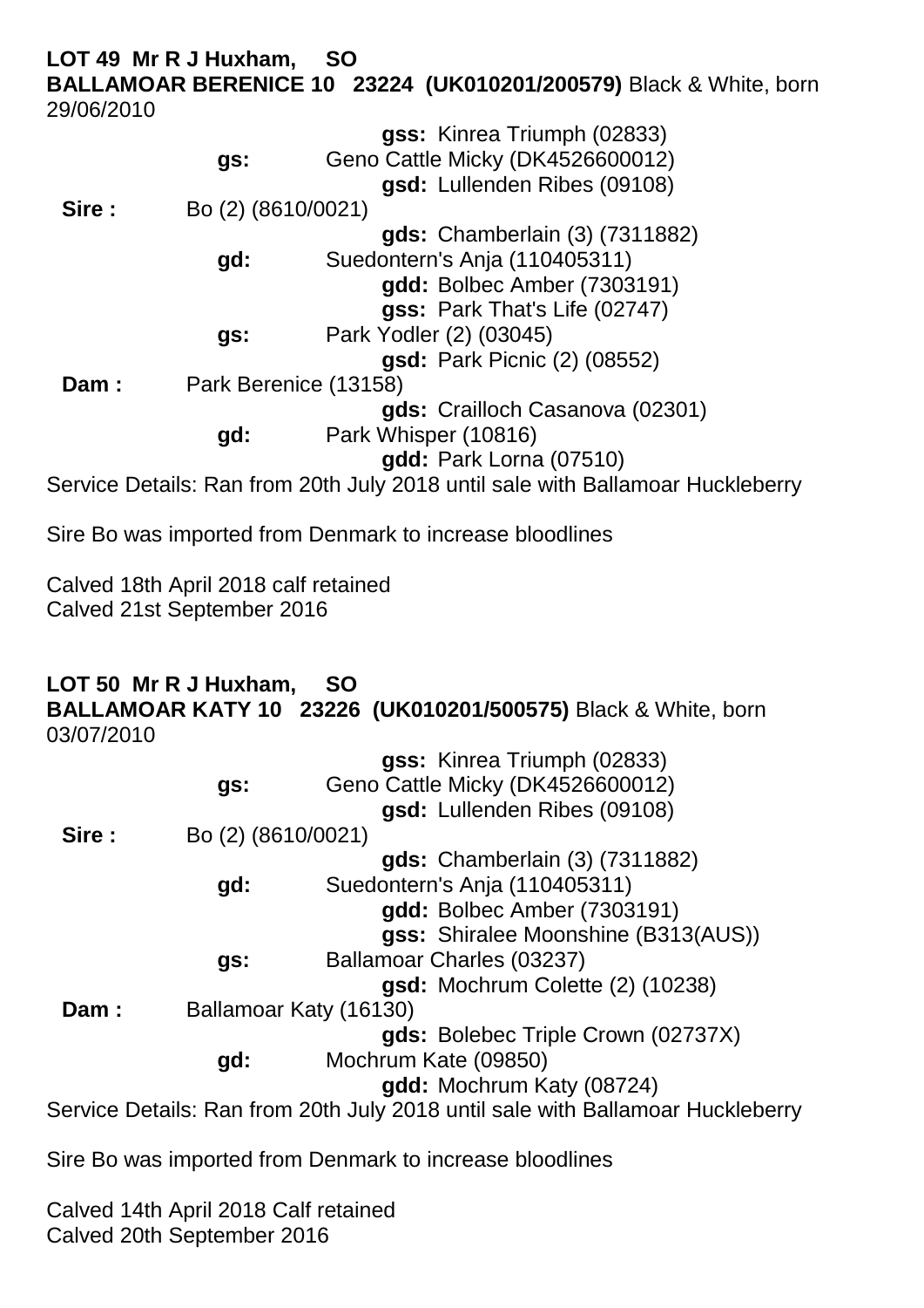**LOT 49 Mr R J Huxham, SO**
**BALLAMOAR BERENICE 10 23224 (UK010201/200579)** Black & White, born 29/06/2010

| | | | |
|---|---|---|---|
| | | | **gss:** Kinrea Triumph (02833) |
| | **gs:** | Geno Cattle Micky (DK4526600012) | |
| | | | **gsd:** Lullenden Ribes (09108) |
| **Sire :** | Bo (2) (8610/0021) | | |
| | | | **gds:** Chamberlain (3) (7311882) |
| | **gd:** | Suedontern's Anja (110405311) | |
| | | | **gdd:** Bolbec Amber (7303191) |
| | | | **gss:** Park That's Life (02747) |
| | **gs:** | Park Yodler (2) (03045) | |
| | | | **gsd:** Park Picnic (2) (08552) |
| **Dam :** | Park Berenice (13158) | | |
| | | | **gds:** Crailloch Casanova (02301) |
| | **gd:** | Park Whisper (10816) | |
| | | | **gdd:** Park Lorna (07510) |

Service Details: Ran from 20th July 2018 until sale with Ballamoar Huckleberry

Sire Bo was imported from Denmark to increase bloodlines

Calved 18th April 2018 calf retained
Calved 21st September 2016

**LOT 50 Mr R J Huxham, SO**
**BALLAMOAR KATY 10 23226 (UK010201/500575)** Black & White, born 03/07/2010

| | | | |
|---|---|---|---|
| | | | **gss:** Kinrea Triumph (02833) |
| | **gs:** | Geno Cattle Micky (DK4526600012) | |
| | | | **gsd:** Lullenden Ribes (09108) |
| **Sire :** | Bo (2) (8610/0021) | | |
| | | | **gds:** Chamberlain (3) (7311882) |
| | **gd:** | Suedontern's Anja (110405311) | |
| | | | **gdd:** Bolbec Amber (7303191) |
| | | | **gss:** Shiralee Moonshine (B313(AUS)) |
| | **gs:** | Ballamoar Charles (03237) | |
| | | | **gsd:** Mochrum Colette (2) (10238) |
| **Dam :** | Ballamoar Katy (16130) | | |
| | | | **gds:** Bolebec Triple Crown (02737X) |
| | **gd:** | Mochrum Kate (09850) | |
| | | | **gdd:** Mochrum Katy (08724) |

Service Details: Ran from 20th July 2018 until sale with Ballamoar Huckleberry

Sire Bo was imported from Denmark to increase bloodlines

Calved 14th April 2018 Calf retained
Calved 20th September 2016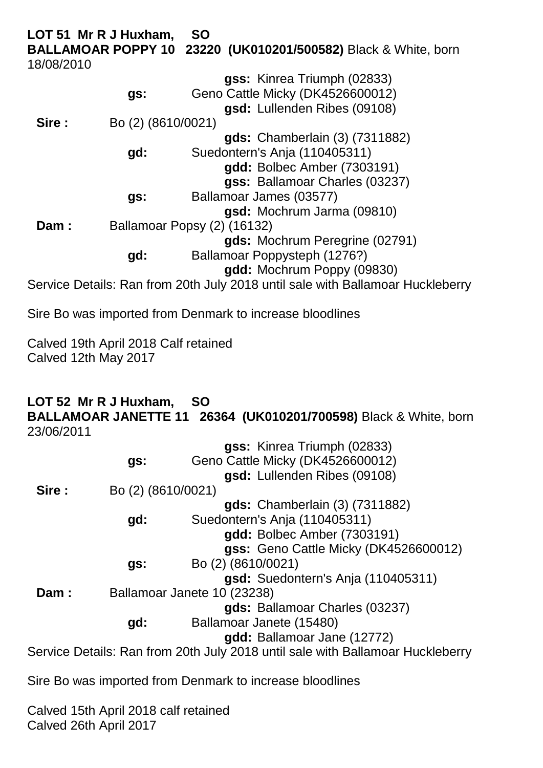**LOT 51 Mr R J Huxham, SO**
**BALLAMOAR POPPY 10 23220 (UK010201/500582)** Black & White, born 18/08/2010

| | | | |
|---|---|---|---|
| | | | **gss:** Kinrea Triumph (02833) |
| | **gs:** | Geno Cattle Micky (DK4526600012) | |
| | | | **gsd:** Lullenden Ribes (09108) |
| **Sire :** | Bo (2) (8610/0021) | | |
| | | | **gds:** Chamberlain (3) (7311882) |
| | **gd:** | Suedontern's Anja (110405311) | |
| | | | **gdd:** Bolbec Amber (7303191) |
| | | | **gss:** Ballamoar Charles (03237) |
| | **gs:** | Ballamoar James (03577) | |
| | | | **gsd:** Mochrum Jarma (09810) |
| **Dam :** | Ballamoar Popsy (2) (16132) | | |
| | | | **gds:** Mochrum Peregrine (02791) |
| | **gd:** | Ballamoar Poppysteph (1276?) | |
| | | | **gdd:** Mochrum Poppy (09830) |

Service Details: Ran from 20th July 2018 until sale with Ballamoar Huckleberry

Sire Bo was imported from Denmark to increase bloodlines

Calved 19th April 2018 Calf retained
Calved 12th May 2017

**LOT 52 Mr R J Huxham, SO**
**BALLAMOAR JANETTE 11 26364 (UK010201/700598)** Black & White, born 23/06/2011

| | | | |
|---|---|---|---|
| | | | **gss:** Kinrea Triumph (02833) |
| | **gs:** | Geno Cattle Micky (DK4526600012) | |
| | | | **gsd:** Lullenden Ribes (09108) |
| **Sire :** | Bo (2) (8610/0021) | | |
| | | | **gds:** Chamberlain (3) (7311882) |
| | **gd:** | Suedontern's Anja (110405311) | |
| | | | **gdd:** Bolbec Amber (7303191) |
| | | | **gss:** Geno Cattle Micky (DK4526600012) |
| | **gs:** | Bo (2) (8610/0021) | |
| | | | **gsd:** Suedontern's Anja (110405311) |
| **Dam :** | Ballamoar Janete 10 (23238) | | |
| | | | **gds:** Ballamoar Charles (03237) |
| | **gd:** | Ballamoar Janete (15480) | |
| | | | **gdd:** Ballamoar Jane (12772) |

Service Details: Ran from 20th July 2018 until sale with Ballamoar Huckleberry

Sire Bo was imported from Denmark to increase bloodlines

Calved 15th April 2018 calf retained
Calved 26th April 2017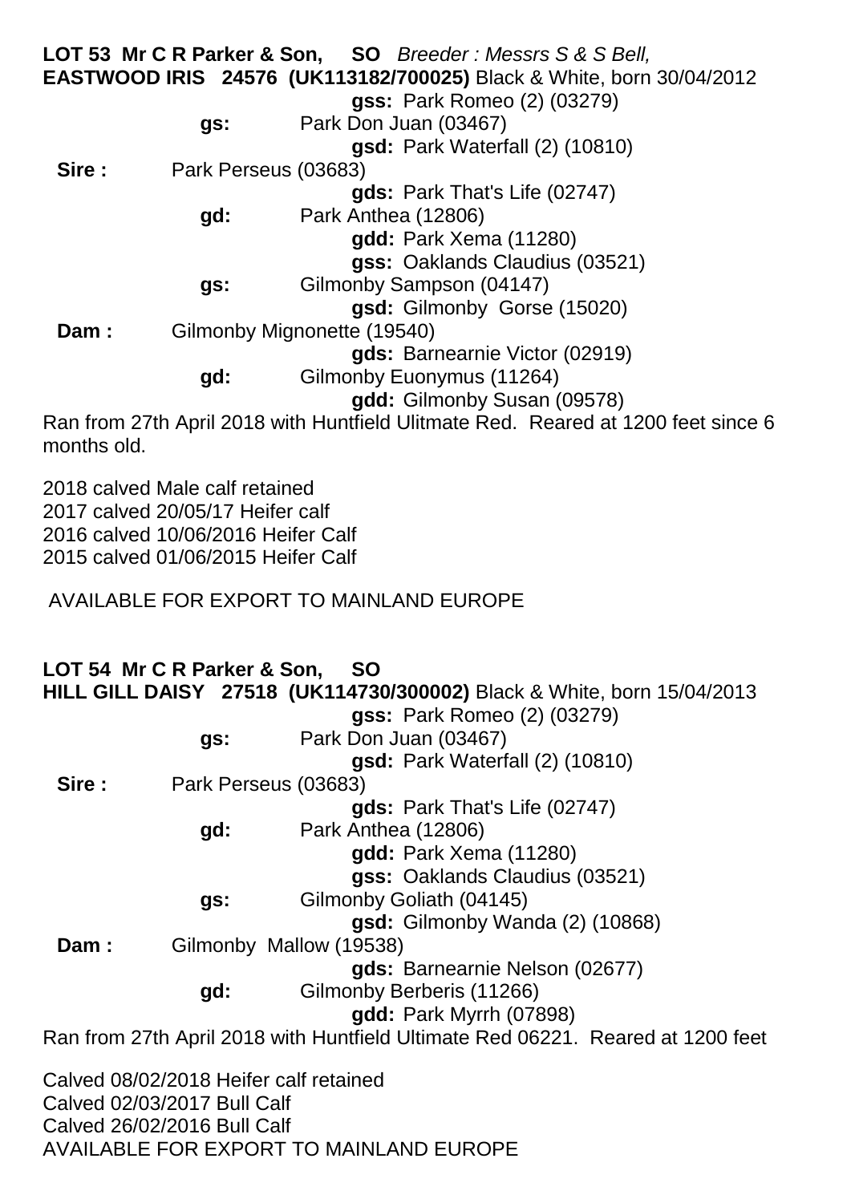**LOT 53 Mr C R Parker & Son, SO** *Breeder : Messrs S & S Bell,*
**EASTWOOD IRIS 24576 (UK113182/700025)** Black & White, born 30/04/2012

| | | | |
|---|---|---|---|
| | | | **gss:** Park Romeo (2) (03279) |
| | **gs:** | Park Don Juan (03467) | |
| | | | **gsd:** Park Waterfall (2) (10810) |
| **Sire :** | Park Perseus (03683) | | |
| | | | **gds:** Park That's Life (02747) |
| | **gd:** | Park Anthea (12806) | |
| | | | **gdd:** Park Xema (11280) |
| | | | **gss:** Oaklands Claudius (03521) |
| | **gs:** | Gilmonby Sampson (04147) | |
| | | | **gsd:** Gilmonby Gorse (15020) |
| **Dam :** | Gilmonby Mignonette (19540) | | |
| | | | **gds:** Barnearnie Victor (02919) |
| | **gd:** | Gilmonby Euonymus (11264) | |
| | | | **gdd:** Gilmonby Susan (09578) |

Ran from 27th April 2018 with Huntfield Ulitmate Red. Reared at 1200 feet since 6 months old.

2018 calved Male calf retained
2017 calved 20/05/17 Heifer calf
2016 calved 10/06/2016 Heifer Calf
2015 calved 01/06/2015 Heifer Calf

AVAILABLE FOR EXPORT TO MAINLAND EUROPE

**LOT 54 Mr C R Parker & Son, SO**
**HILL GILL DAISY 27518 (UK114730/300002)** Black & White, born 15/04/2013

| | | | |
|---|---|---|---|
| | | | **gss:** Park Romeo (2) (03279) |
| | **gs:** | Park Don Juan (03467) | |
| | | | **gsd:** Park Waterfall (2) (10810) |
| **Sire :** | Park Perseus (03683) | | |
| | | | **gds:** Park That's Life (02747) |
| | **gd:** | Park Anthea (12806) | |
| | | | **gdd:** Park Xema (11280) |
| | | | **gss:** Oaklands Claudius (03521) |
| | **gs:** | Gilmonby Goliath (04145) | |
| | | | **gsd:** Gilmonby Wanda (2) (10868) |
| **Dam :** | Gilmonby Mallow (19538) | | |
| | | | **gds:** Barnearnie Nelson (02677) |
| | **gd:** | Gilmonby Berberis (11266) | |
| | | | **gdd:** Park Myrrh (07898) |

Ran from 27th April 2018 with Huntfield Ultimate Red 06221. Reared at 1200 feet

Calved 08/02/2018 Heifer calf retained
Calved 02/03/2017 Bull Calf
Calved 26/02/2016 Bull Calf
AVAILABLE FOR EXPORT TO MAINLAND EUROPE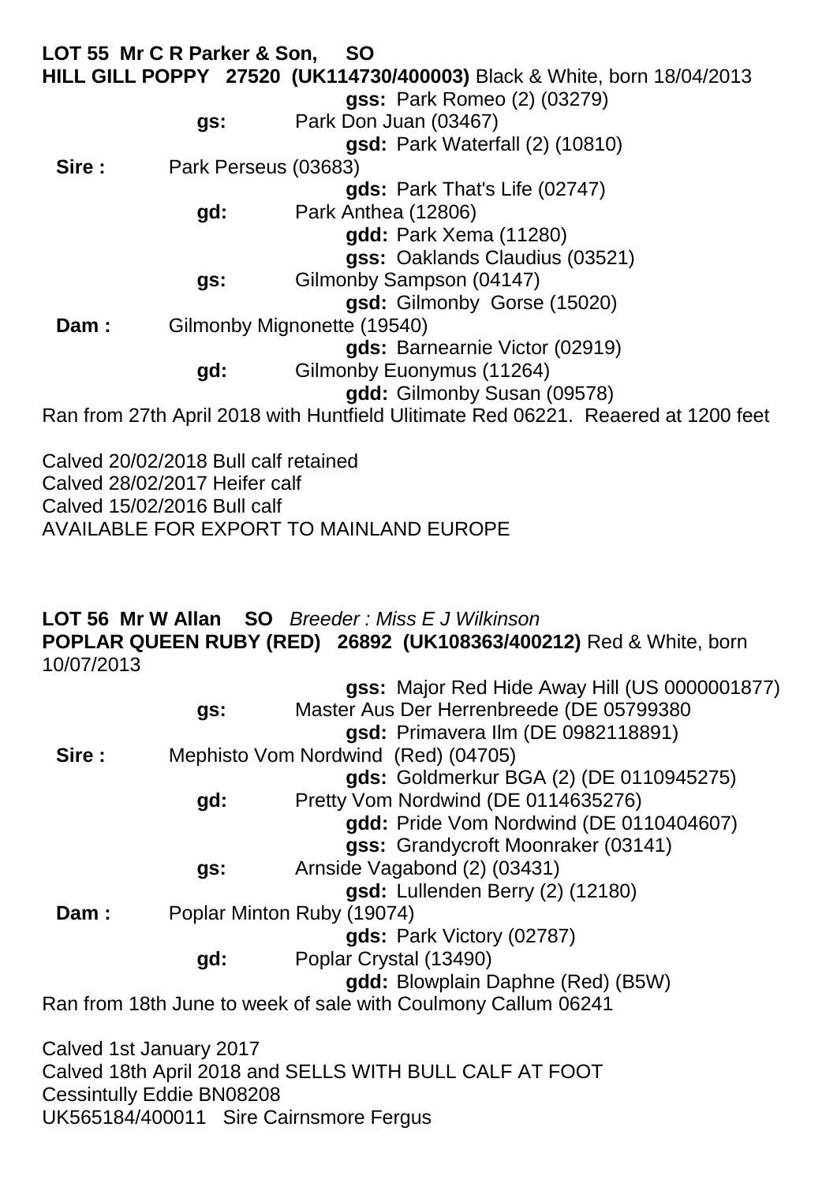**LOT 55 Mr C R Parker & Son, SO**

**HILL GILL POPPY 27520 (UK114730/400003)** Black & White, born 18/04/2013

|  |  |  |
|---|---|---|
|  |  | **gss:** Park Romeo (2) (03279) |
|  | **gs:** | Park Don Juan (03467) |
|  |  | **gsd:** Park Waterfall (2) (10810) |
| **Sire :** | Park Perseus (03683) |  |
|  |  | **gds:** Park That's Life (02747) |
|  | **gd:** | Park Anthea (12806) |
|  |  | **gdd:** Park Xema (11280) |
|  |  | **gss:** Oaklands Claudius (03521) |
|  | **gs:** | Gilmonby Sampson (04147) |
|  |  | **gsd:** Gilmonby Gorse (15020) |
| **Dam :** | Gilmonby Mignonette (19540) |  |
|  |  | **gds:** Barnearnie Victor (02919) |
|  | **gd:** | Gilmonby Euonymus (11264) |
|  |  | **gdd:** Gilmonby Susan (09578) |

Ran from 27th April 2018 with Huntfield Ultimate Red 06221. Reaered at 1200 feet

Calved 20/02/2018 Bull calf retained
Calved 28/02/2017 Heifer calf
Calved 15/02/2016 Bull calf
AVAILABLE FOR EXPORT TO MAINLAND EUROPE

**LOT 56 Mr W Allan SO** *Breeder : Miss E J Wilkinson*

**POPLAR QUEEN RUBY (RED) 26892 (UK108363/400212)** Red & White, born 10/07/2013

|  |  |  |
|---|---|---|
|  |  | **gss:** Major Red Hide Away Hill (US 0000001877) |
|  | **gs:** | Master Aus Der Herrenbreede (DE 05799380 |
|  |  | **gsd:** Primavera Ilm (DE 0982118891) |
| **Sire :** | Mephisto Vom Nordwind (Red) (04705) |  |
|  |  | **gds:** Goldmerkur BGA (2) (DE 0110945275) |
|  | **gd:** | Pretty Vom Nordwind (DE 0114635276) |
|  |  | **gdd:** Pride Vom Nordwind (DE 0110404607) |
|  |  | **gss:** Grandycroft Moonraker (03141) |
|  | **gs:** | Arnside Vagabond (2) (03431) |
|  |  | **gsd:** Lullenden Berry (2) (12180) |
| **Dam :** | Poplar Minton Ruby (19074) |  |
|  |  | **gds:** Park Victory (02787) |
|  | **gd:** | Poplar Crystal (13490) |
|  |  | **gdd:** Blowplain Daphne (Red) (B5W) |

Ran from 18th June to week of sale with Coulmony Callum 06241

Calved 1st January 2017
Calved 18th April 2018 and SELLS WITH BULL CALF AT FOOT
Cessintully Eddie BN08208
UK565184/400011 Sire Cairnsmore Fergus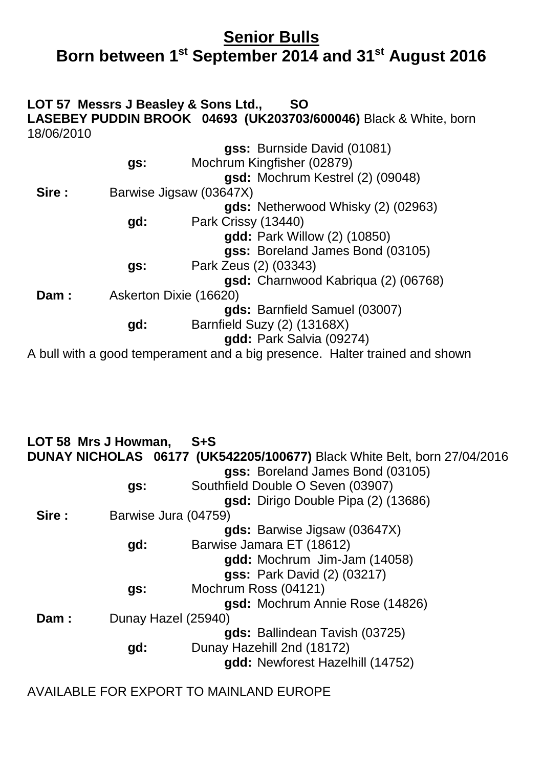# Senior Bulls
## Born between 1st September 2014 and 31st August 2016

**LOT 57 Messrs J Beasley & Sons Ltd., SO**
**LASEBEY PUDDIN BROOK 04693 (UK203703/600046)** Black & White, born 18/06/2010

| | | | |
|---|---|---|---|
| | | | **gss:** Burnside David (01081) |
| | **gs:** | Mochrum Kingfisher (02879) | |
| | | | **gsd:** Mochrum Kestrel (2) (09048) |
| **Sire :** | Barwise Jigsaw (03647X) | | |
| | | | **gds:** Netherwood Whisky (2) (02963) |
| | **gd:** | Park Crissy (13440) | |
| | | | **gdd:** Park Willow (2) (10850) |
| | | | **gss:** Boreland James Bond (03105) |
| | **gs:** | Park Zeus (2) (03343) | |
| | | | **gsd:** Charnwood Kabriqua (2) (06768) |
| **Dam :** | Askerton Dixie (16620) | | |
| | | | **gds:** Barnfield Samuel (03007) |
| | **gd:** | Barnfield Suzy (2) (13168X) | |
| | | | **gdd:** Park Salvia (09274) |

A bull with a good temperament and a big presence. Halter trained and shown

**LOT 58 Mrs J Howman, S+S**
**DUNAY NICHOLAS 06177 (UK542205/100677)** Black White Belt, born 27/04/2016

| | | | |
|---|---|---|---|
| | | | **gss:** Boreland James Bond (03105) |
| | **gs:** | Southfield Double O Seven (03907) | |
| | | | **gsd:** Dirigo Double Pipa (2) (13686) |
| **Sire :** | Barwise Jura (04759) | | |
| | | | **gds:** Barwise Jigsaw (03647X) |
| | **gd:** | Barwise Jamara ET (18612) | |
| | | | **gdd:** Mochrum Jim-Jam (14058) |
| | | | **gss:** Park David (2) (03217) |
| | **gs:** | Mochrum Ross (04121) | |
| | | | **gsd:** Mochrum Annie Rose (14826) |
| **Dam :** | Dunay Hazel (25940) | | |
| | | | **gds:** Ballindean Tavish (03725) |
| | **gd:** | Dunay Hazehill 2nd (18172) | |
| | | | **gdd:** Newforest Hazelhill (14752) |

AVAILABLE FOR EXPORT TO MAINLAND EUROPE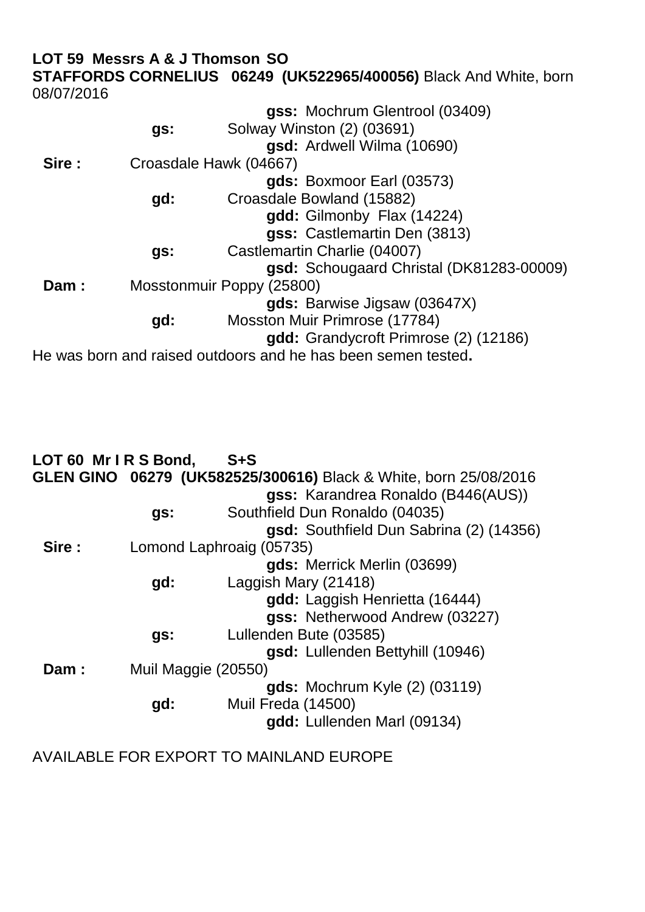**LOT 59 Messrs A & J Thomson SO**

**STAFFORDS CORNELIUS 06249 (UK522965/400056)** Black And White, born 08/07/2016

| | | | |
|---|---|---|---|
| | | | **gss:** Mochrum Glentrool (03409) |
| | **gs:** | Solway Winston (2) (03691) | |
| | | | **gsd:** Ardwell Wilma (10690) |
| **Sire :** | Croasdale Hawk (04667) | | |
| | | | **gds:** Boxmoor Earl (03573) |
| | **gd:** | Croasdale Bowland (15882) | |
| | | | **gdd:** Gilmonby Flax (14224) |
| | | | **gss:** Castlemartin Den (3813) |
| | **gs:** | Castlemartin Charlie (04007) | |
| | | | **gsd:** Schougaard Christal (DK81283-00009) |
| **Dam :** | Mosstonmuir Poppy (25800) | | |
| | | | **gds:** Barwise Jigsaw (03647X) |
| | **gd:** | Mosston Muir Primrose (17784) | |
| | | | **gdd:** Grandycroft Primrose (2) (12186) |

He was born and raised outdoors and he has been semen tested**.**

**LOT 60 Mr I R S Bond, S+S**

**GLEN GINO 06279 (UK582525/300616)** Black & White, born 25/08/2016

| | | | |
|---|---|---|---|
| | | | **gss:** Karandrea Ronaldo (B446(AUS)) |
| | **gs:** | Southfield Dun Ronaldo (04035) | |
| | | | **gsd:** Southfield Dun Sabrina (2) (14356) |
| **Sire :** | Lomond Laphroaig (05735) | | |
| | | | **gds:** Merrick Merlin (03699) |
| | **gd:** | Laggish Mary (21418) | |
| | | | **gdd:** Laggish Henrietta (16444) |
| | | | **gss:** Netherwood Andrew (03227) |
| | **gs:** | Lullenden Bute (03585) | |
| | | | **gsd:** Lullenden Bettyhill (10946) |
| **Dam :** | Muil Maggie (20550) | | |
| | | | **gds:** Mochrum Kyle (2) (03119) |
| | **gd:** | Muil Freda (14500) | |
| | | | **gdd:** Lullenden Marl (09134) |

AVAILABLE FOR EXPORT TO MAINLAND EUROPE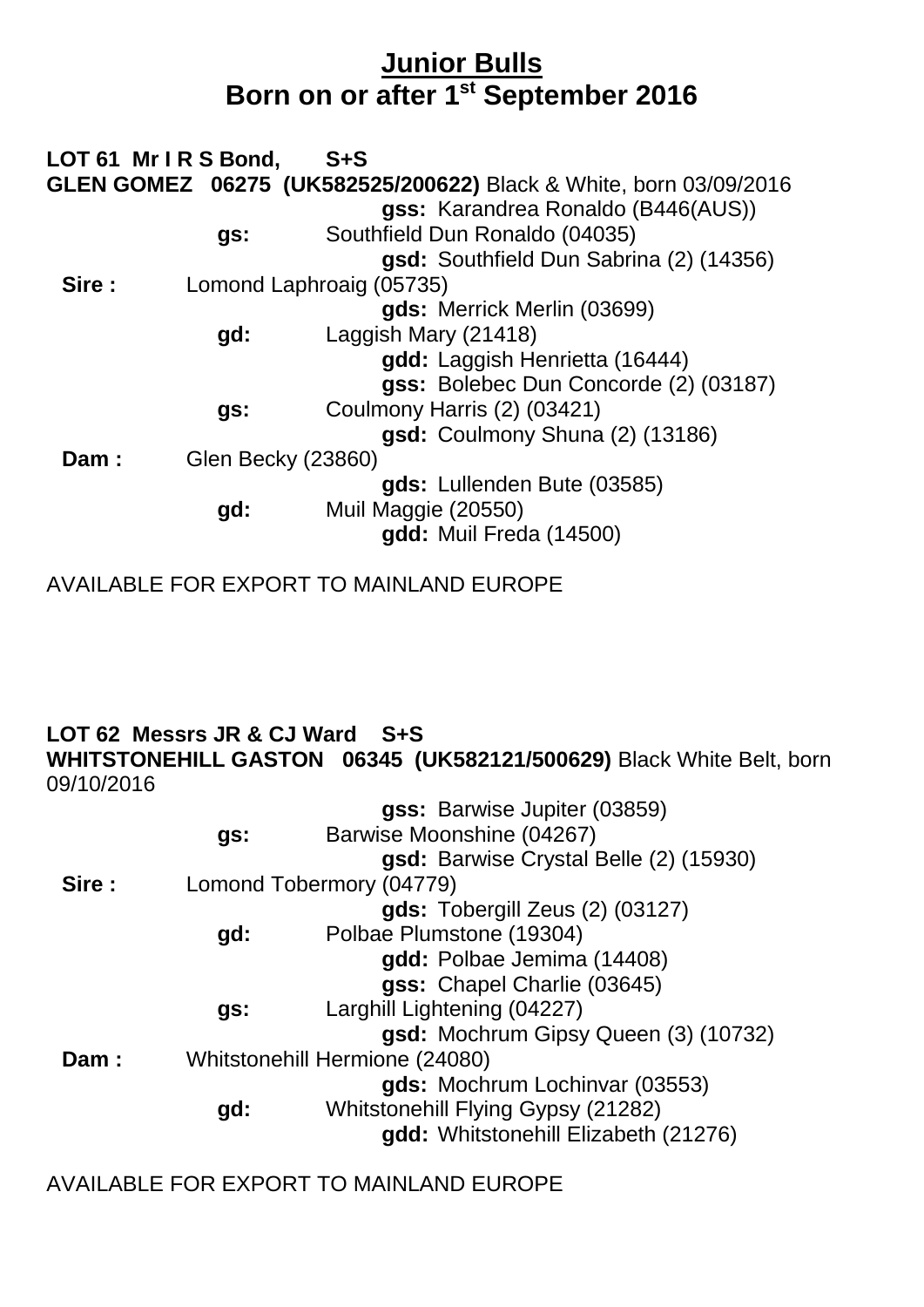# Junior Bulls
## Born on or after 1st September 2016

**LOT 61 Mr I R S Bond, S+S**
**GLEN GOMEZ 06275 (UK582525/200622)** Black & White, born 03/09/2016

| | | | |
|---|---|---|---|
| | | | **gss:** Karandrea Ronaldo (B446(AUS)) |
| | **gs:** | Southfield Dun Ronaldo (04035) | |
| | | | **gsd:** Southfield Dun Sabrina (2) (14356) |
| **Sire :** | Lomond Laphroaig (05735) | | |
| | | | **gds:** Merrick Merlin (03699) |
| | **gd:** | Laggish Mary (21418) | |
| | | | **gdd:** Laggish Henrietta (16444) |
| | | | **gss:** Bolebec Dun Concorde (2) (03187) |
| | **gs:** | Coulmony Harris (2) (03421) | |
| | | | **gsd:** Coulmony Shuna (2) (13186) |
| **Dam :** | Glen Becky (23860) | | |
| | | | **gds:** Lullenden Bute (03585) |
| | **gd:** | Muil Maggie (20550) | |
| | | | **gdd:** Muil Freda (14500) |

AVAILABLE FOR EXPORT TO MAINLAND EUROPE

**LOT 62 Messrs JR & CJ Ward S+S**
**WHITSTONEHILL GASTON 06345 (UK582121/500629)** Black White Belt, born 09/10/2016

| | | | |
|---|---|---|---|
| | | | **gss:** Barwise Jupiter (03859) |
| | **gs:** | Barwise Moonshine (04267) | |
| | | | **gsd:** Barwise Crystal Belle (2) (15930) |
| **Sire :** | Lomond Tobermory (04779) | | |
| | | | **gds:** Tobergill Zeus (2) (03127) |
| | **gd:** | Polbae Plumstone (19304) | |
| | | | **gdd:** Polbae Jemima (14408) |
| | | | **gss:** Chapel Charlie (03645) |
| | **gs:** | Larghill Lightening (04227) | |
| | | | **gsd:** Mochrum Gipsy Queen (3) (10732) |
| **Dam :** | Whitstonehill Hermione (24080) | | |
| | | | **gds:** Mochrum Lochinvar (03553) |
| | **gd:** | Whitstonehill Flying Gypsy (21282) | |
| | | | **gdd:** Whitstonehill Elizabeth (21276) |

AVAILABLE FOR EXPORT TO MAINLAND EUROPE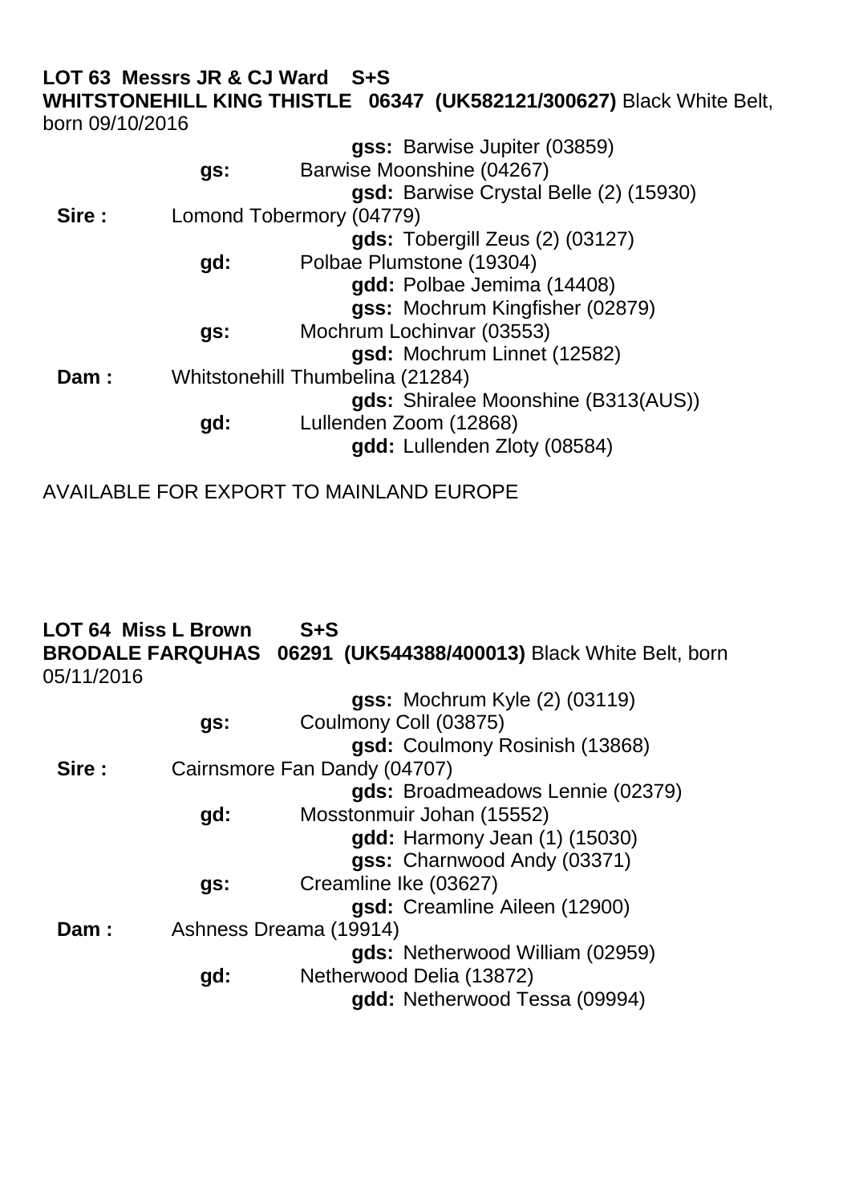**LOT 63 Messrs JR & CJ Ward S+S**
**WHITSTONEHILL KING THISTLE 06347 (UK582121/300627)** Black White Belt, born 09/10/2016

| | | | |
|---|---|---|---|
| | | | **gss:** Barwise Jupiter (03859) |
| | **gs:** | Barwise Moonshine (04267) | |
| | | | **gsd:** Barwise Crystal Belle (2) (15930) |
| **Sire :** | Lomond Tobermory (04779) | | |
| | | | **gds:** Tobergill Zeus (2) (03127) |
| | **gd:** | Polbae Plumstone (19304) | |
| | | | **gdd:** Polbae Jemima (14408) |
| | | | **gss:** Mochrum Kingfisher (02879) |
| | **gs:** | Mochrum Lochinvar (03553) | |
| | | | **gsd:** Mochrum Linnet (12582) |
| **Dam :** | Whitstonehill Thumbelina (21284) | | |
| | | | **gds:** Shiralee Moonshine (B313(AUS)) |
| | **gd:** | Lullenden Zoom (12868) | |
| | | | **gdd:** Lullenden Zloty (08584) |

AVAILABLE FOR EXPORT TO MAINLAND EUROPE

**LOT 64 Miss L Brown S+S**
**BRODALE FARQUHAS 06291 (UK544388/400013)** Black White Belt, born 05/11/2016

| | | | |
|---|---|---|---|
| | | | **gss:** Mochrum Kyle (2) (03119) |
| | **gs:** | Coulmony Coll (03875) | |
| | | | **gsd:** Coulmony Rosinish (13868) |
| **Sire :** | Cairnsmore Fan Dandy (04707) | | |
| | | | **gds:** Broadmeadows Lennie (02379) |
| | **gd:** | Mosstonmuir Johan (15552) | |
| | | | **gdd:** Harmony Jean (1) (15030) |
| | | | **gss:** Charnwood Andy (03371) |
| | **gs:** | Creamline Ike (03627) | |
| | | | **gsd:** Creamline Aileen (12900) |
| **Dam :** | Ashness Dreama (19914) | | |
| | | | **gds:** Netherwood William (02959) |
| | **gd:** | Netherwood Delia (13872) | |
| | | | **gdd:** Netherwood Tessa (09994) |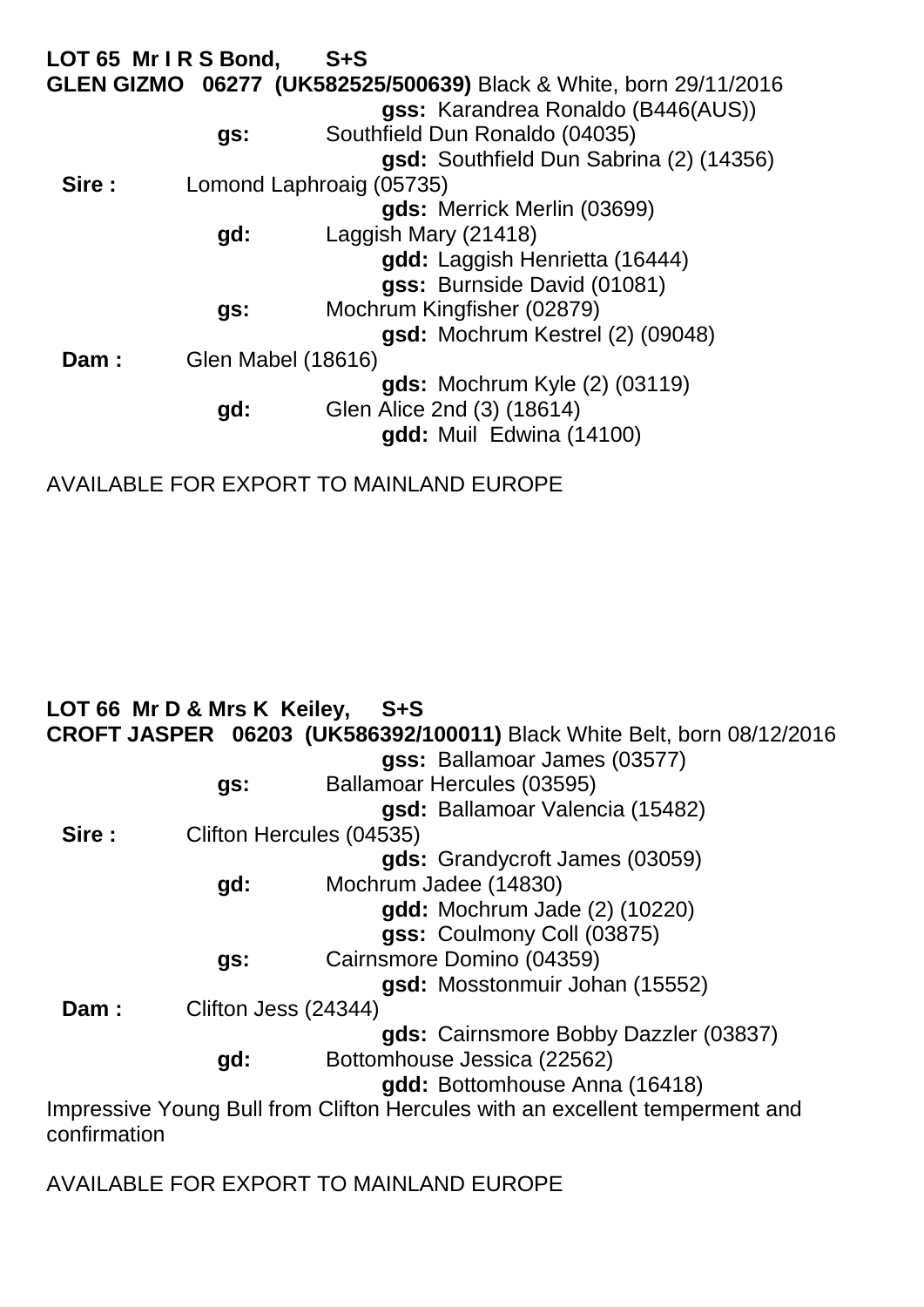**LOT 65 Mr I R S Bond, S+S**

**GLEN GIZMO 06277 (UK582525/500639)** Black & White, born 29/11/2016

| | | |
|---|---|---|
| | | **gss:** Karandrea Ronaldo (B446(AUS)) |
| | **gs:** Southfield Dun Ronaldo (04035) | |
| | | **gsd:** Southfield Dun Sabrina (2) (14356) |
| **Sire :** Lomond Laphroaig (05735) | | |
| | | **gds:** Merrick Merlin (03699) |
| | **gd:** Laggish Mary (21418) | |
| | | **gdd:** Laggish Henrietta (16444) |
| | | **gss:** Burnside David (01081) |
| | **gs:** Mochrum Kingfisher (02879) | |
| | | **gsd:** Mochrum Kestrel (2) (09048) |
| **Dam :** Glen Mabel (18616) | | |
| | | **gds:** Mochrum Kyle (2) (03119) |
| | **gd:** Glen Alice 2nd (3) (18614) | |
| | | **gdd:** Muil Edwina (14100) |

AVAILABLE FOR EXPORT TO MAINLAND EUROPE

**LOT 66 Mr D & Mrs K Keiley, S+S**

**CROFT JASPER 06203 (UK586392/100011)** Black White Belt, born 08/12/2016

| | | |
|---|---|---|
| | | **gss:** Ballamoar James (03577) |
| | **gs:** Ballamoar Hercules (03595) | |
| | | **gsd:** Ballamoar Valencia (15482) |
| **Sire :** Clifton Hercules (04535) | | |
| | | **gds:** Grandycroft James (03059) |
| | **gd:** Mochrum Jadee (14830) | |
| | | **gdd:** Mochrum Jade (2) (10220) |
| | | **gss:** Coulmony Coll (03875) |
| | **gs:** Cairnsmore Domino (04359) | |
| | | **gsd:** Mosstonmuir Johan (15552) |
| **Dam :** Clifton Jess (24344) | | |
| | | **gds:** Cairnsmore Bobby Dazzler (03837) |
| | **gd:** Bottomhouse Jessica (22562) | |
| | | **gdd:** Bottomhouse Anna (16418) |

Impressive Young Bull from Clifton Hercules with an excellent temperment and confirmation

AVAILABLE FOR EXPORT TO MAINLAND EUROPE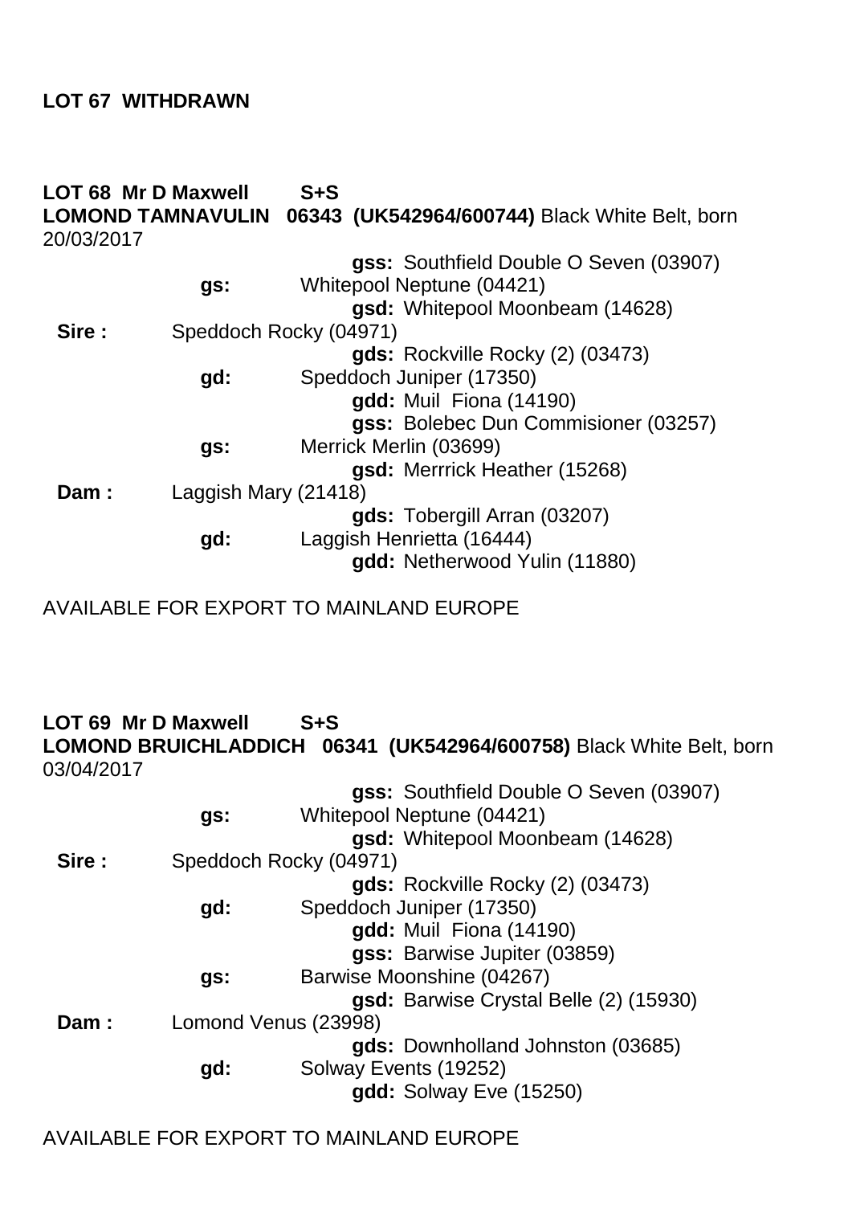**LOT 67 WITHDRAWN**

**LOT 68 Mr D Maxwell S+S**
**LOMOND TAMNAVULIN 06343 (UK542964/600744)** Black White Belt, born 20/03/2017

| | | | |
|---|---|---|---|
| | | | **gss:** Southfield Double O Seven (03907) |
| | **gs:** | Whitepool Neptune (04421) | |
| | | | **gsd:** Whitepool Moonbeam (14628) |
| **Sire :** | Speddoch Rocky (04971) | | |
| | | | **gds:** Rockville Rocky (2) (03473) |
| | **gd:** | Speddoch Juniper (17350) | |
| | | | **gdd:** Muil Fiona (14190) |
| | | | **gss:** Bolebec Dun Commisioner (03257) |
| | **gs:** | Merrick Merlin (03699) | |
| | | | **gsd:** Merrrick Heather (15268) |
| **Dam :** | Laggish Mary (21418) | | |
| | | | **gds:** Tobergill Arran (03207) |
| | **gd:** | Laggish Henrietta (16444) | |
| | | | **gdd:** Netherwood Yulin (11880) |

AVAILABLE FOR EXPORT TO MAINLAND EUROPE

**LOT 69 Mr D Maxwell S+S**
**LOMOND BRUICHLADDICH 06341 (UK542964/600758)** Black White Belt, born 03/04/2017

| | | | |
|---|---|---|---|
| | | | **gss:** Southfield Double O Seven (03907) |
| | **gs:** | Whitepool Neptune (04421) | |
| | | | **gsd:** Whitepool Moonbeam (14628) |
| **Sire :** | Speddoch Rocky (04971) | | |
| | | | **gds:** Rockville Rocky (2) (03473) |
| | **gd:** | Speddoch Juniper (17350) | |
| | | | **gdd:** Muil Fiona (14190) |
| | | | **gss:** Barwise Jupiter (03859) |
| | **gs:** | Barwise Moonshine (04267) | |
| | | | **gsd:** Barwise Crystal Belle (2) (15930) |
| **Dam :** | Lomond Venus (23998) | | |
| | | | **gds:** Downholland Johnston (03685) |
| | **gd:** | Solway Events (19252) | |
| | | | **gdd:** Solway Eve (15250) |

AVAILABLE FOR EXPORT TO MAINLAND EUROPE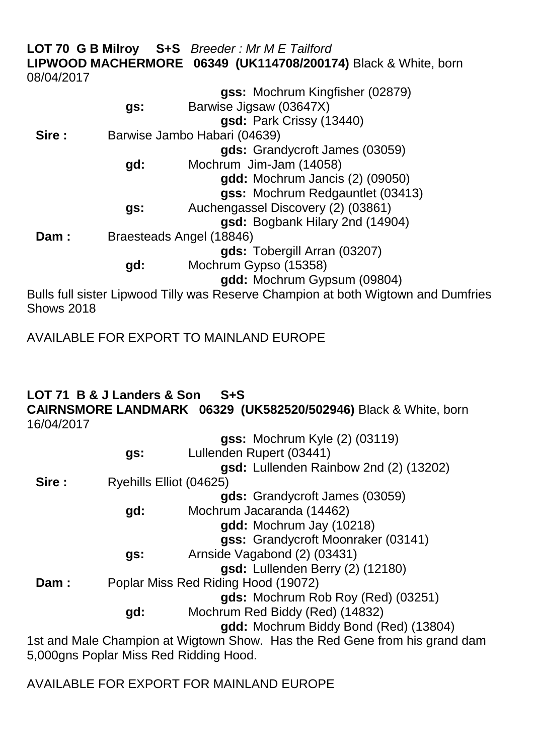**LOT 70 G B Milroy S+S** *Breeder : Mr M E Tailford*
**LIPWOOD MACHERMORE 06349 (UK114708/200174)** Black & White, born 08/04/2017

| | | |
|---|---|---|
| | | **gss:** Mochrum Kingfisher (02879) |
| | **gs:** | Barwise Jigsaw (03647X) |
| | | **gsd:** Park Crissy (13440) |
| **Sire :** | Barwise Jambo Habari (04639) | |
| | | **gds:** Grandycroft James (03059) |
| | **gd:** | Mochrum Jim-Jam (14058) |
| | | **gdd:** Mochrum Jancis (2) (09050) |
| | | **gss:** Mochrum Redgauntlet (03413) |
| | **gs:** | Auchengassel Discovery (2) (03861) |
| | | **gsd:** Bogbank Hilary 2nd (14904) |
| **Dam :** | Braesteads Angel (18846) | |
| | | **gds:** Tobergill Arran (03207) |
| | **gd:** | Mochrum Gypso (15358) |
| | | **gdd:** Mochrum Gypsum (09804) |

Bulls full sister Lipwood Tilly was Reserve Champion at both Wigtown and Dumfries Shows 2018

AVAILABLE FOR EXPORT TO MAINLAND EUROPE

**LOT 71 B & J Landers & Son S+S**
**CAIRNSMORE LANDMARK 06329 (UK582520/502946)** Black & White, born 16/04/2017

| | | |
|---|---|---|
| | | **gss:** Mochrum Kyle (2) (03119) |
| | **gs:** | Lullenden Rupert (03441) |
| | | **gsd:** Lullenden Rainbow 2nd (2) (13202) |
| **Sire :** | Ryehills Elliot (04625) | |
| | | **gds:** Grandycroft James (03059) |
| | **gd:** | Mochrum Jacaranda (14462) |
| | | **gdd:** Mochrum Jay (10218) |
| | | **gss:** Grandycroft Moonraker (03141) |
| | **gs:** | Arnside Vagabond (2) (03431) |
| | | **gsd:** Lullenden Berry (2) (12180) |
| **Dam :** | Poplar Miss Red Riding Hood (19072) | |
| | | **gds:** Mochrum Rob Roy (Red) (03251) |
| | **gd:** | Mochrum Red Biddy (Red) (14832) |
| | | **gdd:** Mochrum Biddy Bond (Red) (13804) |

1st and Male Champion at Wigtown Show. Has the Red Gene from his grand dam 5,000gns Poplar Miss Red Ridding Hood.

AVAILABLE FOR EXPORT FOR MAINLAND EUROPE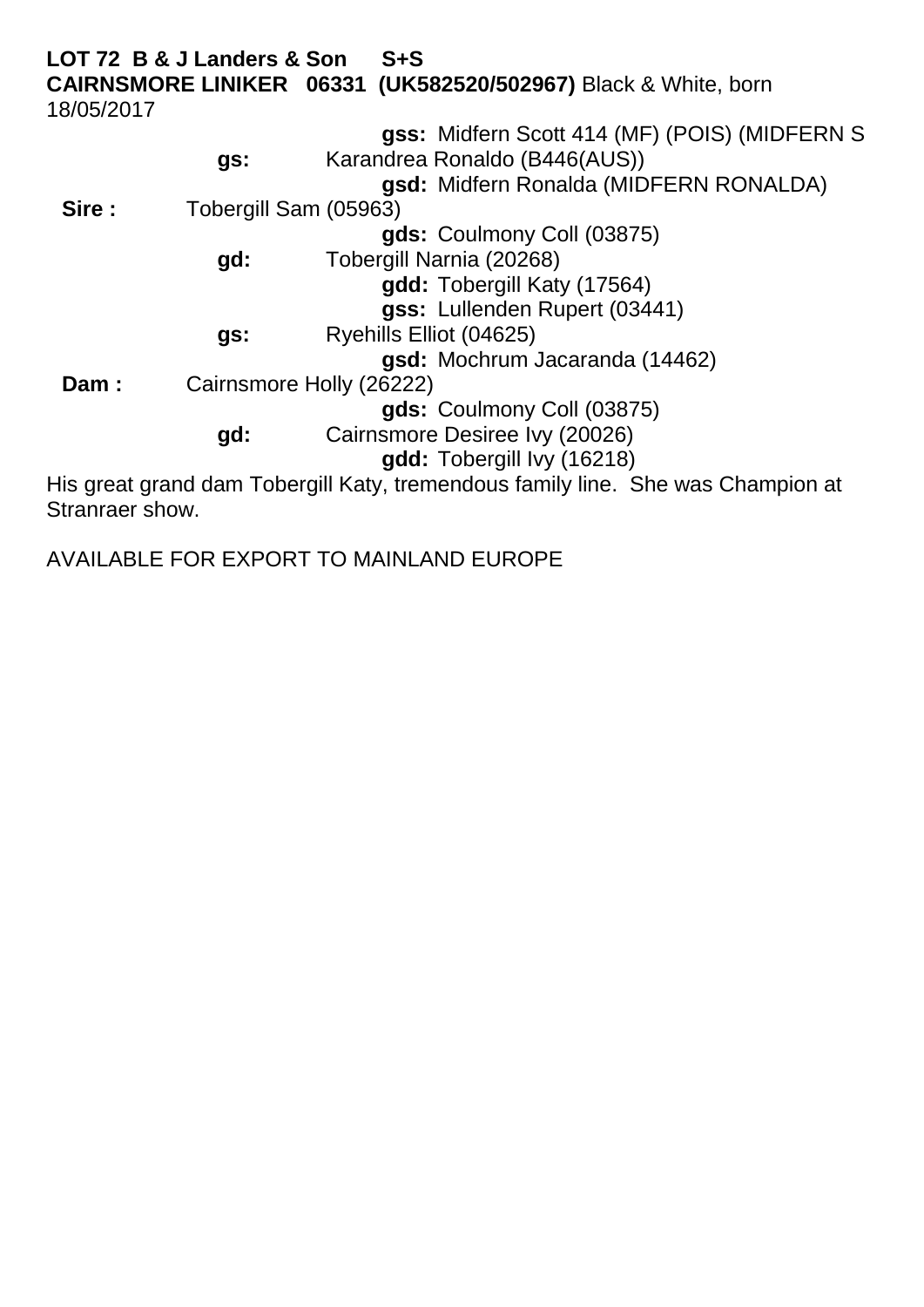**LOT 72 B & J Landers & Son S+S**

**CAIRNSMORE LINIKER 06331 (UK582520/502967)** Black & White, born 18/05/2017

| | | | |
|---|---|---|---|
| | | **gss:** | Midfern Scott 414 (MF) (POIS) (MIDFERN S |
| | **gs:** | Karandrea Ronaldo (B446(AUS)) | |
| | | **gsd:** | Midfern Ronalda (MIDFERN RONALDA) |
| **Sire :** | Tobergill Sam (05963) | | |
| | | **gds:** | Coulmony Coll (03875) |
| | **gd:** | Tobergill Narnia (20268) | |
| | | **gdd:** | Tobergill Katy (17564) |
| | | **gss:** | Lullenden Rupert (03441) |
| | **gs:** | Ryehills Elliot (04625) | |
| | | **gsd:** | Mochrum Jacaranda (14462) |
| **Dam :** | Cairnsmore Holly (26222) | | |
| | | **gds:** | Coulmony Coll (03875) |
| | **gd:** | Cairnsmore Desiree Ivy (20026) | |
| | | **gdd:** | Tobergill Ivy (16218) |

His great grand dam Tobergill Katy, tremendous family line. She was Champion at Stranraer show.

AVAILABLE FOR EXPORT TO MAINLAND EUROPE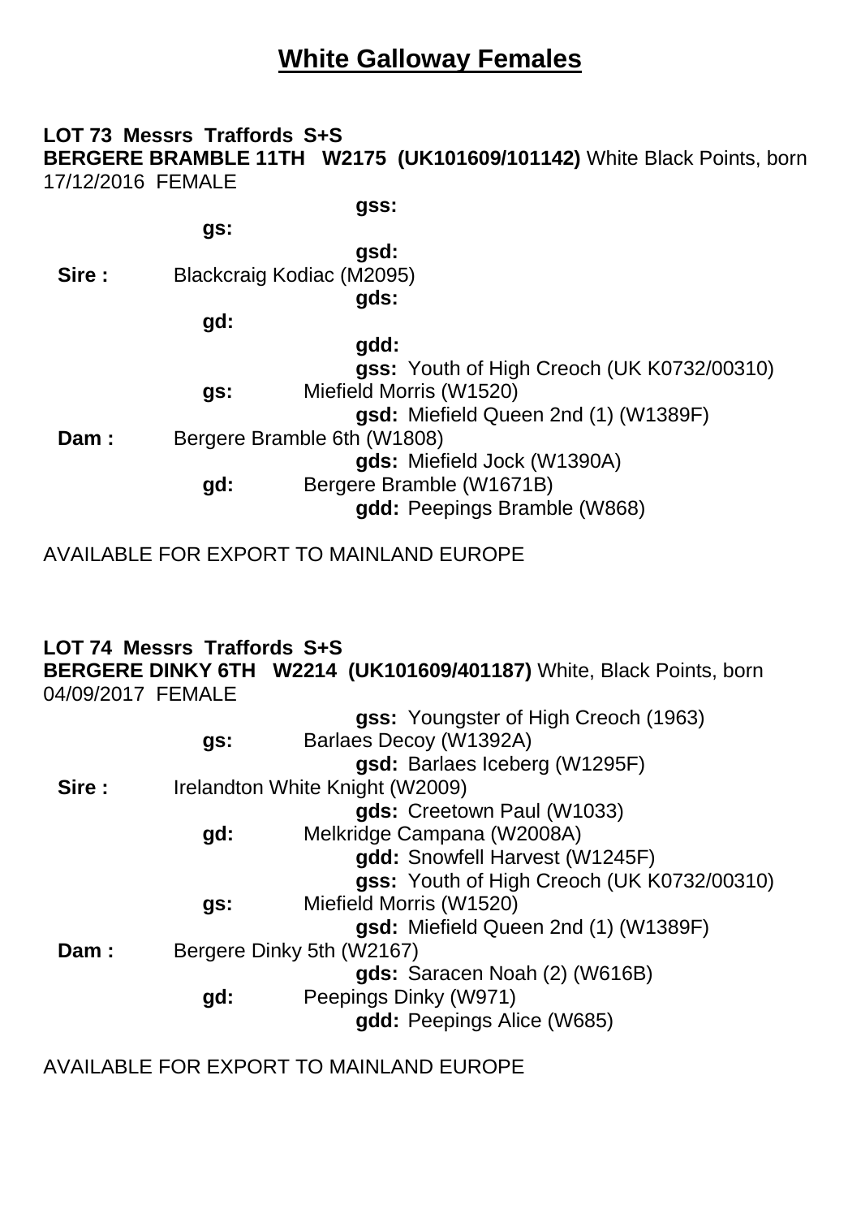# White Galloway Females

**LOT 73 Messrs Traffords S+S**
**BERGERE BRAMBLE 11TH W2175 (UK101609/101142)** White Black Points, born 17/12/2016 FEMALE

| | | |
|---|---|---|
| | | **gss:** |
| | **gs:** | |
| | | **gsd:** |
| **Sire :** | Blackcraig Kodiac (M2095) | |
| | | **gds:** |
| | **gd:** | |
| | | **gdd:** |
| | | **gss:** Youth of High Creoch (UK K0732/00310) |
| | **gs:** Miefield Morris (W1520) | |
| | | **gsd:** Miefield Queen 2nd (1) (W1389F) |
| **Dam :** | Bergere Bramble 6th (W1808) | |
| | | **gds:** Miefield Jock (W1390A) |
| | **gd:** Bergere Bramble (W1671B) | |
| | | **gdd:** Peepings Bramble (W868) |

AVAILABLE FOR EXPORT TO MAINLAND EUROPE

**LOT 74 Messrs Traffords S+S**
**BERGERE DINKY 6TH W2214 (UK101609/401187)** White, Black Points, born 04/09/2017 FEMALE

| | | |
|---|---|---|
| | | **gss:** Youngster of High Creoch (1963) |
| | **gs:** Barlaes Decoy (W1392A) | |
| | | **gsd:** Barlaes Iceberg (W1295F) |
| **Sire :** | Irelandton White Knight (W2009) | |
| | | **gds:** Creetown Paul (W1033) |
| | **gd:** Melkridge Campana (W2008A) | |
| | | **gdd:** Snowfell Harvest (W1245F) |
| | | **gss:** Youth of High Creoch (UK K0732/00310) |
| | **gs:** Miefield Morris (W1520) | |
| | | **gsd:** Miefield Queen 2nd (1) (W1389F) |
| **Dam :** | Bergere Dinky 5th (W2167) | |
| | | **gds:** Saracen Noah (2) (W616B) |
| | **gd:** Peepings Dinky (W971) | |
| | | **gdd:** Peepings Alice (W685) |

AVAILABLE FOR EXPORT TO MAINLAND EUROPE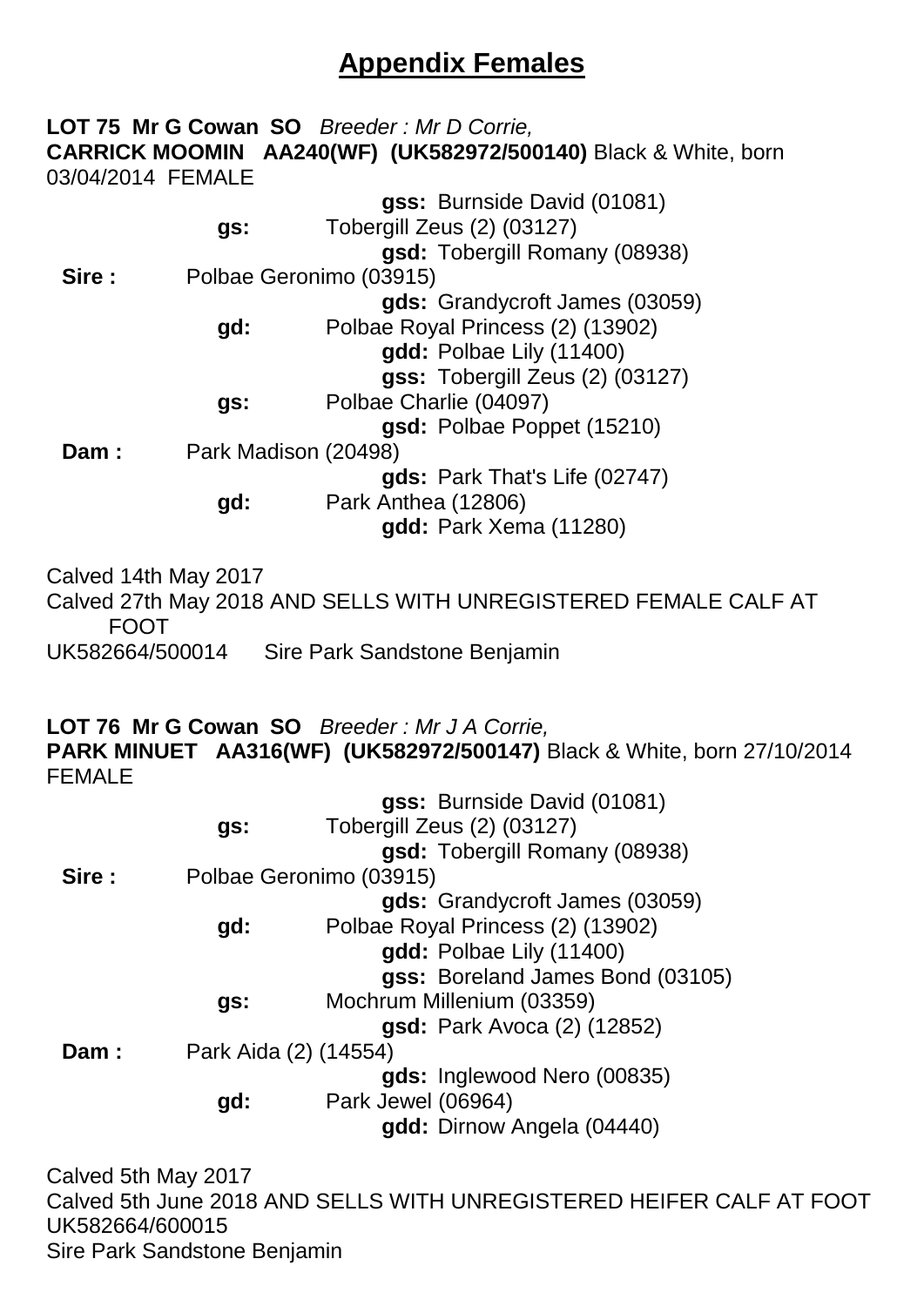# Appendix Females

**LOT 75 Mr G Cowan SO** *Breeder : Mr D Corrie,*
**CARRICK MOOMIN AA240(WF) (UK582972/500140)** Black & White, born 03/04/2014 FEMALE

|  |  |  |  |
|---|---|---|---|
|  |  |  | **gss:** Burnside David (01081) |
|  | **gs:** | Tobergill Zeus (2) (03127) |  |
|  |  |  | **gsd:** Tobergill Romany (08938) |
| **Sire :** | Polbae Geronimo (03915) |  |  |
|  |  |  | **gds:** Grandycroft James (03059) |
|  | **gd:** | Polbae Royal Princess (2) (13902) |  |
|  |  |  | **gdd:** Polbae Lily (11400) |
|  |  |  | **gss:** Tobergill Zeus (2) (03127) |
|  | **gs:** | Polbae Charlie (04097) |  |
|  |  |  | **gsd:** Polbae Poppet (15210) |
| **Dam :** | Park Madison (20498) |  |  |
|  |  |  | **gds:** Park That's Life (02747) |
|  | **gd:** | Park Anthea (12806) |  |
|  |  |  | **gdd:** Park Xema (11280) |

Calved 14th May 2017
Calved 27th May 2018 AND SELLS WITH UNREGISTERED FEMALE CALF AT FOOT
UK582664/500014 Sire Park Sandstone Benjamin

**LOT 76 Mr G Cowan SO** *Breeder : Mr J A Corrie,*
**PARK MINUET AA316(WF) (UK582972/500147)** Black & White, born 27/10/2014 FEMALE

|  |  |  |  |
|---|---|---|---|
|  |  |  | **gss:** Burnside David (01081) |
|  | **gs:** | Tobergill Zeus (2) (03127) |  |
|  |  |  | **gsd:** Tobergill Romany (08938) |
| **Sire :** | Polbae Geronimo (03915) |  |  |
|  |  |  | **gds:** Grandycroft James (03059) |
|  | **gd:** | Polbae Royal Princess (2) (13902) |  |
|  |  |  | **gdd:** Polbae Lily (11400) |
|  |  |  | **gss:** Boreland James Bond (03105) |
|  | **gs:** | Mochrum Millenium (03359) |  |
|  |  |  | **gsd:** Park Avoca (2) (12852) |
| **Dam :** | Park Aida (2) (14554) |  |  |
|  |  |  | **gds:** Inglewood Nero (00835) |
|  | **gd:** | Park Jewel (06964) |  |
|  |  |  | **gdd:** Dirnow Angela (04440) |

Calved 5th May 2017
Calved 5th June 2018 AND SELLS WITH UNREGISTERED HEIFER CALF AT FOOT
UK582664/600015
Sire Park Sandstone Benjamin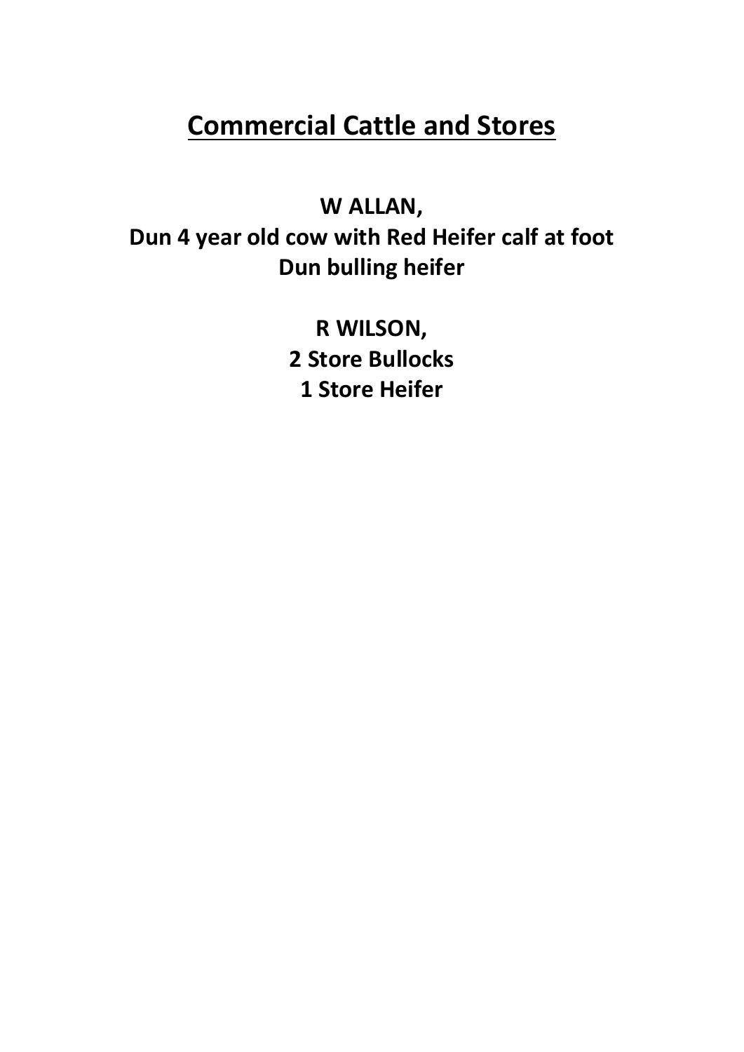# Commercial Cattle and Stores

**W ALLAN,**
**Dun 4 year old cow with Red Heifer calf at foot**
**Dun bulling heifer**

**R WILSON,**
**2 Store Bullocks**
**1 Store Heifer**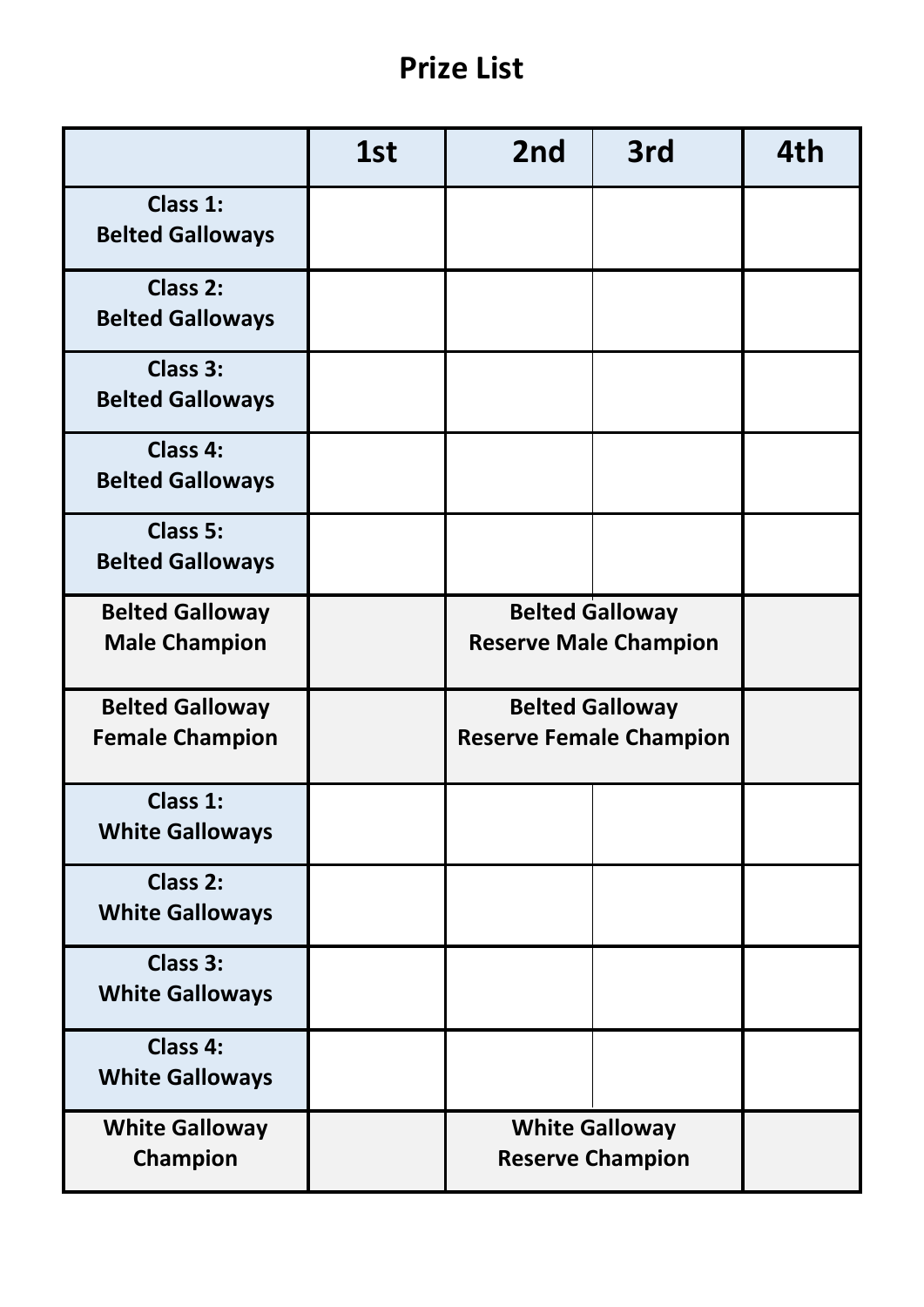# Prize List

| | 1st | 2nd | 3rd | 4th |
|---|---|---|---|---|
| **Class 1: Belted Galloways** | | | | |
| **Class 2: Belted Galloways** | | | | |
| **Class 3: Belted Galloways** | | | | |
| **Class 4: Belted Galloways** | | | | |
| **Class 5: Belted Galloways** | | | | |
| **Belted Galloway Male Champion** | | **Belted Galloway Reserve Male Champion** | | |
| **Belted Galloway Female Champion** | | **Belted Galloway Reserve Female Champion** | | |
| **Class 1: White Galloways** | | | | |
| **Class 2: White Galloways** | | | | |
| **Class 3: White Galloways** | | | | |
| **Class 4: White Galloways** | | | | |
| **White Galloway Champion** | | **White Galloway Reserve Champion** | | |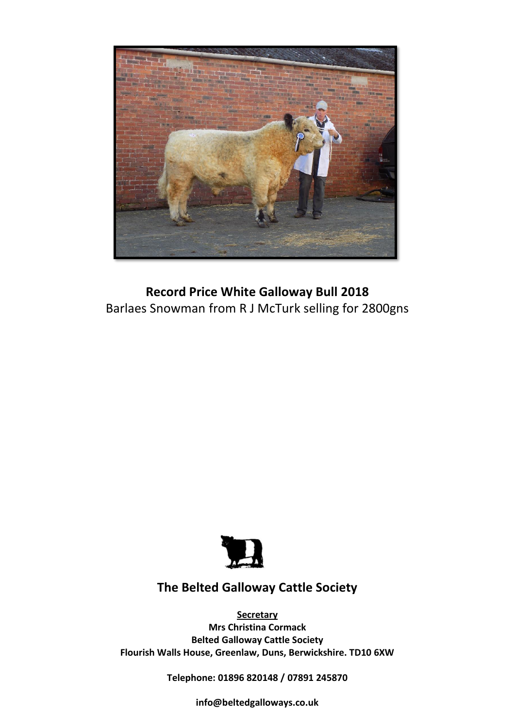**Record Price White Galloway Bull 2018**

Barlaes Snowman from R J McTurk selling for 2800gns

## The Belted Galloway Cattle Society

**Secretary**

**Mrs Christina Cormack**

**Belted Galloway Cattle Society**

**Flourish Walls House, Greenlaw, Duns, Berwickshire. TD10 6XW**

**Telephone: 01896 820148 / 07891 245870**

**info@beltedgalloways.co.uk**